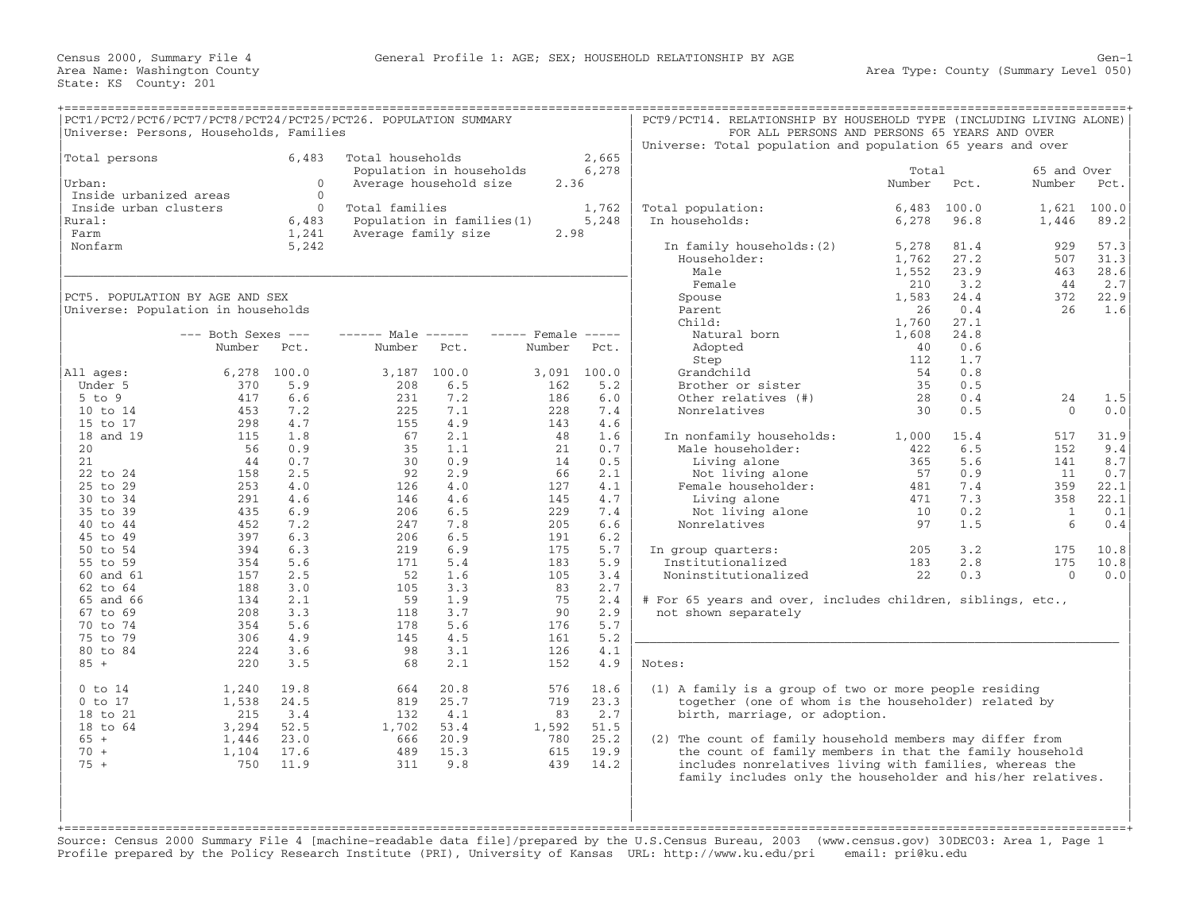Census 2000, Summary File 4 — General Profile 1: AGE; SEX; HOUSEHOLD RELATIONSHIP BY AGE — Gen-1

Area Name: Washington County — Area Type: County (Summary Level 050)

State: KS County: 201

## PCT1/PCT2/PCT6/PCT7/PCT8/PCT24/PCT25/PCT26. POPULATION SUMMARY

Universe: Persons, Households, Families

| | | | |
|---|---|---|---|
| Total persons | 6,483 | Total households | 2,665 |
| | | Population in households | 6,278 |
| Urban: | 0 | Average household size | 2.36 |
| Inside urbanized areas | 0 | | |
| Inside urban clusters | 0 | Total families | 1,762 |
| Rural: | 6,483 | Population in families(1) | 5,248 |
| Farm | 1,241 | Average family size | 2.98 |
| Nonfarm | 5,242 | | |

## PCT5. POPULATION BY AGE AND SEX

Universe: Population in households

| | Both Sexes Number | Both Sexes Pct. | Male Number | Male Pct. | Female Number | Female Pct. |
|---|---|---|---|---|---|---|
| All ages: | 6,278 | 100.0 | 3,187 | 100.0 | 3,091 | 100.0 |
| Under 5 | 370 | 5.9 | 208 | 6.5 | 162 | 5.2 |
| 5 to 9 | 417 | 6.6 | 231 | 7.2 | 186 | 6.0 |
| 10 to 14 | 453 | 7.2 | 225 | 7.1 | 228 | 7.4 |
| 15 to 17 | 298 | 4.7 | 155 | 4.9 | 143 | 4.6 |
| 18 and 19 | 115 | 1.8 | 67 | 2.1 | 48 | 1.6 |
| 20 | 56 | 0.9 | 35 | 1.1 | 21 | 0.7 |
| 21 | 44 | 0.7 | 30 | 0.9 | 14 | 0.5 |
| 22 to 24 | 158 | 2.5 | 92 | 2.9 | 66 | 2.1 |
| 25 to 29 | 253 | 4.0 | 126 | 4.0 | 127 | 4.1 |
| 30 to 34 | 291 | 4.6 | 146 | 4.6 | 145 | 4.7 |
| 35 to 39 | 435 | 6.9 | 206 | 6.5 | 229 | 7.4 |
| 40 to 44 | 452 | 7.2 | 247 | 7.8 | 205 | 6.6 |
| 45 to 49 | 397 | 6.3 | 206 | 6.5 | 191 | 6.2 |
| 50 to 54 | 394 | 6.3 | 219 | 6.9 | 175 | 5.7 |
| 55 to 59 | 354 | 5.6 | 171 | 5.4 | 183 | 5.9 |
| 60 and 61 | 157 | 2.5 | 52 | 1.6 | 105 | 3.4 |
| 62 to 64 | 188 | 3.0 | 105 | 3.3 | 83 | 2.7 |
| 65 and 66 | 134 | 2.1 | 59 | 1.9 | 75 | 2.4 |
| 67 to 69 | 208 | 3.3 | 118 | 3.7 | 90 | 2.9 |
| 70 to 74 | 354 | 5.6 | 178 | 5.6 | 176 | 5.7 |
| 75 to 79 | 306 | 4.9 | 145 | 4.5 | 161 | 5.2 |
| 80 to 84 | 224 | 3.6 | 98 | 3.1 | 126 | 4.1 |
| 85 + | 220 | 3.5 | 68 | 2.1 | 152 | 4.9 |
| 0 to 14 | 1,240 | 19.8 | 664 | 20.8 | 576 | 18.6 |
| 0 to 17 | 1,538 | 24.5 | 819 | 25.7 | 719 | 23.3 |
| 18 to 21 | 215 | 3.4 | 132 | 4.1 | 83 | 2.7 |
| 18 to 64 | 3,294 | 52.5 | 1,702 | 53.4 | 1,592 | 51.5 |
| 65 + | 1,446 | 23.0 | 666 | 20.9 | 780 | 25.2 |
| 70 + | 1,104 | 17.6 | 489 | 15.3 | 615 | 19.9 |
| 75 + | 750 | 11.9 | 311 | 9.8 | 439 | 14.2 |

## PCT9/PCT14. RELATIONSHIP BY HOUSEHOLD TYPE (INCLUDING LIVING ALONE) FOR ALL PERSONS AND PERSONS 65 YEARS AND OVER

Universe: Total population and population 65 years and over

| | Total Number | Total Pct. | 65 and Over Number | 65 and Over Pct. |
|---|---|---|---|---|
| Total population: | 6,483 | 100.0 | 1,621 | 100.0 |
| In households: | 6,278 | 96.8 | 1,446 | 89.2 |
| In family households:(2) | 5,278 | 81.4 | 929 | 57.3 |
| Householder: | 1,762 | 27.2 | 507 | 31.3 |
| Male | 1,552 | 23.9 | 463 | 28.6 |
| Female | 210 | 3.2 | 44 | 2.7 |
| Spouse | 1,583 | 24.4 | 372 | 22.9 |
| Parent | 26 | 0.4 | 26 | 1.6 |
| Child: | 1,760 | 27.1 | | |
| Natural born | 1,608 | 24.8 | | |
| Adopted | 40 | 0.6 | | |
| Step | 112 | 1.7 | | |
| Grandchild | 54 | 0.8 | | |
| Brother or sister | 35 | 0.5 | | |
| Other relatives (#) | 28 | 0.4 | 24 | 1.5 |
| Nonrelatives | 30 | 0.5 | 0 | 0.0 |
| In nonfamily households: | 1,000 | 15.4 | 517 | 31.9 |
| Male householder: | 422 | 6.5 | 152 | 9.4 |
| Living alone | 365 | 5.6 | 141 | 8.7 |
| Not living alone | 57 | 0.9 | 11 | 0.7 |
| Female householder: | 481 | 7.4 | 359 | 22.1 |
| Living alone | 471 | 7.3 | 358 | 22.1 |
| Not living alone | 10 | 0.2 | 1 | 0.1 |
| Nonrelatives | 97 | 1.5 | 6 | 0.4 |
| In group quarters: | 205 | 3.2 | 175 | 10.8 |
| Institutionalized | 183 | 2.8 | 175 | 10.8 |
| Noninstitutionalized | 22 | 0.3 | 0 | 0.0 |

# For 65 years and over, includes children, siblings, etc., not shown separately

Notes:

(1) A family is a group of two or more people residing together (one of whom is the householder) related by birth, marriage, or adoption.

(2) The count of family household members may differ from the count of family members in that the family household includes nonrelatives living with families, whereas the family includes only the householder and his/her relatives.

Source: Census 2000 Summary File 4 [machine-readable data file]/prepared by the U.S.Census Bureau, 2003 (www.census.gov) 30DEC03: Area 1, Page 1
Profile prepared by the Policy Research Institute (PRI), University of Kansas URL: http://www.ku.edu/pri email: pri@ku.edu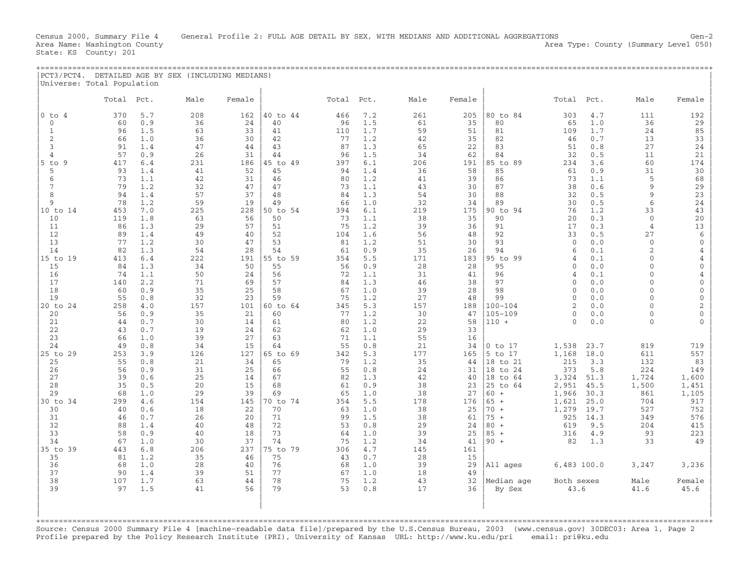Census 2000, Summary File 4 General Profile 2: FULL AGE DETAIL BY SEX, WITH MEDIANS AND ADDITIONAL AGGREGATIONS Gen-2
Area Name: Washington County Area Type: County (Summary Level 050)
State: KS County: 201

## PCT3/PCT4. DETAILED AGE BY SEX (INCLUDING MEDIANS)

Universe: Total Population

| | Total | Pct. | Male | Female | | Total | Pct. | Male | Female | | Total | Pct. | Male | Female |
|---|---|---|---|---|---|---|---|---|---|---|---|---|---|---|
| 0 to 4 | 370 | 5.7 | 208 | 162 | 40 to 44 | 466 | 7.2 | 261 | 205 | 80 to 84 | 303 | 4.7 | 111 | 192 |
| 0 | 60 | 0.9 | 36 | 24 | 40 | 96 | 1.5 | 61 | 35 | 80 | 65 | 1.0 | 36 | 29 |
| 1 | 96 | 1.5 | 63 | 33 | 41 | 110 | 1.7 | 59 | 51 | 81 | 109 | 1.7 | 24 | 85 |
| 2 | 66 | 1.0 | 36 | 30 | 42 | 77 | 1.2 | 42 | 35 | 82 | 46 | 0.7 | 13 | 33 |
| 3 | 91 | 1.4 | 47 | 44 | 43 | 87 | 1.3 | 65 | 22 | 83 | 51 | 0.8 | 27 | 24 |
| 4 | 57 | 0.9 | 26 | 31 | 44 | 96 | 1.5 | 34 | 62 | 84 | 32 | 0.5 | 11 | 21 |
| 5 to 9 | 417 | 6.4 | 231 | 186 | 45 to 49 | 397 | 6.1 | 206 | 191 | 85 to 89 | 234 | 3.6 | 60 | 174 |
| 5 | 93 | 1.4 | 41 | 52 | 45 | 94 | 1.4 | 36 | 58 | 85 | 61 | 0.9 | 31 | 30 |
| 6 | 73 | 1.1 | 42 | 31 | 46 | 80 | 1.2 | 41 | 39 | 86 | 73 | 1.1 | 5 | 68 |
| 7 | 79 | 1.2 | 32 | 47 | 47 | 73 | 1.1 | 43 | 30 | 87 | 38 | 0.6 | 9 | 29 |
| 8 | 94 | 1.4 | 57 | 37 | 48 | 84 | 1.3 | 54 | 30 | 88 | 32 | 0.5 | 9 | 23 |
| 9 | 78 | 1.2 | 59 | 19 | 49 | 66 | 1.0 | 32 | 34 | 89 | 30 | 0.5 | 6 | 24 |
| 10 to 14 | 453 | 7.0 | 225 | 228 | 50 to 54 | 394 | 6.1 | 219 | 175 | 90 to 94 | 76 | 1.2 | 33 | 43 |
| 10 | 119 | 1.8 | 63 | 56 | 50 | 73 | 1.1 | 38 | 35 | 90 | 20 | 0.3 | 0 | 20 |
| 11 | 86 | 1.3 | 29 | 57 | 51 | 75 | 1.2 | 39 | 36 | 91 | 17 | 0.3 | 4 | 13 |
| 12 | 89 | 1.4 | 49 | 40 | 52 | 104 | 1.6 | 56 | 48 | 92 | 33 | 0.5 | 27 | 6 |
| 13 | 77 | 1.2 | 30 | 47 | 53 | 81 | 1.2 | 51 | 30 | 93 | 0 | 0.0 | 0 | 0 |
| 14 | 82 | 1.3 | 54 | 28 | 54 | 61 | 0.9 | 35 | 26 | 94 | 6 | 0.1 | 2 | 4 |
| 15 to 19 | 413 | 6.4 | 222 | 191 | 55 to 59 | 354 | 5.5 | 171 | 183 | 95 to 99 | 4 | 0.1 | 0 | 4 |
| 15 | 84 | 1.3 | 34 | 50 | 55 | 56 | 0.9 | 28 | 28 | 95 | 0 | 0.0 | 0 | 0 |
| 16 | 74 | 1.1 | 50 | 24 | 56 | 72 | 1.1 | 31 | 41 | 96 | 4 | 0.1 | 0 | 4 |
| 17 | 140 | 2.2 | 71 | 69 | 57 | 84 | 1.3 | 46 | 38 | 97 | 0 | 0.0 | 0 | 0 |
| 18 | 60 | 0.9 | 35 | 25 | 58 | 67 | 1.0 | 39 | 28 | 98 | 0 | 0.0 | 0 | 0 |
| 19 | 55 | 0.8 | 32 | 23 | 59 | 75 | 1.2 | 27 | 48 | 99 | 0 | 0.0 | 0 | 0 |
| 20 to 24 | 258 | 4.0 | 157 | 101 | 60 to 64 | 345 | 5.3 | 157 | 188 | 100-104 | 2 | 0.0 | 0 | 2 |
| 20 | 56 | 0.9 | 35 | 21 | 60 | 77 | 1.2 | 30 | 47 | 105-109 | 0 | 0.0 | 0 | 0 |
| 21 | 44 | 0.7 | 30 | 14 | 61 | 80 | 1.2 | 22 | 58 | 110 + | 0 | 0.0 | 0 | 0 |
| 22 | 43 | 0.7 | 19 | 24 | 62 | 62 | 1.0 | 29 | 33 | | | | | |
| 23 | 66 | 1.0 | 39 | 27 | 63 | 71 | 1.1 | 55 | 16 | | | | | |
| 24 | 49 | 0.8 | 34 | 15 | 64 | 55 | 0.8 | 21 | 34 | 0 to 17 | 1,538 | 23.7 | 819 | 719 |
| 25 to 29 | 253 | 3.9 | 126 | 127 | 65 to 69 | 342 | 5.3 | 177 | 165 | 5 to 17 | 1,168 | 18.0 | 611 | 557 |
| 25 | 55 | 0.8 | 21 | 34 | 65 | 79 | 1.2 | 35 | 44 | 18 to 21 | 215 | 3.3 | 132 | 83 |
| 26 | 56 | 0.9 | 31 | 25 | 66 | 55 | 0.8 | 24 | 31 | 18 to 24 | 373 | 5.8 | 224 | 149 |
| 27 | 39 | 0.6 | 25 | 14 | 67 | 82 | 1.3 | 42 | 40 | 18 to 64 | 3,324 | 51.3 | 1,724 | 1,600 |
| 28 | 35 | 0.5 | 20 | 15 | 68 | 61 | 0.9 | 38 | 23 | 25 to 64 | 2,951 | 45.5 | 1,500 | 1,451 |
| 29 | 68 | 1.0 | 29 | 39 | 69 | 65 | 1.0 | 38 | 27 | 60 + | 1,966 | 30.3 | 861 | 1,105 |
| 30 to 34 | 299 | 4.6 | 154 | 145 | 70 to 74 | 354 | 5.5 | 178 | 176 | 65 + | 1,621 | 25.0 | 704 | 917 |
| 30 | 40 | 0.6 | 18 | 22 | 70 | 63 | 1.0 | 38 | 25 | 70 + | 1,279 | 19.7 | 527 | 752 |
| 31 | 46 | 0.7 | 26 | 20 | 71 | 99 | 1.5 | 38 | 61 | 75 + | 925 | 14.3 | 349 | 576 |
| 32 | 88 | 1.4 | 40 | 48 | 72 | 53 | 0.8 | 29 | 24 | 80 + | 619 | 9.5 | 204 | 415 |
| 33 | 58 | 0.9 | 40 | 18 | 73 | 64 | 1.0 | 39 | 25 | 85 + | 316 | 4.9 | 93 | 223 |
| 34 | 67 | 1.0 | 30 | 37 | 74 | 75 | 1.2 | 34 | 41 | 90 + | 82 | 1.3 | 33 | 49 |
| 35 to 39 | 443 | 6.8 | 206 | 237 | 75 to 79 | 306 | 4.7 | 145 | 161 | | | | | |
| 35 | 81 | 1.2 | 35 | 46 | 75 | 43 | 0.7 | 28 | 15 | | | | | |
| 36 | 68 | 1.0 | 28 | 40 | 76 | 68 | 1.0 | 39 | 29 | All ages | 6,483 | 100.0 | 3,247 | 3,236 |
| 37 | 90 | 1.4 | 39 | 51 | 77 | 67 | 1.0 | 18 | 49 | | | | | |
| 38 | 107 | 1.7 | 63 | 44 | 78 | 75 | 1.2 | 43 | 32 | Median age | Both sexes | | Male | Female |
| 39 | 97 | 1.5 | 41 | 56 | 79 | 53 | 0.8 | 17 | 36 | By Sex | 43.6 | | 41.6 | 45.6 |

Source: Census 2000 Summary File 4 [machine-readable data file]/prepared by the U.S.Census Bureau, 2003 (www.census.gov) 30DEC03: Area 1, Page 2
Profile prepared by the Policy Research Institute (PRI), University of Kansas URL: http://www.ku.edu/pri email: pri@ku.edu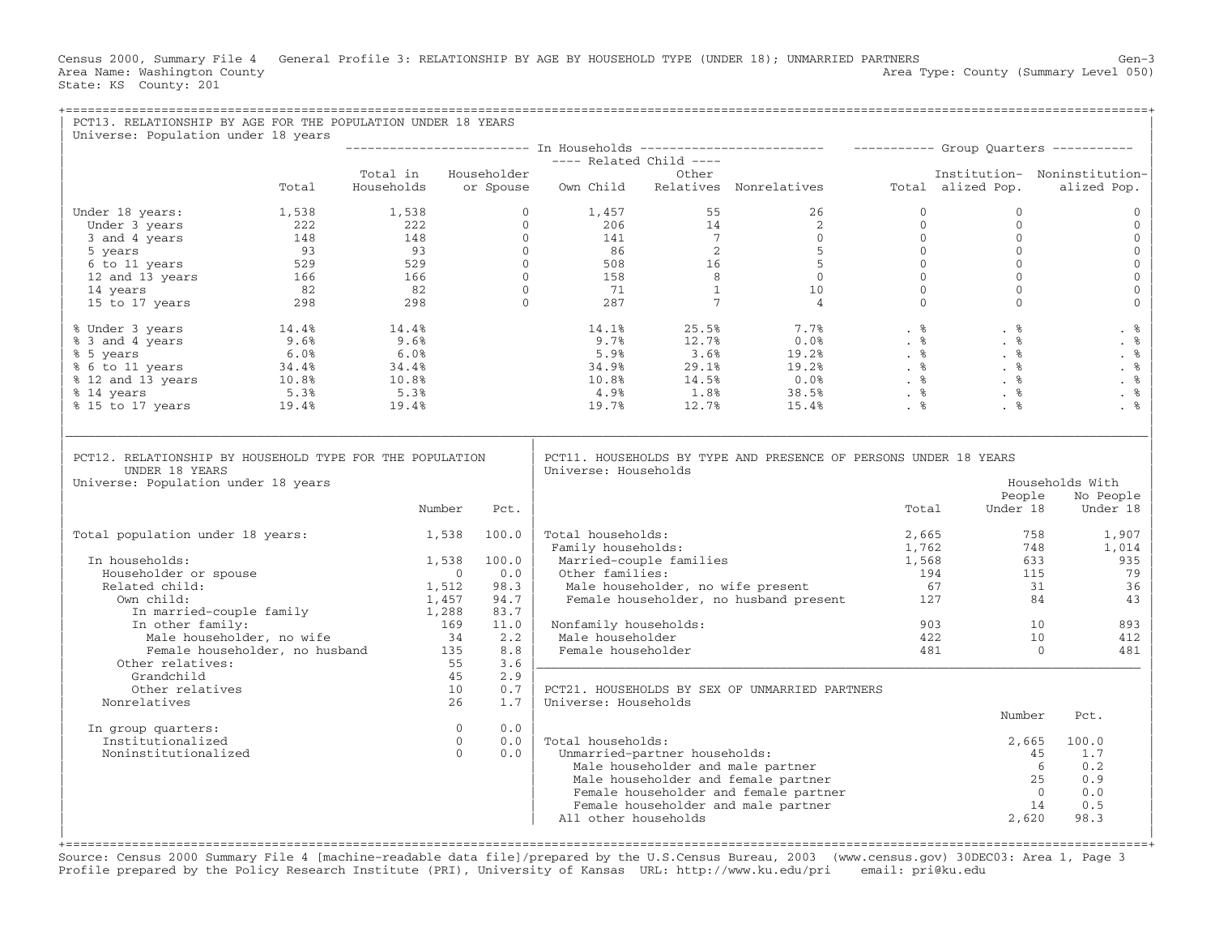Census 2000, Summary File 4 General Profile 3: RELATIONSHIP BY AGE BY HOUSEHOLD TYPE (UNDER 18); UNMARRIED PARTNERS Gen-3
Area Name: Washington County Area Type: County (Summary Level 050)
State: KS County: 201

## PCT13. RELATIONSHIP BY AGE FOR THE POPULATION UNDER 18 YEARS

Universe: Population under 18 years

| | | In Households | | | | | Group Quarters | | |
|---|---|---|---|---|---|---|---|---|---|
| | | | | Related Child | | | | | |
| | Total | Total in Households | Householder or Spouse | Own Child | Other Relatives | Nonrelatives | Total | Institution-alized Pop. | Noninstitution-alized Pop. |
| Under 18 years: | 1,538 | 1,538 | 0 | 1,457 | 55 | 26 | 0 | 0 | 0 |
| Under 3 years | 222 | 222 | 0 | 206 | 14 | 2 | 0 | 0 | 0 |
| 3 and 4 years | 148 | 148 | 0 | 141 | 7 | 0 | 0 | 0 | 0 |
| 5 years | 93 | 93 | 0 | 86 | 2 | 5 | 0 | 0 | 0 |
| 6 to 11 years | 529 | 529 | 0 | 508 | 16 | 5 | 0 | 0 | 0 |
| 12 and 13 years | 166 | 166 | 0 | 158 | 8 | 0 | 0 | 0 | 0 |
| 14 years | 82 | 82 | 0 | 71 | 1 | 10 | 0 | 0 | 0 |
| 15 to 17 years | 298 | 298 | 0 | 287 | 7 | 4 | 0 | 0 | 0 |
| % Under 3 years | 14.4% | 14.4% | | 14.1% | 25.5% | 7.7% | . % | . % | . % |
| % 3 and 4 years | 9.6% | 9.6% | | 9.7% | 12.7% | 0.0% | . % | . % | . % |
| % 5 years | 6.0% | 6.0% | | 5.9% | 3.6% | 19.2% | . % | . % | . % |
| % 6 to 11 years | 34.4% | 34.4% | | 34.9% | 29.1% | 19.2% | . % | . % | . % |
| % 12 and 13 years | 10.8% | 10.8% | | 10.8% | 14.5% | 0.0% | . % | . % | . % |
| % 14 years | 5.3% | 5.3% | | 4.9% | 1.8% | 38.5% | . % | . % | . % |
| % 15 to 17 years | 19.4% | 19.4% | | 19.7% | 12.7% | 15.4% | . % | . % | . % |

## PCT12. RELATIONSHIP BY HOUSEHOLD TYPE FOR THE POPULATION UNDER 18 YEARS

Universe: Population under 18 years

| | Number | Pct. |
|---|---|---|
| Total population under 18 years: | 1,538 | 100.0 |
| In households: | 1,538 | 100.0 |
| Householder or spouse | 0 | 0.0 |
| Related child: | 1,512 | 98.3 |
| Own child: | 1,457 | 94.7 |
| In married-couple family | 1,288 | 83.7 |
| In other family: | 169 | 11.0 |
| Male householder, no wife | 34 | 2.2 |
| Female householder, no husband | 135 | 8.8 |
| Other relatives: | 55 | 3.6 |
| Grandchild | 45 | 2.9 |
| Other relatives | 10 | 0.7 |
| Nonrelatives | 26 | 1.7 |
| In group quarters: | 0 | 0.0 |
| Institutionalized | 0 | 0.0 |
| Noninstitutionalized | 0 | 0.0 |

## PCT11. HOUSEHOLDS BY TYPE AND PRESENCE OF PERSONS UNDER 18 YEARS

Universe: Households

| | Total | Households With People Under 18 | Households With No People Under 18 |
|---|---|---|---|
| Total households: | 2,665 | 758 | 1,907 |
| Family households: | 1,762 | 748 | 1,014 |
| Married-couple families | 1,568 | 633 | 935 |
| Other families: | 194 | 115 | 79 |
| Male householder, no wife present | 67 | 31 | 36 |
| Female householder, no husband present | 127 | 84 | 43 |
| Nonfamily households: | 903 | 10 | 893 |
| Male householder | 422 | 10 | 412 |
| Female householder | 481 | 0 | 481 |

## PCT21. HOUSEHOLDS BY SEX OF UNMARRIED PARTNERS

Universe: Households

| | Number | Pct. |
|---|---|---|
| Total households: | 2,665 | 100.0 |
| Unmarried-partner households: | 45 | 1.7 |
| Male householder and male partner | 6 | 0.2 |
| Male householder and female partner | 25 | 0.9 |
| Female householder and female partner | 0 | 0.0 |
| Female householder and male partner | 14 | 0.5 |
| All other households | 2,620 | 98.3 |

Source: Census 2000 Summary File 4 [machine-readable data file]/prepared by the U.S.Census Bureau, 2003 (www.census.gov) 30DEC03: Area 1, Page 3
Profile prepared by the Policy Research Institute (PRI), University of Kansas URL: http://www.ku.edu/pri email: pri@ku.edu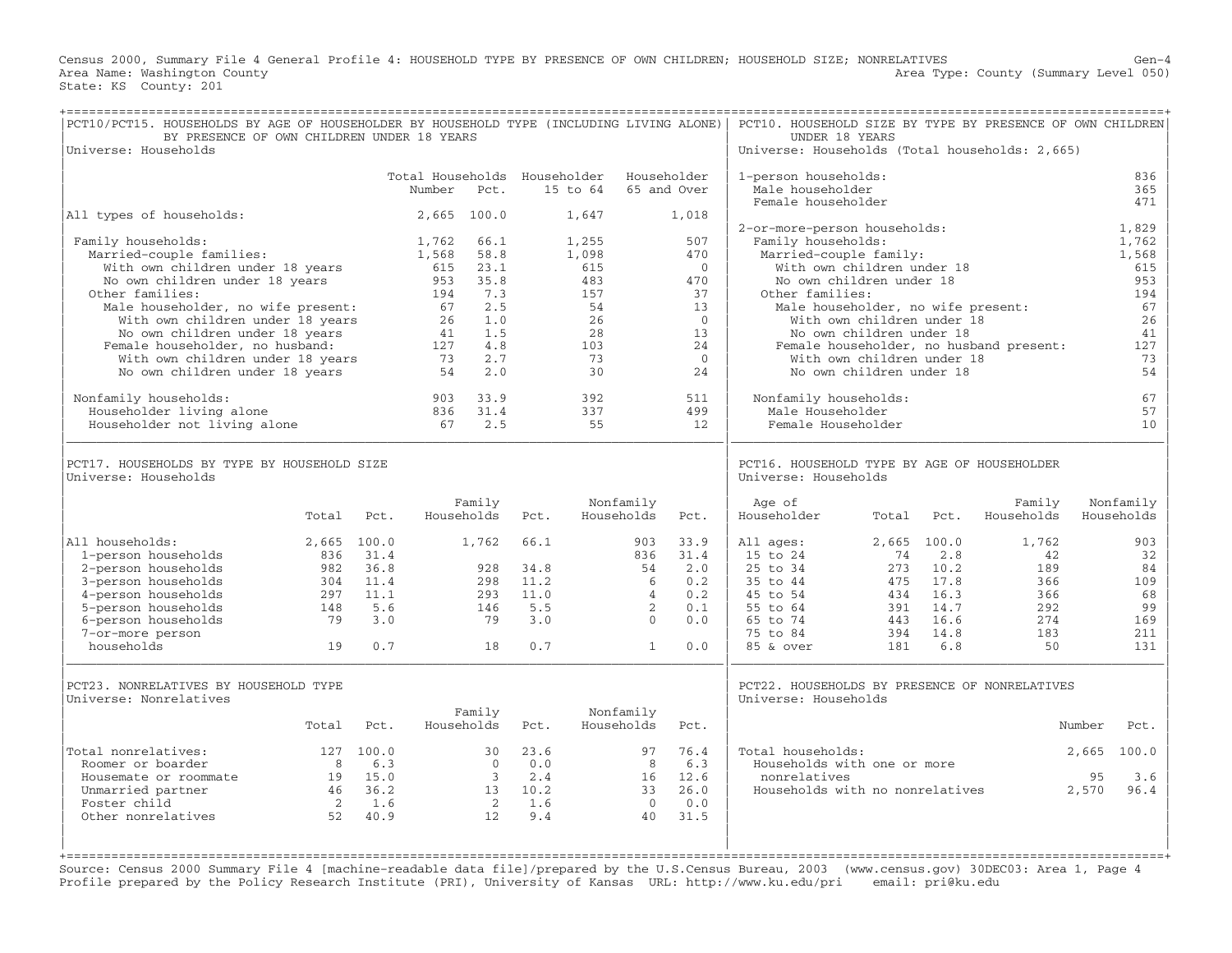Census 2000, Summary File 4 General Profile 4: HOUSEHOLD TYPE BY PRESENCE OF OWN CHILDREN; HOUSEHOLD SIZE; NONRELATIVES Gen-4
Area Name: Washington County Area Type: County (Summary Level 050)
State: KS County: 201

## PCT10/PCT15. HOUSEHOLDS BY AGE OF HOUSEHOLDER BY HOUSEHOLD TYPE (INCLUDING LIVING ALONE) BY PRESENCE OF OWN CHILDREN UNDER 18 YEARS

Universe: Households

| | Total Households Number | Pct. | Householder 15 to 64 | Householder 65 and Over |
|---|---|---|---|---|
| All types of households: | 2,665 | 100.0 | 1,647 | 1,018 |
| Family households: | 1,762 | 66.1 | 1,255 | 507 |
| Married-couple families: | 1,568 | 58.8 | 1,098 | 470 |
| With own children under 18 years | 615 | 23.1 | 615 | 0 |
| No own children under 18 years | 953 | 35.8 | 483 | 470 |
| Other families: | 194 | 7.3 | 157 | 37 |
| Male householder, no wife present: | 67 | 2.5 | 54 | 13 |
| With own children under 18 years | 26 | 1.0 | 26 | 0 |
| No own children under 18 years | 41 | 1.5 | 28 | 13 |
| Female householder, no husband: | 127 | 4.8 | 103 | 24 |
| With own children under 18 years | 73 | 2.7 | 73 | 0 |
| No own children under 18 years | 54 | 2.0 | 30 | 24 |
| Nonfamily households: | 903 | 33.9 | 392 | 511 |
| Householder living alone | 836 | 31.4 | 337 | 499 |
| Householder not living alone | 67 | 2.5 | 55 | 12 |

## PCT10. HOUSEHOLD SIZE BY TYPE BY PRESENCE OF OWN CHILDREN UNDER 18 YEARS

Universe: Households (Total households: 2,665)

| | |
|---|---|
| 1-person households: | 836 |
| Male householder | 365 |
| Female householder | 471 |
| 2-or-more-person households: | 1,829 |
| Family households: | 1,762 |
| Married-couple family: | 1,568 |
| With own children under 18 | 615 |
| No own children under 18 | 953 |
| Other families: | 194 |
| Male householder, no wife present: | 67 |
| With own children under 18 | 26 |
| No own children under 18 | 41 |
| Female householder, no husband present: | 127 |
| With own children under 18 | 73 |
| No own children under 18 | 54 |
| Nonfamily households: | 67 |
| Male Householder | 57 |
| Female Householder | 10 |

## PCT17. HOUSEHOLDS BY TYPE BY HOUSEHOLD SIZE

Universe: Households

| | Total | Pct. | Family Households | Pct. | Nonfamily Households | Pct. |
|---|---|---|---|---|---|---|
| All households: | 2,665 | 100.0 | 1,762 | 66.1 | 903 | 33.9 |
| 1-person households | 836 | 31.4 | | | 836 | 31.4 |
| 2-person households | 982 | 36.8 | 928 | 34.8 | 54 | 2.0 |
| 3-person households | 304 | 11.4 | 298 | 11.2 | 6 | 0.2 |
| 4-person households | 297 | 11.1 | 293 | 11.0 | 4 | 0.2 |
| 5-person households | 148 | 5.6 | 146 | 5.5 | 2 | 0.1 |
| 6-person households | 79 | 3.0 | 79 | 3.0 | 0 | 0.0 |
| 7-or-more person households | 19 | 0.7 | 18 | 0.7 | 1 | 0.0 |

## PCT16. HOUSEHOLD TYPE BY AGE OF HOUSEHOLDER

Universe: Households

| Age of Householder | Total | Pct. | Family Households | Nonfamily Households |
|---|---|---|---|---|
| All ages: | 2,665 | 100.0 | 1,762 | 903 |
| 15 to 24 | 74 | 2.8 | 42 | 32 |
| 25 to 34 | 273 | 10.2 | 189 | 84 |
| 35 to 44 | 475 | 17.8 | 366 | 109 |
| 45 to 54 | 434 | 16.3 | 366 | 68 |
| 55 to 64 | 391 | 14.7 | 292 | 99 |
| 65 to 74 | 443 | 16.6 | 274 | 169 |
| 75 to 84 | 394 | 14.8 | 183 | 211 |
| 85 & over | 181 | 6.8 | 50 | 131 |

## PCT23. NONRELATIVES BY HOUSEHOLD TYPE

Universe: Nonrelatives

| | Total | Pct. | Family Households | Pct. | Nonfamily Households | Pct. |
|---|---|---|---|---|---|---|
| Total nonrelatives: | 127 | 100.0 | 30 | 23.6 | 97 | 76.4 |
| Roomer or boarder | 8 | 6.3 | 0 | 0.0 | 8 | 6.3 |
| Housemate or roommate | 19 | 15.0 | 3 | 2.4 | 16 | 12.6 |
| Unmarried partner | 46 | 36.2 | 13 | 10.2 | 33 | 26.0 |
| Foster child | 2 | 1.6 | 2 | 1.6 | 0 | 0.0 |
| Other nonrelatives | 52 | 40.9 | 12 | 9.4 | 40 | 31.5 |

## PCT22. HOUSEHOLDS BY PRESENCE OF NONRELATIVES

Universe: Households

| | Number | Pct. |
|---|---|---|
| Total households: | 2,665 | 100.0 |
| Households with one or more nonrelatives | 95 | 3.6 |
| Households with no nonrelatives | 2,570 | 96.4 |

Source: Census 2000 Summary File 4 [machine-readable data file]/prepared by the U.S.Census Bureau, 2003 (www.census.gov) 30DEC03: Area 1, Page 4
Profile prepared by the Policy Research Institute (PRI), University of Kansas URL: http://www.ku.edu/pri email: pri@ku.edu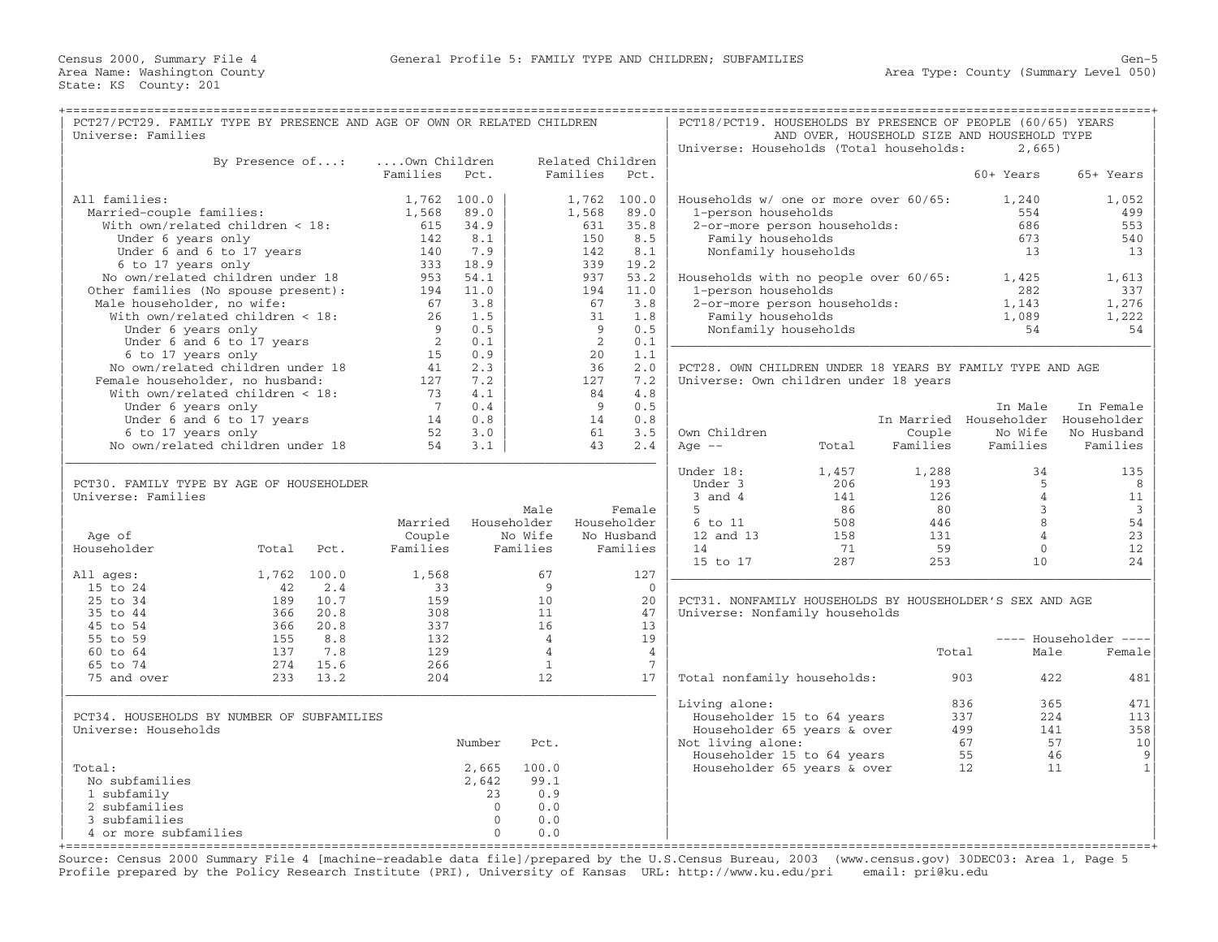Census 2000, Summary File 4 — General Profile 5: FAMILY TYPE AND CHILDREN; SUBFAMILIES

Area Name: Washington County — Area Type: County (Summary Level 050)
State: KS County: 201

## PCT27/PCT29. FAMILY TYPE BY PRESENCE AND AGE OF OWN OR RELATED CHILDREN

Universe: Families

| By Presence of...: | ....Own Children Families | Pct. | Related Children Families | Pct. |
|---|---|---|---|---|
| All families: | 1,762 | 100.0 | 1,762 | 100.0 |
| Married-couple families: | 1,568 | 89.0 | 1,568 | 89.0 |
| With own/related children < 18: | 615 | 34.9 | 631 | 35.8 |
| Under 6 years only | 142 | 8.1 | 150 | 8.5 |
| Under 6 and 6 to 17 years | 140 | 7.9 | 142 | 8.1 |
| 6 to 17 years only | 333 | 18.9 | 339 | 19.2 |
| No own/related children under 18 | 953 | 54.1 | 937 | 53.2 |
| Other families (No spouse present): | 194 | 11.0 | 194 | 11.0 |
| Male householder, no wife: | 67 | 3.8 | 67 | 3.8 |
| With own/related children < 18: | 26 | 1.5 | 31 | 1.8 |
| Under 6 years only | 9 | 0.5 | 9 | 0.5 |
| Under 6 and 6 to 17 years | 2 | 0.1 | 2 | 0.1 |
| 6 to 17 years only | 15 | 0.9 | 20 | 1.1 |
| No own/related children under 18 | 41 | 2.3 | 36 | 2.0 |
| Female householder, no husband: | 127 | 7.2 | 127 | 7.2 |
| With own/related children < 18: | 73 | 4.1 | 84 | 4.8 |
| Under 6 years only | 7 | 0.4 | 9 | 0.5 |
| Under 6 and 6 to 17 years | 14 | 0.8 | 14 | 0.8 |
| 6 to 17 years only | 52 | 3.0 | 61 | 3.5 |
| No own/related children under 18 | 54 | 3.1 | 43 | 2.4 |

## PCT30. FAMILY TYPE BY AGE OF HOUSEHOLDER

Universe: Families

| Age of Householder | Total | Pct. | Married Couple Families | Male Householder No Wife Families | Female Householder No Husband Families |
|---|---|---|---|---|---|
| All ages: | 1,762 | 100.0 | 1,568 | 67 | 127 |
| 15 to 24 | 42 | 2.4 | 33 | 9 | 0 |
| 25 to 34 | 189 | 10.7 | 159 | 10 | 20 |
| 35 to 44 | 366 | 20.8 | 308 | 11 | 47 |
| 45 to 54 | 366 | 20.8 | 337 | 16 | 13 |
| 55 to 59 | 155 | 8.8 | 132 | 4 | 19 |
| 60 to 64 | 137 | 7.8 | 129 | 4 | 4 |
| 65 to 74 | 274 | 15.6 | 266 | 1 | 7 |
| 75 and over | 233 | 13.2 | 204 | 12 | 17 |

## PCT34. HOUSEHOLDS BY NUMBER OF SUBFAMILIES

Universe: Households

| | Number | Pct. |
|---|---|---|
| Total: | 2,665 | 100.0 |
| No subfamilies | 2,642 | 99.1 |
| 1 subfamily | 23 | 0.9 |
| 2 subfamilies | 0 | 0.0 |
| 3 subfamilies | 0 | 0.0 |
| 4 or more subfamilies | 0 | 0.0 |

## PCT18/PCT19. HOUSEHOLDS BY PRESENCE OF PEOPLE (60/65) YEARS AND OVER, HOUSEHOLD SIZE AND HOUSEHOLD TYPE

Universe: Households (Total households: 2,665)

| | 60+ Years | 65+ Years |
|---|---|---|
| Households w/ one or more over 60/65: | 1,240 | 1,052 |
| 1-person households | 554 | 499 |
| 2-or-more person households: | 686 | 553 |
| Family households | 673 | 540 |
| Nonfamily households | 13 | 13 |
| Households with no people over 60/65: | 1,425 | 1,613 |
| 1-person households | 282 | 337 |
| 2-or-more person households: | 1,143 | 1,276 |
| Family households | 1,089 | 1,222 |
| Nonfamily households | 54 | 54 |

## PCT28. OWN CHILDREN UNDER 18 YEARS BY FAMILY TYPE AND AGE

Universe: Own children under 18 years

| Own Children Age -- | Total | In Married Couple Families | In Male Householder No Wife Families | In Female Householder No Husband Families |
|---|---|---|---|---|
| Under 18: | 1,457 | 1,288 | 34 | 135 |
| Under 3 | 206 | 193 | 5 | 8 |
| 3 and 4 | 141 | 126 | 4 | 11 |
| 5 | 86 | 80 | 3 | 3 |
| 6 to 11 | 508 | 446 | 8 | 54 |
| 12 and 13 | 158 | 131 | 4 | 23 |
| 14 | 71 | 59 | 0 | 12 |
| 15 to 17 | 287 | 253 | 10 | 24 |

## PCT31. NONFAMILY HOUSEHOLDS BY HOUSEHOLDER'S SEX AND AGE

Universe: Nonfamily households

| | Total | Householder Male | Householder Female |
|---|---|---|---|
| Total nonfamily households: | 903 | 422 | 481 |
| Living alone: | 836 | 365 | 471 |
| Householder 15 to 64 years | 337 | 224 | 113 |
| Householder 65 years & over | 499 | 141 | 358 |
| Not living alone: | 67 | 57 | 10 |
| Householder 15 to 64 years | 55 | 46 | 9 |
| Householder 65 years & over | 12 | 11 | 1 |

Source: Census 2000 Summary File 4 [machine-readable data file]/prepared by the U.S.Census Bureau, 2003 (www.census.gov) 30DEC03: Area 1, Page 5
Profile prepared by the Policy Research Institute (PRI), University of Kansas URL: http://www.ku.edu/pri email: pri@ku.edu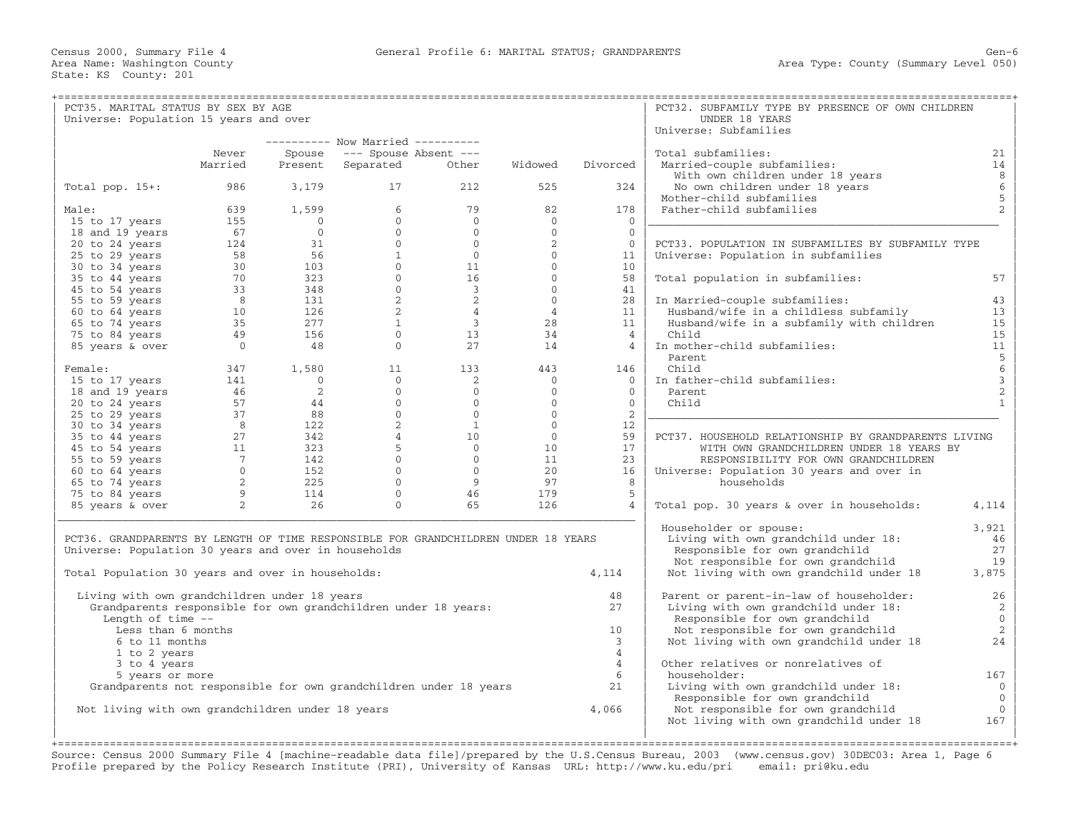Census 2000, Summary File 4 — General Profile 6: MARITAL STATUS; GRANDPARENTS — Gen-6
Area Name: Washington County — Area Type: County (Summary Level 050)
State: KS County: 201

## PCT35. MARITAL STATUS BY SEX BY AGE

Universe: Population 15 years and over

| | Never Married | Now Married: Spouse Present | Now Married: Spouse Absent: Separated | Now Married: Spouse Absent: Other | Widowed | Divorced |
|---|---|---|---|---|---|---|
| Total pop. 15+: | 986 | 3,179 | 17 | 212 | 525 | 324 |
| Male: | 639 | 1,599 | 6 | 79 | 82 | 178 |
| 15 to 17 years | 155 | 0 | 0 | 0 | 0 | 0 |
| 18 and 19 years | 67 | 0 | 0 | 0 | 0 | 0 |
| 20 to 24 years | 124 | 31 | 0 | 0 | 2 | 0 |
| 25 to 29 years | 58 | 56 | 1 | 0 | 0 | 11 |
| 30 to 34 years | 30 | 103 | 0 | 11 | 0 | 10 |
| 35 to 44 years | 70 | 323 | 0 | 16 | 0 | 58 |
| 45 to 54 years | 33 | 348 | 0 | 3 | 0 | 41 |
| 55 to 59 years | 8 | 131 | 2 | 2 | 0 | 28 |
| 60 to 64 years | 10 | 126 | 2 | 4 | 4 | 11 |
| 65 to 74 years | 35 | 277 | 1 | 3 | 28 | 11 |
| 75 to 84 years | 49 | 156 | 0 | 13 | 34 | 4 |
| 85 years & over | 0 | 48 | 0 | 27 | 14 | 4 |
| Female: | 347 | 1,580 | 11 | 133 | 443 | 146 |
| 15 to 17 years | 141 | 0 | 0 | 2 | 0 | 0 |
| 18 and 19 years | 46 | 2 | 0 | 0 | 0 | 0 |
| 20 to 24 years | 57 | 44 | 0 | 0 | 0 | 0 |
| 25 to 29 years | 37 | 88 | 0 | 0 | 0 | 2 |
| 30 to 34 years | 8 | 122 | 2 | 1 | 0 | 12 |
| 35 to 44 years | 27 | 342 | 4 | 10 | 0 | 59 |
| 45 to 54 years | 11 | 323 | 5 | 0 | 10 | 17 |
| 55 to 59 years | 7 | 142 | 0 | 0 | 11 | 23 |
| 60 to 64 years | 0 | 152 | 0 | 0 | 20 | 16 |
| 65 to 74 years | 2 | 225 | 0 | 9 | 97 | 8 |
| 75 to 84 years | 9 | 114 | 0 | 46 | 179 | 5 |
| 85 years & over | 2 | 26 | 0 | 65 | 126 | 4 |

## PCT36. GRANDPARENTS BY LENGTH OF TIME RESPONSIBLE FOR GRANDCHILDREN UNDER 18 YEARS

Universe: Population 30 years and over in households

| | |
|---|---|
| Total Population 30 years and over in households: | 4,114 |
| Living with own grandchildren under 18 years | 48 |
| Grandparents responsible for own grandchildren under 18 years: | 27 |
| Length of time -- | |
| Less than 6 months | 10 |
| 6 to 11 months | 3 |
| 1 to 2 years | 4 |
| 3 to 4 years | 4 |
| 5 years or more | 6 |
| Grandparents not responsible for own grandchildren under 18 years | 21 |
| Not living with own grandchildren under 18 years | 4,066 |

## PCT32. SUBFAMILY TYPE BY PRESENCE OF OWN CHILDREN UNDER 18 YEARS

Universe: Subfamilies

| | |
|---|---|
| Total subfamilies: | 21 |
| Married-couple subfamilies: | 14 |
| With own children under 18 years | 8 |
| No own children under 18 years | 6 |
| Mother-child subfamilies | 5 |
| Father-child subfamilies | 2 |

## PCT33. POPULATION IN SUBFAMILIES BY SUBFAMILY TYPE

Universe: Population in subfamilies

| | |
|---|---|
| Total population in subfamilies: | 57 |
| In Married-couple subfamilies: | 43 |
| Husband/wife in a childless subfamily | 13 |
| Husband/wife in a subfamily with children | 15 |
| Child | 15 |
| In mother-child subfamilies: | 11 |
| Parent | 5 |
| Child | 6 |
| In father-child subfamilies: | 3 |
| Parent | 2 |
| Child | 1 |

## PCT37. HOUSEHOLD RELATIONSHIP BY GRANDPARENTS LIVING WITH OWN GRANDCHILDREN UNDER 18 YEARS BY RESPONSIBILITY FOR OWN GRANDCHILDREN

Universe: Population 30 years and over in households

| | |
|---|---|
| Total pop. 30 years & over in households: | 4,114 |
| Householder or spouse: | 3,921 |
| Living with own grandchild under 18: | 46 |
| Responsible for own grandchild | 27 |
| Not responsible for own grandchild | 19 |
| Not living with own grandchild under 18 | 3,875 |
| Parent or parent-in-law of householder: | 26 |
| Living with own grandchild under 18: | 2 |
| Responsible for own grandchild | 0 |
| Not responsible for own grandchild | 2 |
| Not living with own grandchild under 18 | 24 |
| Other relatives or nonrelatives of householder: | 167 |
| Living with own grandchild under 18: | 0 |
| Responsible for own grandchild | 0 |
| Not responsible for own grandchild | 0 |
| Not living with own grandchild under 18 | 167 |

Source: Census 2000 Summary File 4 [machine-readable data file]/prepared by the U.S.Census Bureau, 2003 (www.census.gov) 30DEC03: Area 1, Page 6
Profile prepared by the Policy Research Institute (PRI), University of Kansas URL: http://www.ku.edu/pri email: pri@ku.edu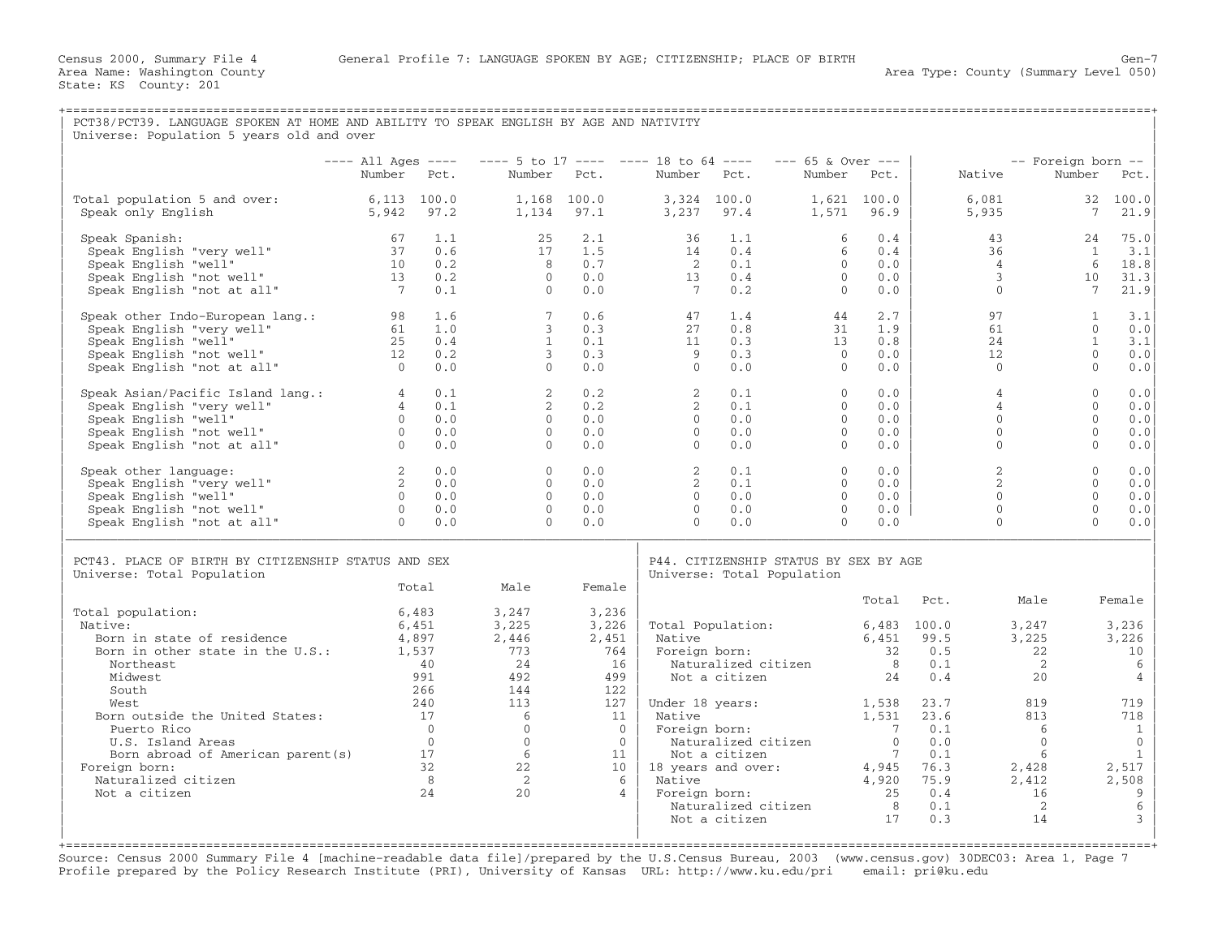Census 2000, Summary File 4 General Profile 7: LANGUAGE SPOKEN BY AGE; CITIZENSHIP; PLACE OF BIRTH Gen-7
Area Name: Washington County Area Type: County (Summary Level 050)
State: KS County: 201

## PCT38/PCT39. LANGUAGE SPOKEN AT HOME AND ABILITY TO SPEAK ENGLISH BY AGE AND NATIVITY

Universe: Population 5 years old and over

| | All Ages Number | All Ages Pct. | 5 to 17 Number | 5 to 17 Pct. | 18 to 64 Number | 18 to 64 Pct. | 65 & Over Number | 65 & Over Pct. | Native | Foreign born Number | Foreign born Pct. |
|---|---|---|---|---|---|---|---|---|---|---|---|
| Total population 5 and over: | 6,113 | 100.0 | 1,168 | 100.0 | 3,324 | 100.0 | 1,621 | 100.0 | 6,081 | 32 | 100.0 |
| Speak only English | 5,942 | 97.2 | 1,134 | 97.1 | 3,237 | 97.4 | 1,571 | 96.9 | 5,935 | 7 | 21.9 |
| Speak Spanish: | 67 | 1.1 | 25 | 2.1 | 36 | 1.1 | 6 | 0.4 | 43 | 24 | 75.0 |
| Speak English "very well" | 37 | 0.6 | 17 | 1.5 | 14 | 0.4 | 6 | 0.4 | 36 | 1 | 3.1 |
| Speak English "well" | 10 | 0.2 | 8 | 0.7 | 2 | 0.1 | 0 | 0.0 | 4 | 6 | 18.8 |
| Speak English "not well" | 13 | 0.2 | 0 | 0.0 | 13 | 0.4 | 0 | 0.0 | 3 | 10 | 31.3 |
| Speak English "not at all" | 7 | 0.1 | 0 | 0.0 | 7 | 0.2 | 0 | 0.0 | 0 | 7 | 21.9 |
| Speak other Indo-European lang.: | 98 | 1.6 | 7 | 0.6 | 47 | 1.4 | 44 | 2.7 | 97 | 1 | 3.1 |
| Speak English "very well" | 61 | 1.0 | 3 | 0.3 | 27 | 0.8 | 31 | 1.9 | 61 | 0 | 0.0 |
| Speak English "well" | 25 | 0.4 | 1 | 0.1 | 11 | 0.3 | 13 | 0.8 | 24 | 1 | 3.1 |
| Speak English "not well" | 12 | 0.2 | 3 | 0.3 | 9 | 0.3 | 0 | 0.0 | 12 | 0 | 0.0 |
| Speak English "not at all" | 0 | 0.0 | 0 | 0.0 | 0 | 0.0 | 0 | 0.0 | 0 | 0 | 0.0 |
| Speak Asian/Pacific Island lang.: | 4 | 0.1 | 2 | 0.2 | 2 | 0.1 | 0 | 0.0 | 4 | 0 | 0.0 |
| Speak English "very well" | 4 | 0.1 | 2 | 0.2 | 2 | 0.1 | 0 | 0.0 | 4 | 0 | 0.0 |
| Speak English "well" | 0 | 0.0 | 0 | 0.0 | 0 | 0.0 | 0 | 0.0 | 0 | 0 | 0.0 |
| Speak English "not well" | 0 | 0.0 | 0 | 0.0 | 0 | 0.0 | 0 | 0.0 | 0 | 0 | 0.0 |
| Speak English "not at all" | 0 | 0.0 | 0 | 0.0 | 0 | 0.0 | 0 | 0.0 | 0 | 0 | 0.0 |
| Speak other language: | 2 | 0.0 | 0 | 0.0 | 2 | 0.1 | 0 | 0.0 | 2 | 0 | 0.0 |
| Speak English "very well" | 2 | 0.0 | 0 | 0.0 | 2 | 0.1 | 0 | 0.0 | 2 | 0 | 0.0 |
| Speak English "well" | 0 | 0.0 | 0 | 0.0 | 0 | 0.0 | 0 | 0.0 | 0 | 0 | 0.0 |
| Speak English "not well" | 0 | 0.0 | 0 | 0.0 | 0 | 0.0 | 0 | 0.0 | 0 | 0 | 0.0 |
| Speak English "not at all" | 0 | 0.0 | 0 | 0.0 | 0 | 0.0 | 0 | 0.0 | 0 | 0 | 0.0 |

## PCT43. PLACE OF BIRTH BY CITIZENSHIP STATUS AND SEX

Universe: Total Population

| | Total | Male | Female |
|---|---|---|---|
| Total population: | 6,483 | 3,247 | 3,236 |
| Native: | 6,451 | 3,225 | 3,226 |
| Born in state of residence | 4,897 | 2,446 | 2,451 |
| Born in other state in the U.S.: | 1,537 | 773 | 764 |
| Northeast | 40 | 24 | 16 |
| Midwest | 991 | 492 | 499 |
| South | 266 | 144 | 122 |
| West | 240 | 113 | 127 |
| Born outside the United States: | 17 | 6 | 11 |
| Puerto Rico | 0 | 0 | 0 |
| U.S. Island Areas | 0 | 0 | 0 |
| Born abroad of American parent(s) | 17 | 6 | 11 |
| Foreign born: | 32 | 22 | 10 |
| Naturalized citizen | 8 | 2 | 6 |
| Not a citizen | 24 | 20 | 4 |

## P44. CITIZENSHIP STATUS BY SEX BY AGE

Universe: Total Population

| | Total | Pct. | Male | Female |
|---|---|---|---|---|
| Total Population: | 6,483 | 100.0 | 3,247 | 3,236 |
| Native | 6,451 | 99.5 | 3,225 | 3,226 |
| Foreign born: | 32 | 0.5 | 22 | 10 |
| Naturalized citizen | 8 | 0.1 | 2 | 6 |
| Not a citizen | 24 | 0.4 | 20 | 4 |
| Under 18 years: | 1,538 | 23.7 | 819 | 719 |
| Native | 1,531 | 23.6 | 813 | 718 |
| Foreign born: | 7 | 0.1 | 6 | 1 |
| Naturalized citizen | 0 | 0.0 | 0 | 0 |
| Not a citizen | 7 | 0.1 | 6 | 1 |
| 18 years and over: | 4,945 | 76.3 | 2,428 | 2,517 |
| Native | 4,920 | 75.9 | 2,412 | 2,508 |
| Foreign born: | 25 | 0.4 | 16 | 9 |
| Naturalized citizen | 8 | 0.1 | 2 | 6 |
| Not a citizen | 17 | 0.3 | 14 | 3 |

Source: Census 2000 Summary File 4 [machine-readable data file]/prepared by the U.S.Census Bureau, 2003 (www.census.gov) 30DEC03: Area 1, Page 7
Profile prepared by the Policy Research Institute (PRI), University of Kansas URL: http://www.ku.edu/pri email: pri@ku.edu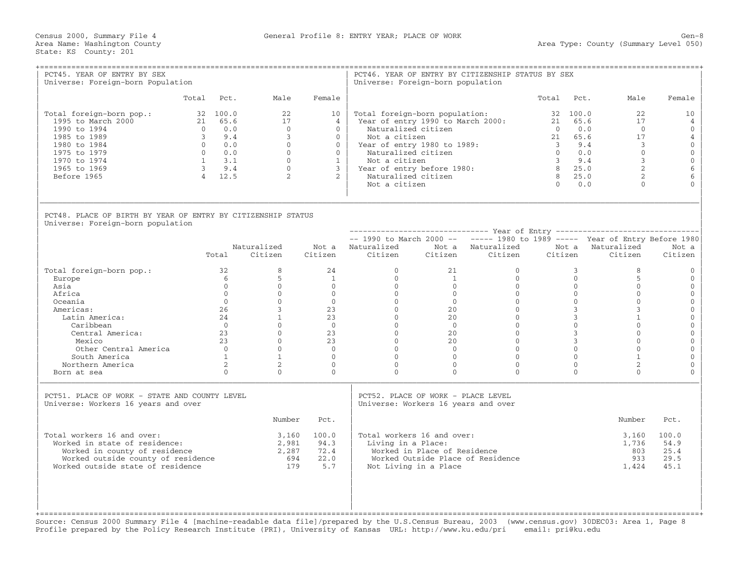Census 2000, Summary File 4 — General Profile 8: ENTRY YEAR; PLACE OF WORK — Gen-8

Area Name: Washington County — Area Type: County (Summary Level 050)

State: KS County: 201

## PCT45. YEAR OF ENTRY BY SEX

Universe: Foreign-born Population

| | Total | Pct. | Male | Female |
|---|---|---|---|---|
| Total foreign-born pop.: | 32 | 100.0 | 22 | 10 |
| 1995 to March 2000 | 21 | 65.6 | 17 | 4 |
| 1990 to 1994 | 0 | 0.0 | 0 | 0 |
| 1985 to 1989 | 3 | 9.4 | 3 | 0 |
| 1980 to 1984 | 0 | 0.0 | 0 | 0 |
| 1975 to 1979 | 0 | 0.0 | 0 | 0 |
| 1970 to 1974 | 1 | 3.1 | 0 | 1 |
| 1965 to 1969 | 3 | 9.4 | 0 | 3 |
| Before 1965 | 4 | 12.5 | 2 | 2 |

## PCT46. YEAR OF ENTRY BY CITIZENSHIP STATUS BY SEX

Universe: Foreign-born population

| | Total | Pct. | Male | Female |
|---|---|---|---|---|
| Total foreign-born population: | 32 | 100.0 | 22 | 10 |
| Year of entry 1990 to March 2000: | 21 | 65.6 | 17 | 4 |
| Naturalized citizen | 0 | 0.0 | 0 | 0 |
| Not a citizen | 21 | 65.6 | 17 | 4 |
| Year of entry 1980 to 1989: | 3 | 9.4 | 3 | 0 |
| Naturalized citizen | 0 | 0.0 | 0 | 0 |
| Not a citizen | 3 | 9.4 | 3 | 0 |
| Year of entry before 1980: | 8 | 25.0 | 2 | 6 |
| Naturalized citizen | 8 | 25.0 | 2 | 6 |
| Not a citizen | 0 | 0.0 | 0 | 0 |

## PCT48. PLACE OF BIRTH BY YEAR OF ENTRY BY CITIZENSHIP STATUS

Universe: Foreign-born population

| | | | | Year of Entry | | | | | |
|---|---|---|---|---|---|---|---|---|---|
| | | | | 1990 to March 2000 | | 1980 to 1989 | | Year of Entry Before 1980 | |
| | Total | Naturalized Citizen | Not a Citizen | Naturalized Citizen | Not a Citizen | Naturalized Citizen | Not a Citizen | Naturalized Citizen | Not a Citizen |
| Total foreign-born pop.: | 32 | 8 | 24 | 0 | 21 | 0 | 3 | 8 | 0 |
| Europe | 6 | 5 | 1 | 0 | 1 | 0 | 0 | 5 | 0 |
| Asia | 0 | 0 | 0 | 0 | 0 | 0 | 0 | 0 | 0 |
| Africa | 0 | 0 | 0 | 0 | 0 | 0 | 0 | 0 | 0 |
| Oceania | 0 | 0 | 0 | 0 | 0 | 0 | 0 | 0 | 0 |
| Americas: | 26 | 3 | 23 | 0 | 20 | 0 | 3 | 3 | 0 |
| Latin America: | 24 | 1 | 23 | 0 | 20 | 0 | 3 | 1 | 0 |
| Caribbean | 0 | 0 | 0 | 0 | 0 | 0 | 0 | 0 | 0 |
| Central America: | 23 | 0 | 23 | 0 | 20 | 0 | 3 | 0 | 0 |
| Mexico | 23 | 0 | 23 | 0 | 20 | 0 | 3 | 0 | 0 |
| Other Central America | 0 | 0 | 0 | 0 | 0 | 0 | 0 | 0 | 0 |
| South America | 1 | 1 | 0 | 0 | 0 | 0 | 0 | 1 | 0 |
| Northern America | 2 | 2 | 0 | 0 | 0 | 0 | 0 | 2 | 0 |
| Born at sea | 0 | 0 | 0 | 0 | 0 | 0 | 0 | 0 | 0 |

## PCT51. PLACE OF WORK - STATE AND COUNTY LEVEL

Universe: Workers 16 years and over

| | Number | Pct. |
|---|---|---|
| Total workers 16 and over: | 3,160 | 100.0 |
| Worked in state of residence: | 2,981 | 94.3 |
| Worked in county of residence | 2,287 | 72.4 |
| Worked outside county of residence | 694 | 22.0 |
| Worked outside state of residence | 179 | 5.7 |

## PCT52. PLACE OF WORK - PLACE LEVEL

Universe: Workers 16 years and over

| | Number | Pct. |
|---|---|---|
| Total workers 16 and over: | 3,160 | 100.0 |
| Living in a Place: | 1,736 | 54.9 |
| Worked in Place of Residence | 803 | 25.4 |
| Worked Outside Place of Residence | 933 | 29.5 |
| Not Living in a Place | 1,424 | 45.1 |

Source: Census 2000 Summary File 4 [machine-readable data file]/prepared by the U.S.Census Bureau, 2003 (www.census.gov) 30DEC03: Area 1, Page 8
Profile prepared by the Policy Research Institute (PRI), University of Kansas URL: http://www.ku.edu/pri email: pri@ku.edu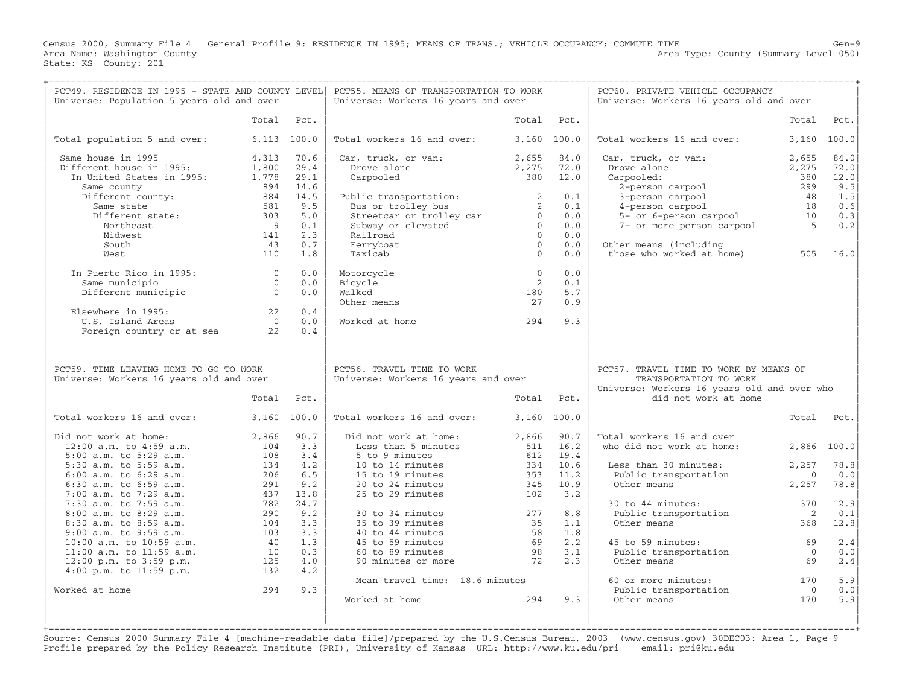Census 2000, Summary File 4 General Profile 9: RESIDENCE IN 1995; MEANS OF TRANS.; VEHICLE OCCUPANCY; COMMUTE TIME

Area Name: Washington County — Area Type: County (Summary Level 050)

State: KS County: 201

## PCT49. RESIDENCE IN 1995 - STATE AND COUNTY LEVEL
Universe: Population 5 years old and over

| | Total | Pct. |
|---|---|---|
| Total population 5 and over: | 6,113 | 100.0 |
| Same house in 1995 | 4,313 | 70.6 |
| Different house in 1995: | 1,800 | 29.4 |
| In United States in 1995: | 1,778 | 29.1 |
| Same county | 894 | 14.6 |
| Different county: | 884 | 14.5 |
| Same state | 581 | 9.5 |
| Different state: | 303 | 5.0 |
| Northeast | 9 | 0.1 |
| Midwest | 141 | 2.3 |
| South | 43 | 0.7 |
| West | 110 | 1.8 |
| In Puerto Rico in 1995: | 0 | 0.0 |
| Same municipio | 0 | 0.0 |
| Different municipio | 0 | 0.0 |
| Elsewhere in 1995: | 22 | 0.4 |
| U.S. Island Areas | 0 | 0.0 |
| Foreign country or at sea | 22 | 0.4 |

## PCT55. MEANS OF TRANSPORTATION TO WORK
Universe: Workers 16 years and over

| | Total | Pct. |
|---|---|---|
| Total workers 16 and over: | 3,160 | 100.0 |
| Car, truck, or van: | 2,655 | 84.0 |
| Drove alone | 2,275 | 72.0 |
| Carpooled | 380 | 12.0 |
| Public transportation: | 2 | 0.1 |
| Bus or trolley bus | 2 | 0.1 |
| Streetcar or trolley car | 0 | 0.0 |
| Subway or elevated | 0 | 0.0 |
| Railroad | 0 | 0.0 |
| Ferryboat | 0 | 0.0 |
| Taxicab | 0 | 0.0 |
| Motorcycle | 0 | 0.0 |
| Bicycle | 2 | 0.1 |
| Walked | 180 | 5.7 |
| Other means | 27 | 0.9 |
| Worked at home | 294 | 9.3 |

## PCT60. PRIVATE VEHICLE OCCUPANCY
Universe: Workers 16 years old and over

| | Total | Pct. |
|---|---|---|
| Total workers 16 and over: | 3,160 | 100.0 |
| Car, truck, or van: | 2,655 | 84.0 |
| Drove alone | 2,275 | 72.0 |
| Carpooled: | 380 | 12.0 |
| 2-person carpool | 299 | 9.5 |
| 3-person carpool | 48 | 1.5 |
| 4-person carpool | 18 | 0.6 |
| 5- or 6-person carpool | 10 | 0.3 |
| 7- or more person carpool | 5 | 0.2 |
| Other means (including those who worked at home) | 505 | 16.0 |

## PCT59. TIME LEAVING HOME TO GO TO WORK
Universe: Workers 16 years old and over

| | Total | Pct. |
|---|---|---|
| Total workers 16 and over: | 3,160 | 100.0 |
| Did not work at home: | 2,866 | 90.7 |
| 12:00 a.m. to 4:59 a.m. | 104 | 3.3 |
| 5:00 a.m. to 5:29 a.m. | 108 | 3.4 |
| 5:30 a.m. to 5:59 a.m. | 134 | 4.2 |
| 6:00 a.m. to 6:29 a.m. | 206 | 6.5 |
| 6:30 a.m. to 6:59 a.m. | 291 | 9.2 |
| 7:00 a.m. to 7:29 a.m. | 437 | 13.8 |
| 7:30 a.m. to 7:59 a.m. | 782 | 24.7 |
| 8:00 a.m. to 8:29 a.m. | 290 | 9.2 |
| 8:30 a.m. to 8:59 a.m. | 104 | 3.3 |
| 9:00 a.m. to 9:59 a.m. | 103 | 3.3 |
| 10:00 a.m. to 10:59 a.m. | 40 | 1.3 |
| 11:00 a.m. to 11:59 a.m. | 10 | 0.3 |
| 12:00 p.m. to 3:59 p.m. | 125 | 4.0 |
| 4:00 p.m. to 11:59 p.m. | 132 | 4.2 |
| Worked at home | 294 | 9.3 |

## PCT56. TRAVEL TIME TO WORK
Universe: Workers 16 years and over

| | Total | Pct. |
|---|---|---|
| Total workers 16 and over: | 3,160 | 100.0 |
| Did not work at home: | 2,866 | 90.7 |
| Less than 5 minutes | 511 | 16.2 |
| 5 to 9 minutes | 612 | 19.4 |
| 10 to 14 minutes | 334 | 10.6 |
| 15 to 19 minutes | 353 | 11.2 |
| 20 to 24 minutes | 345 | 10.9 |
| 25 to 29 minutes | 102 | 3.2 |
| 30 to 34 minutes | 277 | 8.8 |
| 35 to 39 minutes | 35 | 1.1 |
| 40 to 44 minutes | 58 | 1.8 |
| 45 to 59 minutes | 69 | 2.2 |
| 60 to 89 minutes | 98 | 3.1 |
| 90 minutes or more | 72 | 2.3 |
| Mean travel time: 18.6 minutes | | |
| Worked at home | 294 | 9.3 |

## PCT57. TRAVEL TIME TO WORK BY MEANS OF TRANSPORTATION TO WORK
Universe: Workers 16 years old and over who did not work at home

| | Total | Pct. |
|---|---|---|
| Total workers 16 and over who did not work at home: | 2,866 | 100.0 |
| Less than 30 minutes: | 2,257 | 78.8 |
| Public transportation | 0 | 0.0 |
| Other means | 2,257 | 78.8 |
| 30 to 44 minutes: | 370 | 12.9 |
| Public transportation | 2 | 0.1 |
| Other means | 368 | 12.8 |
| 45 to 59 minutes: | 69 | 2.4 |
| Public transportation | 0 | 0.0 |
| Other means | 69 | 2.4 |
| 60 or more minutes: | 170 | 5.9 |
| Public transportation | 0 | 0.0 |
| Other means | 170 | 5.9 |

Source: Census 2000 Summary File 4 [machine-readable data file]/prepared by the U.S.Census Bureau, 2003 (www.census.gov) 30DEC03: Area 1, Page 9
Profile prepared by the Policy Research Institute (PRI), University of Kansas URL: http://www.ku.edu/pri email: pri@ku.edu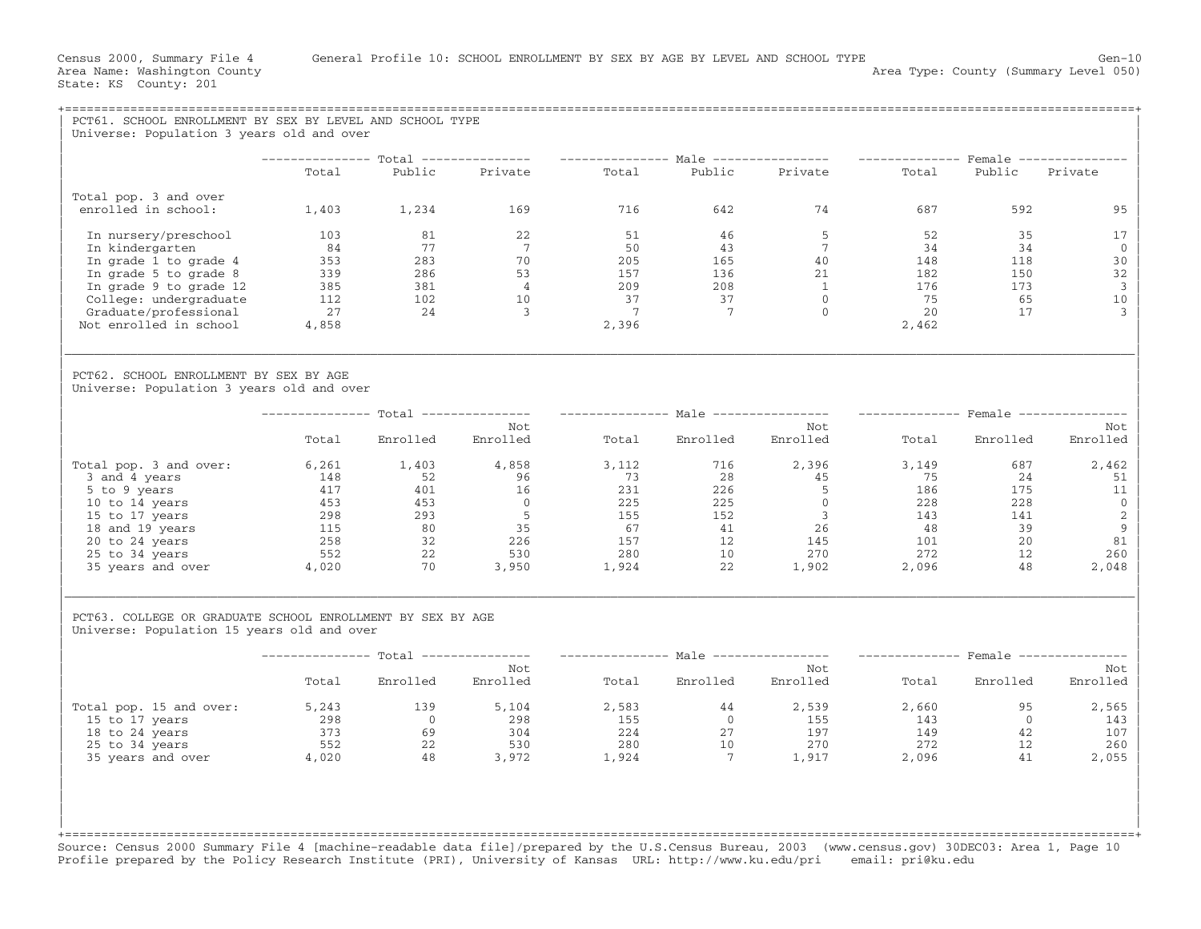Census 2000, Summary File 4 General Profile 10: SCHOOL ENROLLMENT BY SEX BY AGE BY LEVEL AND SCHOOL TYPE Gen-10
Area Name: Washington County Area Type: County (Summary Level 050)
State: KS County: 201

## PCT61. SCHOOL ENROLLMENT BY SEX BY LEVEL AND SCHOOL TYPE

Universe: Population 3 years old and over

| | Total | | | Male | | | Female | | |
|---|---|---|---|---|---|---|---|---|---|
| | Total | Public | Private | Total | Public | Private | Total | Public | Private |
| Total pop. 3 and over enrolled in school: | 1,403 | 1,234 | 169 | 716 | 642 | 74 | 687 | 592 | 95 |
| In nursery/preschool | 103 | 81 | 22 | 51 | 46 | 5 | 52 | 35 | 17 |
| In kindergarten | 84 | 77 | 7 | 50 | 43 | 7 | 34 | 34 | 0 |
| In grade 1 to grade 4 | 353 | 283 | 70 | 205 | 165 | 40 | 148 | 118 | 30 |
| In grade 5 to grade 8 | 339 | 286 | 53 | 157 | 136 | 21 | 182 | 150 | 32 |
| In grade 9 to grade 12 | 385 | 381 | 4 | 209 | 208 | 1 | 176 | 173 | 3 |
| College: undergraduate | 112 | 102 | 10 | 37 | 37 | 0 | 75 | 65 | 10 |
| Graduate/professional | 27 | 24 | 3 | 7 | 7 | 0 | 20 | 17 | 3 |
| Not enrolled in school | 4,858 | | | 2,396 | | | 2,462 | | |

## PCT62. SCHOOL ENROLLMENT BY SEX BY AGE

Universe: Population 3 years old and over

| | Total | | | Male | | | Female | | |
|---|---|---|---|---|---|---|---|---|---|
| | Total | Enrolled | Not Enrolled | Total | Enrolled | Not Enrolled | Total | Enrolled | Not Enrolled |
| Total pop. 3 and over: | 6,261 | 1,403 | 4,858 | 3,112 | 716 | 2,396 | 3,149 | 687 | 2,462 |
| 3 and 4 years | 148 | 52 | 96 | 73 | 28 | 45 | 75 | 24 | 51 |
| 5 to 9 years | 417 | 401 | 16 | 231 | 226 | 5 | 186 | 175 | 11 |
| 10 to 14 years | 453 | 453 | 0 | 225 | 225 | 0 | 228 | 228 | 0 |
| 15 to 17 years | 298 | 293 | 5 | 155 | 152 | 3 | 143 | 141 | 2 |
| 18 and 19 years | 115 | 80 | 35 | 67 | 41 | 26 | 48 | 39 | 9 |
| 20 to 24 years | 258 | 32 | 226 | 157 | 12 | 145 | 101 | 20 | 81 |
| 25 to 34 years | 552 | 22 | 530 | 280 | 10 | 270 | 272 | 12 | 260 |
| 35 years and over | 4,020 | 70 | 3,950 | 1,924 | 22 | 1,902 | 2,096 | 48 | 2,048 |

## PCT63. COLLEGE OR GRADUATE SCHOOL ENROLLMENT BY SEX BY AGE

Universe: Population 15 years old and over

| | Total | | | Male | | | Female | | |
|---|---|---|---|---|---|---|---|---|---|
| | Total | Enrolled | Not Enrolled | Total | Enrolled | Not Enrolled | Total | Enrolled | Not Enrolled |
| Total pop. 15 and over: | 5,243 | 139 | 5,104 | 2,583 | 44 | 2,539 | 2,660 | 95 | 2,565 |
| 15 to 17 years | 298 | 0 | 298 | 155 | 0 | 155 | 143 | 0 | 143 |
| 18 to 24 years | 373 | 69 | 304 | 224 | 27 | 197 | 149 | 42 | 107 |
| 25 to 34 years | 552 | 22 | 530 | 280 | 10 | 270 | 272 | 12 | 260 |
| 35 years and over | 4,020 | 48 | 3,972 | 1,924 | 7 | 1,917 | 2,096 | 41 | 2,055 |

Source: Census 2000 Summary File 4 [machine-readable data file]/prepared by the U.S.Census Bureau, 2003 (www.census.gov) 30DEC03: Area 1, Page 10
Profile prepared by the Policy Research Institute (PRI), University of Kansas URL: http://www.ku.edu/pri email: pri@ku.edu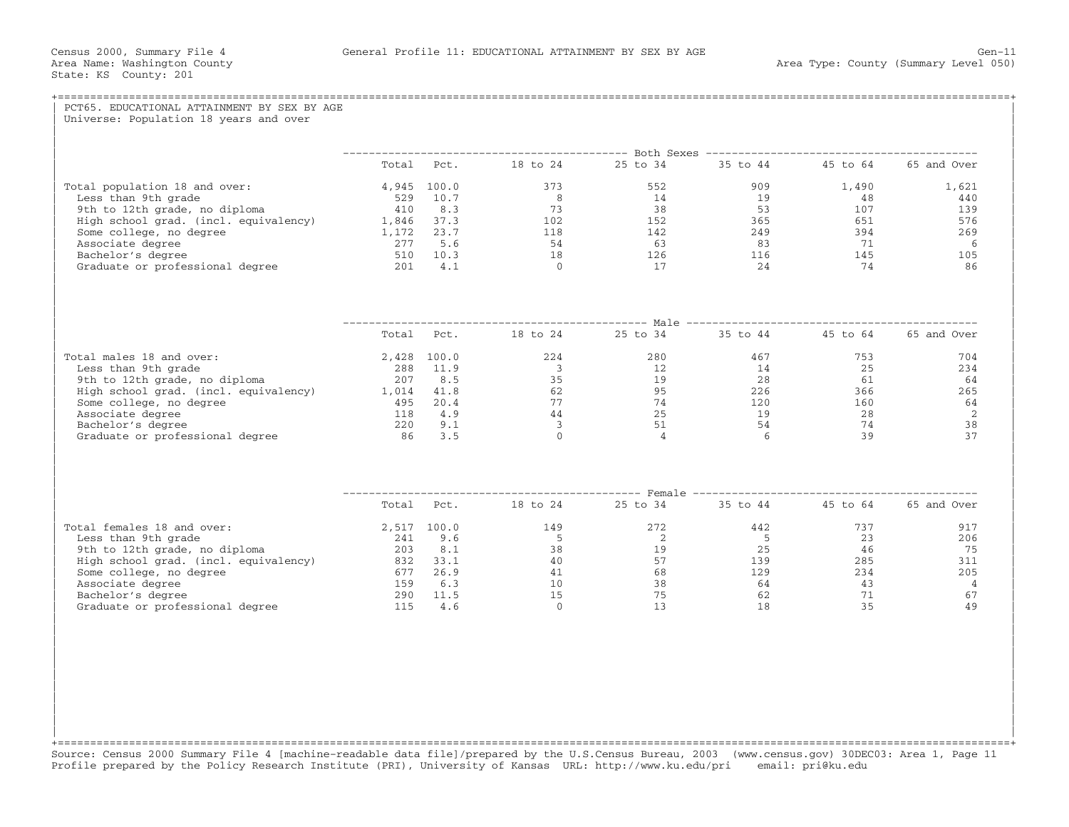Census 2000, Summary File 4 General Profile 11: EDUCATIONAL ATTAINMENT BY SEX BY AGE Gen-11
Area Name: Washington County Area Type: County (Summary Level 050)
State: KS County: 201

## PCT65. EDUCATIONAL ATTAINMENT BY SEX BY AGE

Universe: Population 18 years and over

| | Both Sexes | | | | | | |
|---|---|---|---|---|---|---|---|
| | Total | Pct. | 18 to 24 | 25 to 34 | 35 to 44 | 45 to 64 | 65 and Over |
| Total population 18 and over: | 4,945 | 100.0 | 373 | 552 | 909 | 1,490 | 1,621 |
| Less than 9th grade | 529 | 10.7 | 8 | 14 | 19 | 48 | 440 |
| 9th to 12th grade, no diploma | 410 | 8.3 | 73 | 38 | 53 | 107 | 139 |
| High school grad. (incl. equivalency) | 1,846 | 37.3 | 102 | 152 | 365 | 651 | 576 |
| Some college, no degree | 1,172 | 23.7 | 118 | 142 | 249 | 394 | 269 |
| Associate degree | 277 | 5.6 | 54 | 63 | 83 | 71 | 6 |
| Bachelor's degree | 510 | 10.3 | 18 | 126 | 116 | 145 | 105 |
| Graduate or professional degree | 201 | 4.1 | 0 | 17 | 24 | 74 | 86 |

| | Male | | | | | | |
|---|---|---|---|---|---|---|---|
| | Total | Pct. | 18 to 24 | 25 to 34 | 35 to 44 | 45 to 64 | 65 and Over |
| Total males 18 and over: | 2,428 | 100.0 | 224 | 280 | 467 | 753 | 704 |
| Less than 9th grade | 288 | 11.9 | 3 | 12 | 14 | 25 | 234 |
| 9th to 12th grade, no diploma | 207 | 8.5 | 35 | 19 | 28 | 61 | 64 |
| High school grad. (incl. equivalency) | 1,014 | 41.8 | 62 | 95 | 226 | 366 | 265 |
| Some college, no degree | 495 | 20.4 | 77 | 74 | 120 | 160 | 64 |
| Associate degree | 118 | 4.9 | 44 | 25 | 19 | 28 | 2 |
| Bachelor's degree | 220 | 9.1 | 3 | 51 | 54 | 74 | 38 |
| Graduate or professional degree | 86 | 3.5 | 0 | 4 | 6 | 39 | 37 |

| | Female | | | | | | |
|---|---|---|---|---|---|---|---|
| | Total | Pct. | 18 to 24 | 25 to 34 | 35 to 44 | 45 to 64 | 65 and Over |
| Total females 18 and over: | 2,517 | 100.0 | 149 | 272 | 442 | 737 | 917 |
| Less than 9th grade | 241 | 9.6 | 5 | 2 | 5 | 23 | 206 |
| 9th to 12th grade, no diploma | 203 | 8.1 | 38 | 19 | 25 | 46 | 75 |
| High school grad. (incl. equivalency) | 832 | 33.1 | 40 | 57 | 139 | 285 | 311 |
| Some college, no degree | 677 | 26.9 | 41 | 68 | 129 | 234 | 205 |
| Associate degree | 159 | 6.3 | 10 | 38 | 64 | 43 | 4 |
| Bachelor's degree | 290 | 11.5 | 15 | 75 | 62 | 71 | 67 |
| Graduate or professional degree | 115 | 4.6 | 0 | 13 | 18 | 35 | 49 |

Source: Census 2000 Summary File 4 [machine-readable data file]/prepared by the U.S.Census Bureau, 2003 (www.census.gov) 30DEC03: Area 1, Page 11
Profile prepared by the Policy Research Institute (PRI), University of Kansas URL: http://www.ku.edu/pri email: pri@ku.edu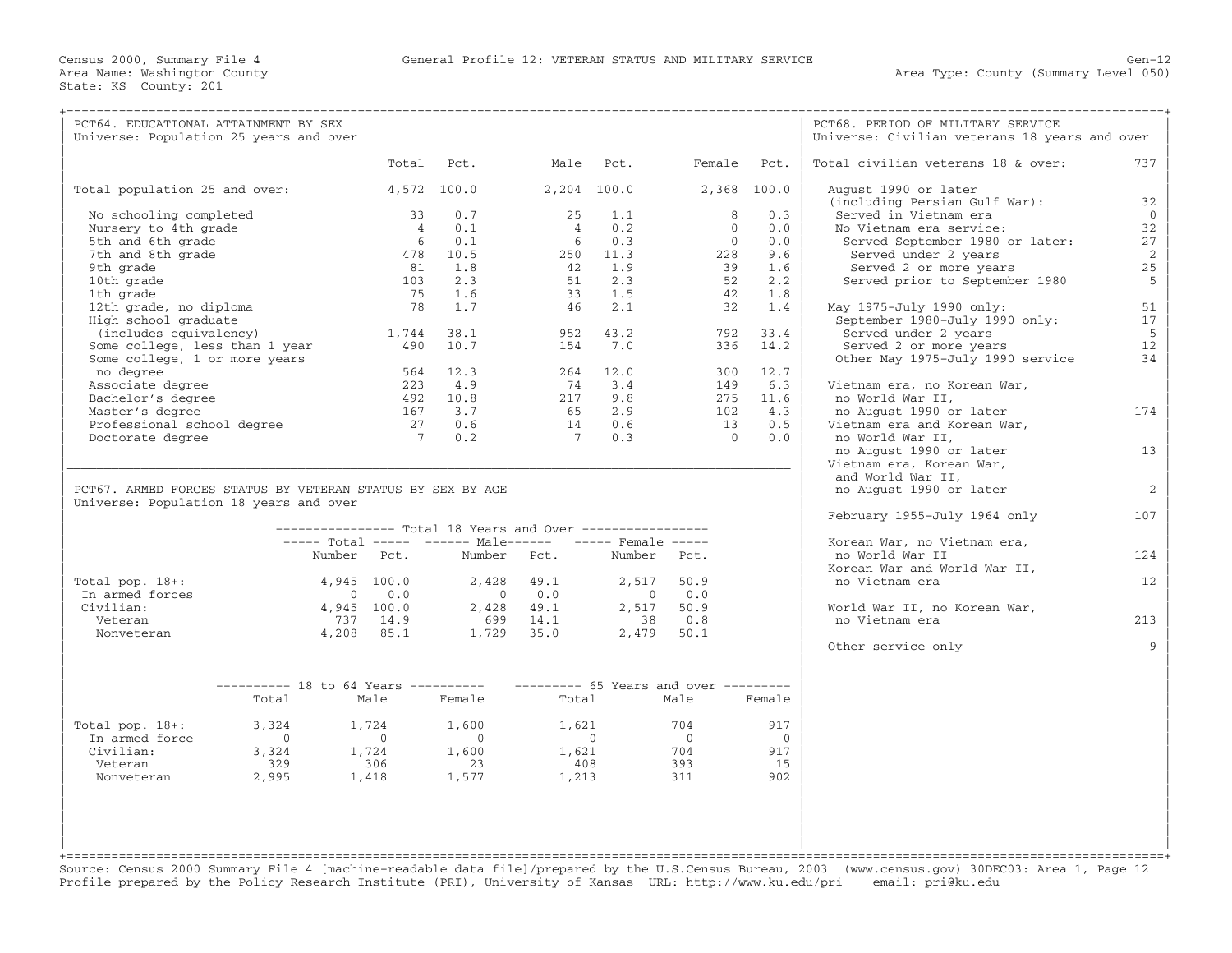Census 2000, Summary File 4 — General Profile 12: VETERAN STATUS AND MILITARY SERVICE — Gen-12

Area Name: Washington County — Area Type: County (Summary Level 050)

State: KS County: 201

## PCT64. EDUCATIONAL ATTAINMENT BY SEX

Universe: Population 25 years and over

| | Total | Pct. | Male | Pct. | Female | Pct. |
|---|---|---|---|---|---|---|
| Total population 25 and over: | 4,572 | 100.0 | 2,204 | 100.0 | 2,368 | 100.0 |
| No schooling completed | 33 | 0.7 | 25 | 1.1 | 8 | 0.3 |
| Nursery to 4th grade | 4 | 0.1 | 4 | 0.2 | 0 | 0.0 |
| 5th and 6th grade | 6 | 0.1 | 6 | 0.3 | 0 | 0.0 |
| 7th and 8th grade | 478 | 10.5 | 250 | 11.3 | 228 | 9.6 |
| 9th grade | 81 | 1.8 | 42 | 1.9 | 39 | 1.6 |
| 10th grade | 103 | 2.3 | 51 | 2.3 | 52 | 2.2 |
| 1th grade | 75 | 1.6 | 33 | 1.5 | 42 | 1.8 |
| 12th grade, no diploma | 78 | 1.7 | 46 | 2.1 | 32 | 1.4 |
| High school graduate (includes equivalency) | 1,744 | 38.1 | 952 | 43.2 | 792 | 33.4 |
| Some college, less than 1 year | 490 | 10.7 | 154 | 7.0 | 336 | 14.2 |
| Some college, 1 or more years no degree | 564 | 12.3 | 264 | 12.0 | 300 | 12.7 |
| Associate degree | 223 | 4.9 | 74 | 3.4 | 149 | 6.3 |
| Bachelor's degree | 492 | 10.8 | 217 | 9.8 | 275 | 11.6 |
| Master's degree | 167 | 3.7 | 65 | 2.9 | 102 | 4.3 |
| Professional school degree | 27 | 0.6 | 14 | 0.6 | 13 | 0.5 |
| Doctorate degree | 7 | 0.2 | 7 | 0.3 | 0 | 0.0 |

## PCT67. ARMED FORCES STATUS BY VETERAN STATUS BY SEX BY AGE

Universe: Population 18 years and over

| | Total 18 Years and Over: Total Number | Pct. | Male Number | Pct. | Female Number | Pct. |
|---|---|---|---|---|---|---|
| Total pop. 18+: | 4,945 | 100.0 | 2,428 | 49.1 | 2,517 | 50.9 |
| In armed forces | 0 | 0.0 | 0 | 0.0 | 0 | 0.0 |
| Civilian: | 4,945 | 100.0 | 2,428 | 49.1 | 2,517 | 50.9 |
| Veteran | 737 | 14.9 | 699 | 14.1 | 38 | 0.8 |
| Nonveteran | 4,208 | 85.1 | 1,729 | 35.0 | 2,479 | 50.1 |

| | 18 to 64 Years: Total | Male | Female | 65 Years and over: Total | Male | Female |
|---|---|---|---|---|---|---|
| Total pop. 18+: | 3,324 | 1,724 | 1,600 | 1,621 | 704 | 917 |
| In armed force | 0 | 0 | 0 | 0 | 0 | 0 |
| Civilian: | 3,324 | 1,724 | 1,600 | 1,621 | 704 | 917 |
| Veteran | 329 | 306 | 23 | 408 | 393 | 15 |
| Nonveteran | 2,995 | 1,418 | 1,577 | 1,213 | 311 | 902 |

## PCT68. PERIOD OF MILITARY SERVICE

Universe: Civilian veterans 18 years and over

| | |
|---|---|
| Total civilian veterans 18 & over: | 737 |
| August 1990 or later (including Persian Gulf War): | 32 |
| Served in Vietnam era | 0 |
| No Vietnam era service: | 32 |
| Served September 1980 or later: | 27 |
| Served under 2 years | 2 |
| Served 2 or more years | 25 |
| Served prior to September 1980 | 5 |
| May 1975-July 1990 only: | 51 |
| September 1980-July 1990 only: | 17 |
| Served under 2 years | 5 |
| Served 2 or more years | 12 |
| Other May 1975-July 1990 service | 34 |
| Vietnam era, no Korean War, no World War II, no August 1990 or later | 174 |
| Vietnam era and Korean War, no World War II, no August 1990 or later | 13 |
| Vietnam era, Korean War, and World War II, no August 1990 or later | 2 |
| February 1955-July 1964 only | 107 |
| Korean War, no Vietnam era, no World War II | 124 |
| Korean War and World War II, no Vietnam era | 12 |
| World War II, no Korean War, no Vietnam era | 213 |
| Other service only | 9 |

Source: Census 2000 Summary File 4 [machine-readable data file]/prepared by the U.S.Census Bureau, 2003 (www.census.gov) 30DEC03: Area 1, Page 12
Profile prepared by the Policy Research Institute (PRI), University of Kansas URL: http://www.ku.edu/pri email: pri@ku.edu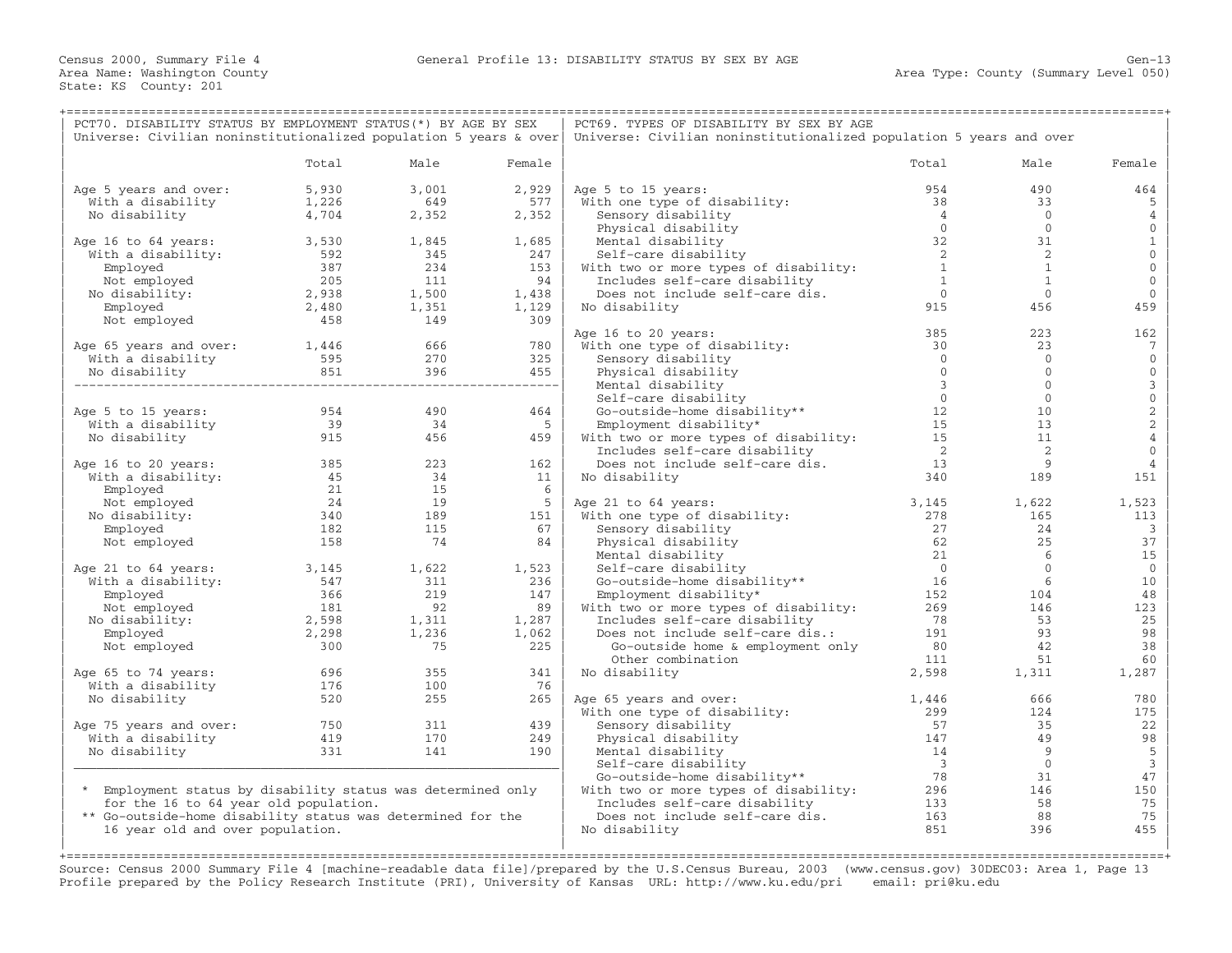Census 2000, Summary File 4 — General Profile 13: DISABILITY STATUS BY SEX BY AGE — Gen-13

Area Name: Washington County — Area Type: County (Summary Level 050)

State: KS County: 201

## PCT70. DISABILITY STATUS BY EMPLOYMENT STATUS(*) BY AGE BY SEX

Universe: Civilian noninstitutionalized population 5 years & over

| | Total | Male | Female |
|---|---|---|---|
| Age 5 years and over: | 5,930 | 3,001 | 2,929 |
| With a disability | 1,226 | 649 | 577 |
| No disability | 4,704 | 2,352 | 2,352 |
| Age 16 to 64 years: | 3,530 | 1,845 | 1,685 |
| With a disability: | 592 | 345 | 247 |
| Employed | 387 | 234 | 153 |
| Not employed | 205 | 111 | 94 |
| No disability: | 2,938 | 1,500 | 1,438 |
| Employed | 2,480 | 1,351 | 1,129 |
| Not employed | 458 | 149 | 309 |
| Age 65 years and over: | 1,446 | 666 | 780 |
| With a disability | 595 | 270 | 325 |
| No disability | 851 | 396 | 455 |
| Age 5 to 15 years: | 954 | 490 | 464 |
| With a disability | 39 | 34 | 5 |
| No disability | 915 | 456 | 459 |
| Age 16 to 20 years: | 385 | 223 | 162 |
| With a disability: | 45 | 34 | 11 |
| Employed | 21 | 15 | 6 |
| Not employed | 24 | 19 | 5 |
| No disability: | 340 | 189 | 151 |
| Employed | 182 | 115 | 67 |
| Not employed | 158 | 74 | 84 |
| Age 21 to 64 years: | 3,145 | 1,622 | 1,523 |
| With a disability: | 547 | 311 | 236 |
| Employed | 366 | 219 | 147 |
| Not employed | 181 | 92 | 89 |
| No disability: | 2,598 | 1,311 | 1,287 |
| Employed | 2,298 | 1,236 | 1,062 |
| Not employed | 300 | 75 | 225 |
| Age 65 to 74 years: | 696 | 355 | 341 |
| With a disability | 176 | 100 | 76 |
| No disability | 520 | 255 | 265 |
| Age 75 years and over: | 750 | 311 | 439 |
| With a disability | 419 | 170 | 249 |
| No disability | 331 | 141 | 190 |

\* Employment status by disability status was determined only for the 16 to 64 year old population.

\** Go-outside-home disability status was determined for the 16 year old and over population.

## PCT69. TYPES OF DISABILITY BY SEX BY AGE

Universe: Civilian noninstitutionalized population 5 years and over

| | Total | Male | Female |
|---|---|---|---|
| Age 5 to 15 years: | 954 | 490 | 464 |
| With one type of disability: | 38 | 33 | 5 |
| Sensory disability | 4 | 0 | 4 |
| Physical disability | 0 | 0 | 0 |
| Mental disability | 32 | 31 | 1 |
| Self-care disability | 2 | 2 | 0 |
| With two or more types of disability: | 1 | 1 | 0 |
| Includes self-care disability | 1 | 1 | 0 |
| Does not include self-care dis. | 0 | 0 | 0 |
| No disability | 915 | 456 | 459 |
| Age 16 to 20 years: | 385 | 223 | 162 |
| With one type of disability: | 30 | 23 | 7 |
| Sensory disability | 0 | 0 | 0 |
| Physical disability | 0 | 0 | 0 |
| Mental disability | 3 | 0 | 3 |
| Self-care disability | 0 | 0 | 0 |
| Go-outside-home disability** | 12 | 10 | 2 |
| Employment disability* | 15 | 13 | 2 |
| With two or more types of disability: | 15 | 11 | 4 |
| Includes self-care disability | 2 | 2 | 0 |
| Does not include self-care dis. | 13 | 9 | 4 |
| No disability | 340 | 189 | 151 |
| Age 21 to 64 years: | 3,145 | 1,622 | 1,523 |
| With one type of disability: | 278 | 165 | 113 |
| Sensory disability | 27 | 24 | 3 |
| Physical disability | 62 | 25 | 37 |
| Mental disability | 21 | 6 | 15 |
| Self-care disability | 0 | 0 | 0 |
| Go-outside-home disability** | 16 | 6 | 10 |
| Employment disability* | 152 | 104 | 48 |
| With two or more types of disability: | 269 | 146 | 123 |
| Includes self-care disability | 78 | 53 | 25 |
| Does not include self-care dis.: | 191 | 93 | 98 |
| Go-outside home & employment only | 80 | 42 | 38 |
| Other combination | 111 | 51 | 60 |
| No disability | 2,598 | 1,311 | 1,287 |
| Age 65 years and over: | 1,446 | 666 | 780 |
| With one type of disability: | 299 | 124 | 175 |
| Sensory disability | 57 | 35 | 22 |
| Physical disability | 147 | 49 | 98 |
| Mental disability | 14 | 9 | 5 |
| Self-care disability | 3 | 0 | 3 |
| Go-outside-home disability** | 78 | 31 | 47 |
| With two or more types of disability: | 296 | 146 | 150 |
| Includes self-care disability | 133 | 58 | 75 |
| Does not include self-care dis. | 163 | 88 | 75 |
| No disability | 851 | 396 | 455 |

Source: Census 2000 Summary File 4 [machine-readable data file]/prepared by the U.S.Census Bureau, 2003 (www.census.gov) 30DEC03: Area 1, Page 13

Profile prepared by the Policy Research Institute (PRI), University of Kansas URL: http://www.ku.edu/pri email: pri@ku.edu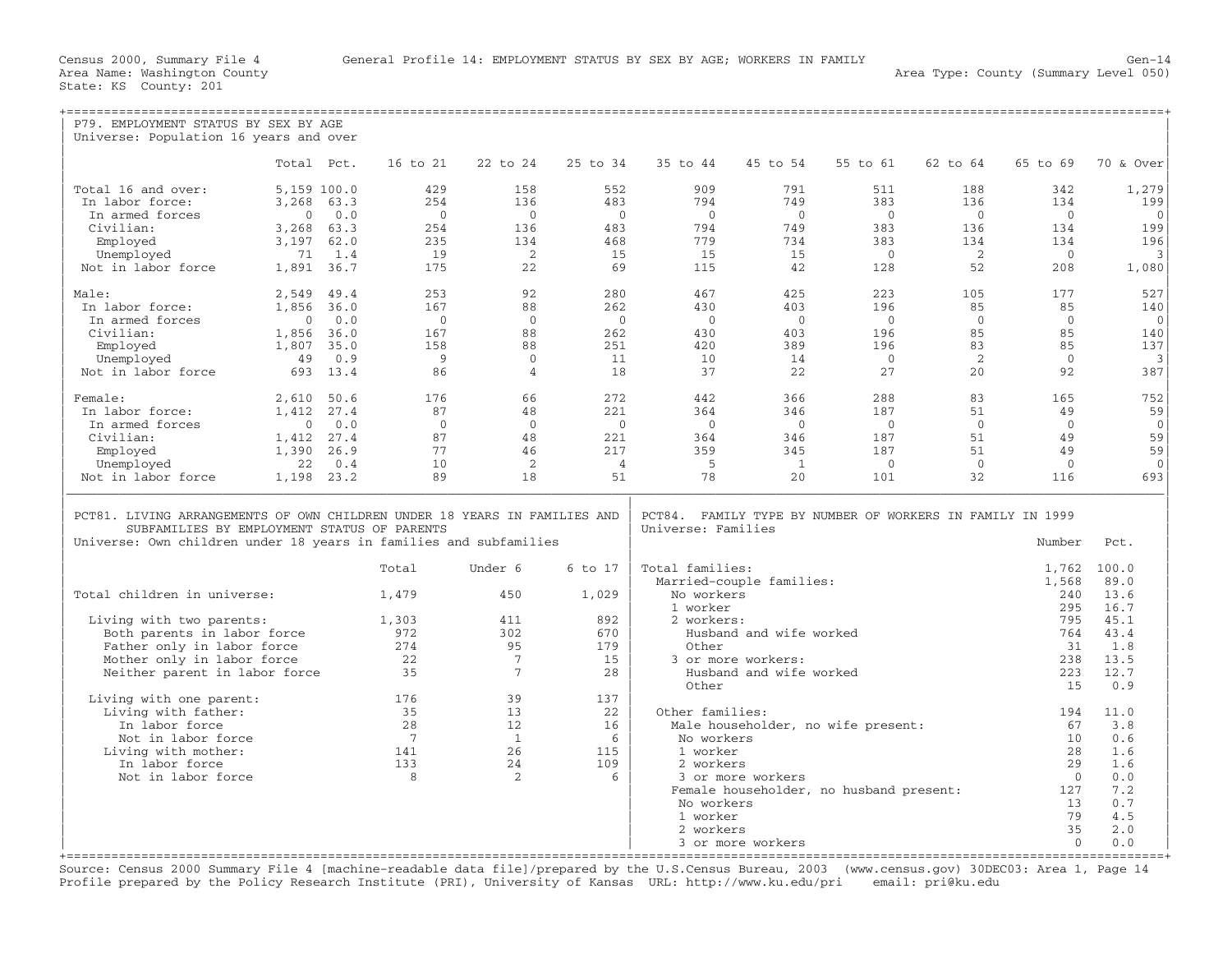Census 2000, Summary File 4 General Profile 14: EMPLOYMENT STATUS BY SEX BY AGE; WORKERS IN FAMILY Gen-14
Area Name: Washington County Area Type: County (Summary Level 050)
State: KS County: 201

## P79. EMPLOYMENT STATUS BY SEX BY AGE

Universe: Population 16 years and over

| | Total | Pct. | 16 to 21 | 22 to 24 | 25 to 34 | 35 to 44 | 45 to 54 | 55 to 61 | 62 to 64 | 65 to 69 | 70 & Over |
|---|---|---|---|---|---|---|---|---|---|---|---|
| Total 16 and over: | 5,159 | 100.0 | 429 | 158 | 552 | 909 | 791 | 511 | 188 | 342 | 1,279 |
| In labor force: | 3,268 | 63.3 | 254 | 136 | 483 | 794 | 749 | 383 | 136 | 134 | 199 |
| In armed forces | 0 | 0.0 | 0 | 0 | 0 | 0 | 0 | 0 | 0 | 0 | 0 |
| Civilian: | 3,268 | 63.3 | 254 | 136 | 483 | 794 | 749 | 383 | 136 | 134 | 199 |
| Employed | 3,197 | 62.0 | 235 | 134 | 468 | 779 | 734 | 383 | 134 | 134 | 196 |
| Unemployed | 71 | 1.4 | 19 | 2 | 15 | 15 | 15 | 0 | 2 | 0 | 3 |
| Not in labor force | 1,891 | 36.7 | 175 | 22 | 69 | 115 | 42 | 128 | 52 | 208 | 1,080 |
| Male: | 2,549 | 49.4 | 253 | 92 | 280 | 467 | 425 | 223 | 105 | 177 | 527 |
| In labor force: | 1,856 | 36.0 | 167 | 88 | 262 | 430 | 403 | 196 | 85 | 85 | 140 |
| In armed forces | 0 | 0.0 | 0 | 0 | 0 | 0 | 0 | 0 | 0 | 0 | 0 |
| Civilian: | 1,856 | 36.0 | 167 | 88 | 262 | 430 | 403 | 196 | 85 | 85 | 140 |
| Employed | 1,807 | 35.0 | 158 | 88 | 251 | 420 | 389 | 196 | 83 | 85 | 137 |
| Unemployed | 49 | 0.9 | 9 | 0 | 11 | 10 | 14 | 0 | 2 | 0 | 3 |
| Not in labor force | 693 | 13.4 | 86 | 4 | 18 | 37 | 22 | 27 | 20 | 92 | 387 |
| Female: | 2,610 | 50.6 | 176 | 66 | 272 | 442 | 366 | 288 | 83 | 165 | 752 |
| In labor force: | 1,412 | 27.4 | 87 | 48 | 221 | 364 | 346 | 187 | 51 | 49 | 59 |
| In armed forces | 0 | 0.0 | 0 | 0 | 0 | 0 | 0 | 0 | 0 | 0 | 0 |
| Civilian: | 1,412 | 27.4 | 87 | 48 | 221 | 364 | 346 | 187 | 51 | 49 | 59 |
| Employed | 1,390 | 26.9 | 77 | 46 | 217 | 359 | 345 | 187 | 51 | 49 | 59 |
| Unemployed | 22 | 0.4 | 10 | 2 | 4 | 5 | 1 | 0 | 0 | 0 | 0 |
| Not in labor force | 1,198 | 23.2 | 89 | 18 | 51 | 78 | 20 | 101 | 32 | 116 | 693 |

## PCT81. LIVING ARRANGEMENTS OF OWN CHILDREN UNDER 18 YEARS IN FAMILIES AND SUBFAMILIES BY EMPLOYMENT STATUS OF PARENTS

Universe: Own children under 18 years in families and subfamilies

| | Total | Under 6 | 6 to 17 |
|---|---|---|---|
| Total children in universe: | 1,479 | 450 | 1,029 |
| Living with two parents: | 1,303 | 411 | 892 |
| Both parents in labor force | 972 | 302 | 670 |
| Father only in labor force | 274 | 95 | 179 |
| Mother only in labor force | 22 | 7 | 15 |
| Neither parent in labor force | 35 | 7 | 28 |
| Living with one parent: | 176 | 39 | 137 |
| Living with father: | 35 | 13 | 22 |
| In labor force | 28 | 12 | 16 |
| Not in labor force | 7 | 1 | 6 |
| Living with mother: | 141 | 26 | 115 |
| In labor force | 133 | 24 | 109 |
| Not in labor force | 8 | 2 | 6 |

## PCT84. FAMILY TYPE BY NUMBER OF WORKERS IN FAMILY IN 1999

Universe: Families

| | Number | Pct. |
|---|---|---|
| Total families: | 1,762 | 100.0 |
| Married-couple families: | 1,568 | 89.0 |
| No workers | 240 | 13.6 |
| 1 worker | 295 | 16.7 |
| 2 workers: | 795 | 45.1 |
| Husband and wife worked | 764 | 43.4 |
| Other | 31 | 1.8 |
| 3 or more workers: | 238 | 13.5 |
| Husband and wife worked | 223 | 12.7 |
| Other | 15 | 0.9 |
| Other families: | 194 | 11.0 |
| Male householder, no wife present: | 67 | 3.8 |
| No workers | 10 | 0.6 |
| 1 worker | 28 | 1.6 |
| 2 workers | 29 | 1.6 |
| 3 or more workers | 0 | 0.0 |
| Female householder, no husband present: | 127 | 7.2 |
| No workers | 13 | 0.7 |
| 1 worker | 79 | 4.5 |
| 2 workers | 35 | 2.0 |
| 3 or more workers | 0 | 0.0 |

Source: Census 2000 Summary File 4 [machine-readable data file]/prepared by the U.S.Census Bureau, 2003 (www.census.gov) 30DEC03: Area 1, Page 14
Profile prepared by the Policy Research Institute (PRI), University of Kansas URL: http://www.ku.edu/pri email: pri@ku.edu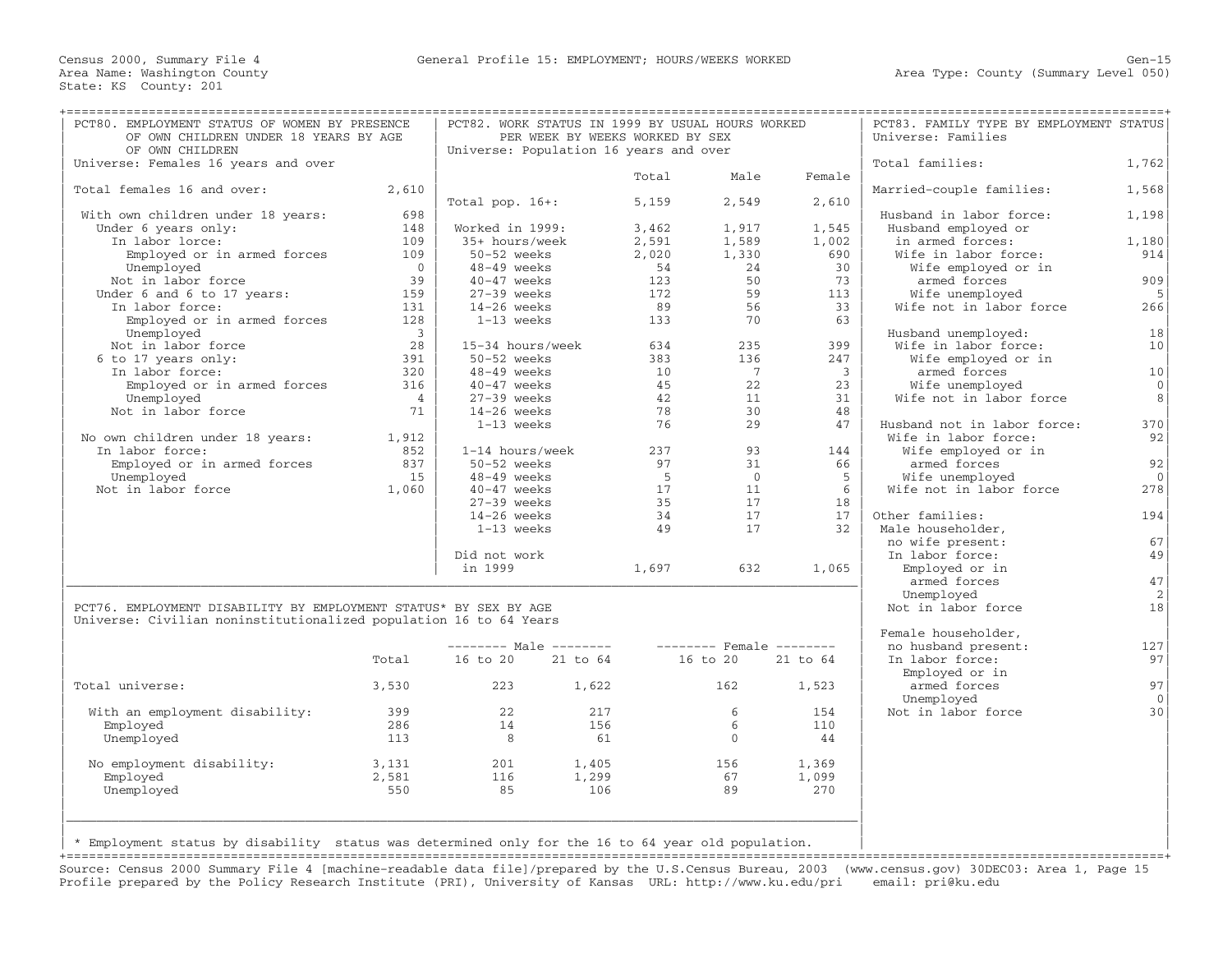Census 2000, Summary File 4 — General Profile 15: EMPLOYMENT; HOURS/WEEKS WORKED — Gen-15

Area Name: Washington County — Area Type: County (Summary Level 050)

State: KS County: 201

## PCT80. EMPLOYMENT STATUS OF WOMEN BY PRESENCE OF OWN CHILDREN UNDER 18 YEARS BY AGE OF OWN CHILDREN

Universe: Females 16 years and over

| | |
|---|---|
| Total females 16 and over: | 2,610 |
| With own children under 18 years: | 698 |
| Under 6 years only: | 148 |
| In labor lorce: | 109 |
| Employed or in armed forces | 109 |
| Unemployed | 0 |
| Not in labor force | 39 |
| Under 6 and 6 to 17 years: | 159 |
| In labor force: | 131 |
| Employed or in armed forces | 128 |
| Unemployed | 3 |
| Not in labor force | 28 |
| 6 to 17 years only: | 391 |
| In labor force: | 320 |
| Employed or in armed forces | 316 |
| Unemployed | 4 |
| Not in labor force | 71 |
| No own children under 18 years: | 1,912 |
| In labor force: | 852 |
| Employed or in armed forces | 837 |
| Unemployed | 15 |
| Not in labor force | 1,060 |

## PCT82. WORK STATUS IN 1999 BY USUAL HOURS WORKED PER WEEK BY WEEKS WORKED BY SEX

Universe: Population 16 years and over

| | Total | Male | Female |
|---|---|---|---|
| Total pop. 16+: | 5,159 | 2,549 | 2,610 |
| Worked in 1999: | 3,462 | 1,917 | 1,545 |
| 35+ hours/week | 2,591 | 1,589 | 1,002 |
| 50-52 weeks | 2,020 | 1,330 | 690 |
| 48-49 weeks | 54 | 24 | 30 |
| 40-47 weeks | 123 | 50 | 73 |
| 27-39 weeks | 172 | 59 | 113 |
| 14-26 weeks | 89 | 56 | 33 |
| 1-13 weeks | 133 | 70 | 63 |
| 15-34 hours/week | 634 | 235 | 399 |
| 50-52 weeks | 383 | 136 | 247 |
| 48-49 weeks | 10 | 7 | 3 |
| 40-47 weeks | 45 | 22 | 23 |
| 27-39 weeks | 42 | 11 | 31 |
| 14-26 weeks | 78 | 30 | 48 |
| 1-13 weeks | 76 | 29 | 47 |
| 1-14 hours/week | 237 | 93 | 144 |
| 50-52 weeks | 97 | 31 | 66 |
| 48-49 weeks | 5 | 0 | 5 |
| 40-47 weeks | 17 | 11 | 6 |
| 27-39 weeks | 35 | 17 | 18 |
| 14-26 weeks | 34 | 17 | 17 |
| 1-13 weeks | 49 | 17 | 32 |
| Did not work in 1999 | 1,697 | 632 | 1,065 |

## PCT83. FAMILY TYPE BY EMPLOYMENT STATUS

Universe: Families

| | |
|---|---|
| Total families: | 1,762 |
| Married-couple families: | 1,568 |
| Husband in labor force: | 1,198 |
| Husband employed or in armed forces: | 1,180 |
| Wife in labor force: | 914 |
| Wife employed or in armed forces | 909 |
| Wife unemployed | 5 |
| Wife not in labor force | 266 |
| Husband unemployed: | 18 |
| Wife in labor force: | 10 |
| Wife employed or in armed forces | 10 |
| Wife unemployed | 0 |
| Wife not in labor force | 8 |
| Husband not in labor force: | 370 |
| Wife in labor force: | 92 |
| Wife employed or in armed forces | 92 |
| Wife unemployed | 0 |
| Wife not in labor force | 278 |
| Other families: | 194 |
| Male householder, no wife present: | 67 |
| In labor force: | 49 |
| Employed or in armed forces | 47 |
| Unemployed | 2 |
| Not in labor force | 18 |
| Female householder, no husband present: | 127 |
| In labor force: | 97 |
| Employed or in armed forces | 97 |
| Unemployed | 0 |
| Not in labor force | 30 |

## PCT76. EMPLOYMENT DISABILITY BY EMPLOYMENT STATUS* BY SEX BY AGE

Universe: Civilian noninstitutionalized population 16 to 64 Years

| | Total | Male 16 to 20 | Male 21 to 64 | Female 16 to 20 | Female 21 to 64 |
|---|---|---|---|---|---|
| Total universe: | 3,530 | 223 | 1,622 | 162 | 1,523 |
| With an employment disability: | 399 | 22 | 217 | 6 | 154 |
| Employed | 286 | 14 | 156 | 6 | 110 |
| Unemployed | 113 | 8 | 61 | 0 | 44 |
| No employment disability: | 3,131 | 201 | 1,405 | 156 | 1,369 |
| Employed | 2,581 | 116 | 1,299 | 67 | 1,099 |
| Unemployed | 550 | 85 | 106 | 89 | 270 |

* Employment status by disability status was determined only for the 16 to 64 year old population.

Source: Census 2000 Summary File 4 [machine-readable data file]/prepared by the U.S.Census Bureau, 2003 (www.census.gov) 30DEC03: Area 1, Page 15
Profile prepared by the Policy Research Institute (PRI), University of Kansas URL: http://www.ku.edu/pri email: pri@ku.edu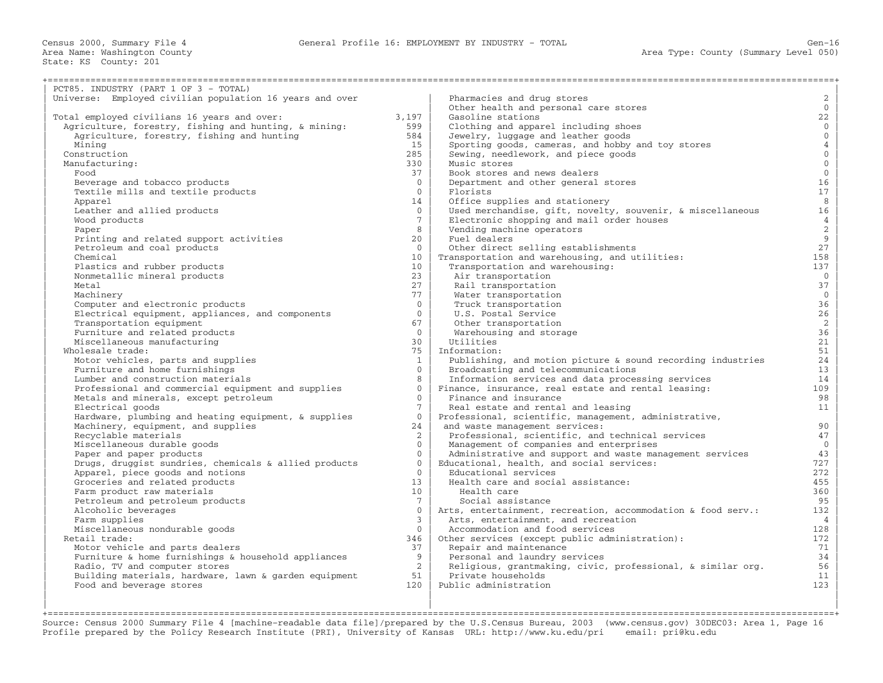Census 2000, Summary File 4 — General Profile 16: EMPLOYMENT BY INDUSTRY - TOTAL

Area Name: Washington County — Area Type: County (Summary Level 050)

State: KS County: 201

## PCT85. INDUSTRY (PART 1 OF 3 - TOTAL)

Universe: Employed civilian population 16 years and over

| Industry | Count |
|---|---|
| Total employed civilians 16 years and over: | 3,197 |
| Agriculture, forestry, fishing and hunting, & mining: | 599 |
| Agriculture, forestry, fishing and hunting | 584 |
| Mining | 15 |
| Construction | 285 |
| Manufacturing: | 330 |
| Food | 37 |
| Beverage and tobacco products | 0 |
| Textile mills and textile products | 0 |
| Apparel | 14 |
| Leather and allied products | 0 |
| Wood products | 7 |
| Paper | 8 |
| Printing and related support activities | 20 |
| Petroleum and coal products | 0 |
| Chemical | 10 |
| Plastics and rubber products | 10 |
| Nonmetallic mineral products | 23 |
| Metal | 27 |
| Machinery | 77 |
| Computer and electronic products | 0 |
| Electrical equipment, appliances, and components | 0 |
| Transportation equipment | 67 |
| Furniture and related products | 0 |
| Miscellaneous manufacturing | 30 |
| Wholesale trade: | 75 |
| Motor vehicles, parts and supplies | 1 |
| Furniture and home furnishings | 0 |
| Lumber and construction materials | 8 |
| Professional and commercial equipment and supplies | 0 |
| Metals and minerals, except petroleum | 0 |
| Electrical goods | 7 |
| Hardware, plumbing and heating equipment, & supplies | 0 |
| Machinery, equipment, and supplies | 24 |
| Recyclable materials | 2 |
| Miscellaneous durable goods | 0 |
| Paper and paper products | 0 |
| Drugs, druggist sundries, chemicals & allied products | 0 |
| Apparel, piece goods and notions | 0 |
| Groceries and related products | 13 |
| Farm product raw materials | 10 |
| Petroleum and petroleum products | 7 |
| Alcoholic beverages | 0 |
| Farm supplies | 3 |
| Miscellaneous nondurable goods | 0 |
| Retail trade: | 346 |
| Motor vehicle and parts dealers | 37 |
| Furniture & home furnishings & household appliances | 9 |
| Radio, TV and computer stores | 2 |
| Building materials, hardware, lawn & garden equipment | 51 |
| Food and beverage stores | 120 |
| Pharmacies and drug stores | 2 |
| Other health and personal care stores | 0 |
| Gasoline stations | 22 |
| Clothing and apparel including shoes | 0 |
| Jewelry, luggage and leather goods | 0 |
| Sporting goods, cameras, and hobby and toy stores | 4 |
| Sewing, needlework, and piece goods | 0 |
| Music stores | 0 |
| Book stores and news dealers | 0 |
| Department and other general stores | 16 |
| Florists | 17 |
| Office supplies and stationery | 8 |
| Used merchandise, gift, novelty, souvenir, & miscellaneous | 16 |
| Electronic shopping and mail order houses | 4 |
| Vending machine operators | 2 |
| Fuel dealers | 9 |
| Other direct selling establishments | 27 |
| Transportation and warehousing, and utilities: | 158 |
| Transportation and warehousing: | 137 |
| Air transportation | 0 |
| Rail transportation | 37 |
| Water transportation | 0 |
| Truck transportation | 36 |
| U.S. Postal Service | 26 |
| Other transportation | 2 |
| Warehousing and storage | 36 |
| Utilities | 21 |
| Information: | 51 |
| Publishing, and motion picture & sound recording industries | 24 |
| Broadcasting and telecommunications | 13 |
| Information services and data processing services | 14 |
| Finance, insurance, real estate and rental leasing: | 109 |
| Finance and insurance | 98 |
| Real estate and rental and leasing | 11 |
| Professional, scientific, management, administrative, and waste management services: | 90 |
| Professional, scientific, and technical services | 47 |
| Management of companies and enterprises | 0 |
| Administrative and support and waste management services | 43 |
| Educational, health, and social services: | 727 |
| Educational services | 272 |
| Health care and social assistance: | 455 |
| Health care | 360 |
| Social assistance | 95 |
| Arts, entertainment, recreation, accommodation & food serv.: | 132 |
| Arts, entertainment, and recreation | 4 |
| Accommodation and food services | 128 |
| Other services (except public administration): | 172 |
| Repair and maintenance | 71 |
| Personal and laundry services | 34 |
| Religious, grantmaking, civic, professional, & similar org. | 56 |
| Private households | 11 |
| Public administration | 123 |

Source: Census 2000 Summary File 4 [machine-readable data file]/prepared by the U.S.Census Bureau, 2003 (www.census.gov) 30DEC03: Area 1, Page 16
Profile prepared by the Policy Research Institute (PRI), University of Kansas URL: http://www.ku.edu/pri email: pri@ku.edu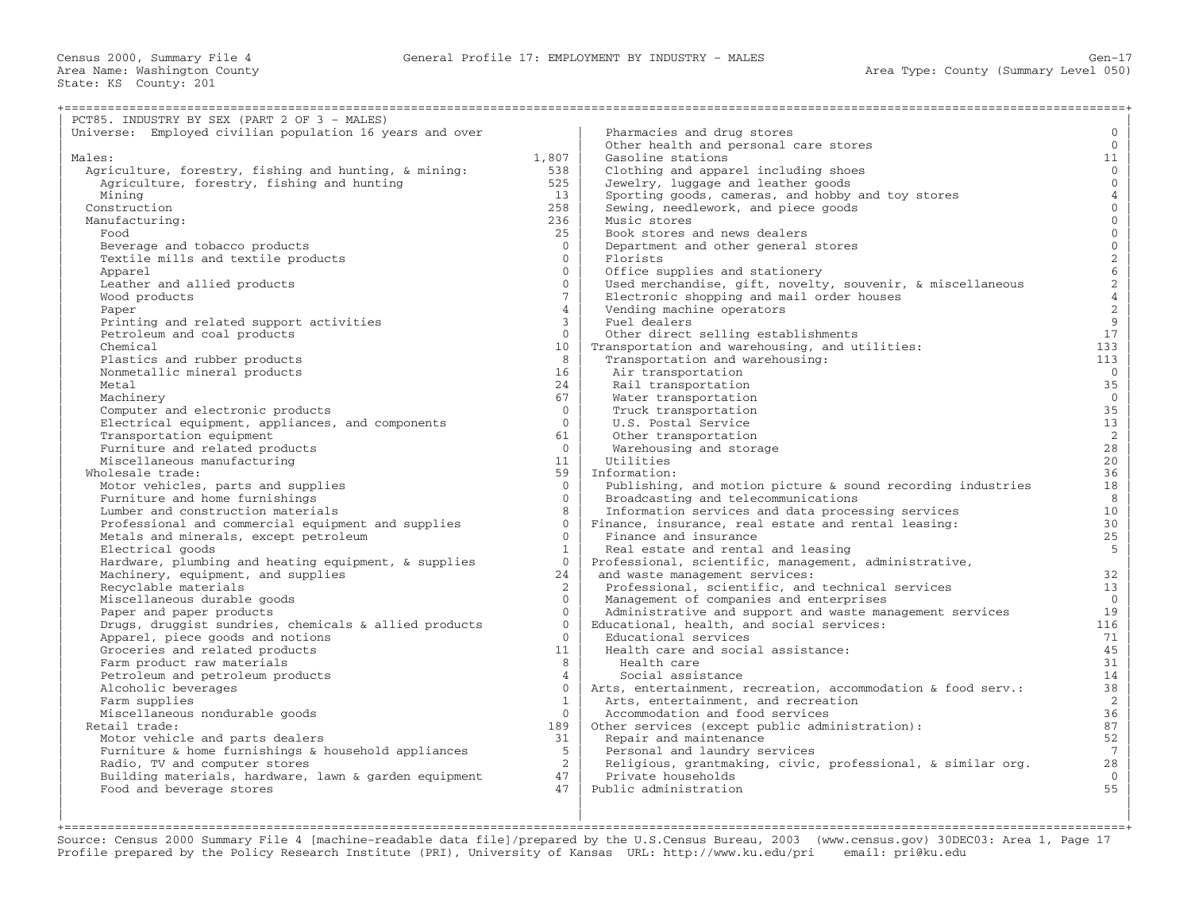Census 2000, Summary File 4 — General Profile 17: EMPLOYMENT BY INDUSTRY - MALES — Gen-17

Area Name: Washington County — Area Type: County (Summary Level 050)

State: KS County: 201

## PCT85. INDUSTRY BY SEX (PART 2 OF 3 - MALES)

Universe: Employed civilian population 16 years and over

| Category | Count |
|---|---|
| Males: | 1,807 |
| Agriculture, forestry, fishing and hunting, & mining: | 538 |
| Agriculture, forestry, fishing and hunting | 525 |
| Mining | 13 |
| Construction | 258 |
| Manufacturing: | 236 |
| Food | 25 |
| Beverage and tobacco products | 0 |
| Textile mills and textile products | 0 |
| Apparel | 0 |
| Leather and allied products | 0 |
| Wood products | 7 |
| Paper | 4 |
| Printing and related support activities | 3 |
| Petroleum and coal products | 0 |
| Chemical | 10 |
| Plastics and rubber products | 8 |
| Nonmetallic mineral products | 16 |
| Metal | 24 |
| Machinery | 67 |
| Computer and electronic products | 0 |
| Electrical equipment, appliances, and components | 0 |
| Transportation equipment | 61 |
| Furniture and related products | 0 |
| Miscellaneous manufacturing | 11 |
| Wholesale trade: | 59 |
| Motor vehicles, parts and supplies | 0 |
| Furniture and home furnishings | 0 |
| Lumber and construction materials | 8 |
| Professional and commercial equipment and supplies | 0 |
| Metals and minerals, except petroleum | 0 |
| Electrical goods | 1 |
| Hardware, plumbing and heating equipment, & supplies | 0 |
| Machinery, equipment, and supplies | 24 |
| Recyclable materials | 2 |
| Miscellaneous durable goods | 0 |
| Paper and paper products | 0 |
| Drugs, druggist sundries, chemicals & allied products | 0 |
| Apparel, piece goods and notions | 0 |
| Groceries and related products | 11 |
| Farm product raw materials | 8 |
| Petroleum and petroleum products | 4 |
| Alcoholic beverages | 0 |
| Farm supplies | 1 |
| Miscellaneous nondurable goods | 0 |
| Retail trade: | 189 |
| Motor vehicle and parts dealers | 31 |
| Furniture & home furnishings & household appliances | 5 |
| Radio, TV and computer stores | 2 |
| Building materials, hardware, lawn & garden equipment | 47 |
| Food and beverage stores | 47 |
| Pharmacies and drug stores | 0 |
| Other health and personal care stores | 0 |
| Gasoline stations | 11 |
| Clothing and apparel including shoes | 0 |
| Jewelry, luggage and leather goods | 0 |
| Sporting goods, cameras, and hobby and toy stores | 4 |
| Sewing, needlework, and piece goods | 0 |
| Music stores | 0 |
| Book stores and news dealers | 0 |
| Department and other general stores | 0 |
| Florists | 2 |
| Office supplies and stationery | 6 |
| Used merchandise, gift, novelty, souvenir, & miscellaneous | 2 |
| Electronic shopping and mail order houses | 4 |
| Vending machine operators | 2 |
| Fuel dealers | 9 |
| Other direct selling establishments | 17 |
| Transportation and warehousing, and utilities: | 133 |
| Transportation and warehousing: | 113 |
| Air transportation | 0 |
| Rail transportation | 35 |
| Water transportation | 0 |
| Truck transportation | 35 |
| U.S. Postal Service | 13 |
| Other transportation | 2 |
| Warehousing and storage | 28 |
| Utilities | 20 |
| Information: | 36 |
| Publishing, and motion picture & sound recording industries | 18 |
| Broadcasting and telecommunications | 8 |
| Information services and data processing services | 10 |
| Finance, insurance, real estate and rental leasing: | 30 |
| Finance and insurance | 25 |
| Real estate and rental and leasing | 5 |
| Professional, scientific, management, administrative, and waste management services: | 32 |
| Professional, scientific, and technical services | 13 |
| Management of companies and enterprises | 0 |
| Administrative and support and waste management services | 19 |
| Educational, health, and social services: | 116 |
| Educational services | 71 |
| Health care and social assistance: | 45 |
| Health care | 31 |
| Social assistance | 14 |
| Arts, entertainment, recreation, accommodation & food serv.: | 38 |
| Arts, entertainment, and recreation | 2 |
| Accommodation and food services | 36 |
| Other services (except public administration): | 87 |
| Repair and maintenance | 52 |
| Personal and laundry services | 7 |
| Religious, grantmaking, civic, professional, & similar org. | 28 |
| Private households | 0 |
| Public administration | 55 |

Source: Census 2000 Summary File 4 [machine-readable data file]/prepared by the U.S.Census Bureau, 2003 (www.census.gov) 30DEC03: Area 1, Page 17
Profile prepared by the Policy Research Institute (PRI), University of Kansas URL: http://www.ku.edu/pri email: pri@ku.edu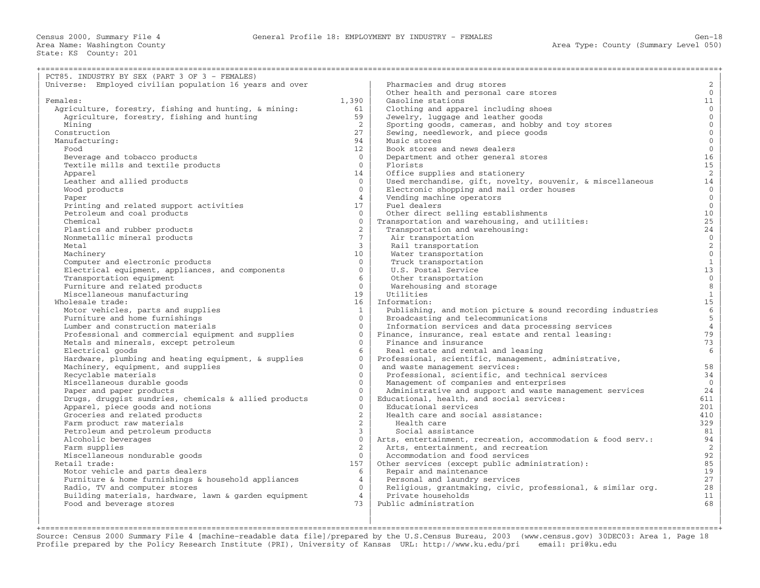Census 2000, Summary File 4 General Profile 18: EMPLOYMENT BY INDUSTRY - FEMALES Gen-18
Area Name: Washington County Area Type: County (Summary Level 050)
State: KS County: 201

PCT85. INDUSTRY BY SEX (PART 3 OF 3 - FEMALES)
Universe: Employed civilian population 16 years and over

| Industry | Count |
|---|---|
| Females: | 1,390 |
| Agriculture, forestry, fishing and hunting, & mining: | 61 |
| Agriculture, forestry, fishing and hunting | 59 |
| Mining | 2 |
| Construction | 27 |
| Manufacturing: | 94 |
| Food | 12 |
| Beverage and tobacco products | 0 |
| Textile mills and textile products | 0 |
| Apparel | 14 |
| Leather and allied products | 0 |
| Wood products | 0 |
| Paper | 4 |
| Printing and related support activities | 17 |
| Petroleum and coal products | 0 |
| Chemical | 0 |
| Plastics and rubber products | 2 |
| Nonmetallic mineral products | 7 |
| Metal | 3 |
| Machinery | 10 |
| Computer and electronic products | 0 |
| Electrical equipment, appliances, and components | 0 |
| Transportation equipment | 6 |
| Furniture and related products | 0 |
| Miscellaneous manufacturing | 19 |
| Wholesale trade: | 16 |
| Motor vehicles, parts and supplies | 1 |
| Furniture and home furnishings | 0 |
| Lumber and construction materials | 0 |
| Professional and commercial equipment and supplies | 0 |
| Metals and minerals, except petroleum | 0 |
| Electrical goods | 6 |
| Hardware, plumbing and heating equipment, & supplies | 0 |
| Machinery, equipment, and supplies | 0 |
| Recyclable materials | 0 |
| Miscellaneous durable goods | 0 |
| Paper and paper products | 0 |
| Drugs, druggist sundries, chemicals & allied products | 0 |
| Apparel, piece goods and notions | 0 |
| Groceries and related products | 2 |
| Farm product raw materials | 2 |
| Petroleum and petroleum products | 3 |
| Alcoholic beverages | 0 |
| Farm supplies | 2 |
| Miscellaneous nondurable goods | 0 |
| Retail trade: | 157 |
| Motor vehicle and parts dealers | 6 |
| Furniture & home furnishings & household appliances | 4 |
| Radio, TV and computer stores | 0 |
| Building materials, hardware, lawn & garden equipment | 4 |
| Food and beverage stores | 73 |
| Pharmacies and drug stores | 2 |
| Other health and personal care stores | 0 |
| Gasoline stations | 11 |
| Clothing and apparel including shoes | 0 |
| Jewelry, luggage and leather goods | 0 |
| Sporting goods, cameras, and hobby and toy stores | 0 |
| Sewing, needlework, and piece goods | 0 |
| Music stores | 0 |
| Book stores and news dealers | 0 |
| Department and other general stores | 16 |
| Florists | 15 |
| Office supplies and stationery | 2 |
| Used merchandise, gift, novelty, souvenir, & miscellaneous | 14 |
| Electronic shopping and mail order houses | 0 |
| Vending machine operators | 0 |
| Fuel dealers | 0 |
| Other direct selling establishments | 10 |
| Transportation and warehousing, and utilities: | 25 |
| Transportation and warehousing: | 24 |
| Air transportation | 0 |
| Rail transportation | 2 |
| Water transportation | 0 |
| Truck transportation | 1 |
| U.S. Postal Service | 13 |
| Other transportation | 0 |
| Warehousing and storage | 8 |
| Utilities | 1 |
| Information: | 15 |
| Publishing, and motion picture & sound recording industries | 6 |
| Broadcasting and telecommunications | 5 |
| Information services and data processing services | 4 |
| Finance, insurance, real estate and rental leasing: | 79 |
| Finance and insurance | 73 |
| Real estate and rental and leasing | 6 |
| Professional, scientific, management, administrative, and waste management services: | 58 |
| Professional, scientific, and technical services | 34 |
| Management of companies and enterprises | 0 |
| Administrative and support and waste management services | 24 |
| Educational, health, and social services: | 611 |
| Educational services | 201 |
| Health care and social assistance: | 410 |
| Health care | 329 |
| Social assistance | 81 |
| Arts, entertainment, recreation, accommodation & food serv.: | 94 |
| Arts, entertainment, and recreation | 2 |
| Accommodation and food services | 92 |
| Other services (except public administration): | 85 |
| Repair and maintenance | 19 |
| Personal and laundry services | 27 |
| Religious, grantmaking, civic, professional, & similar org. | 28 |
| Private households | 11 |
| Public administration | 68 |

Source: Census 2000 Summary File 4 [machine-readable data file]/prepared by the U.S.Census Bureau, 2003 (www.census.gov) 30DEC03: Area 1, Page 18
Profile prepared by the Policy Research Institute (PRI), University of Kansas URL: http://www.ku.edu/pri email: pri@ku.edu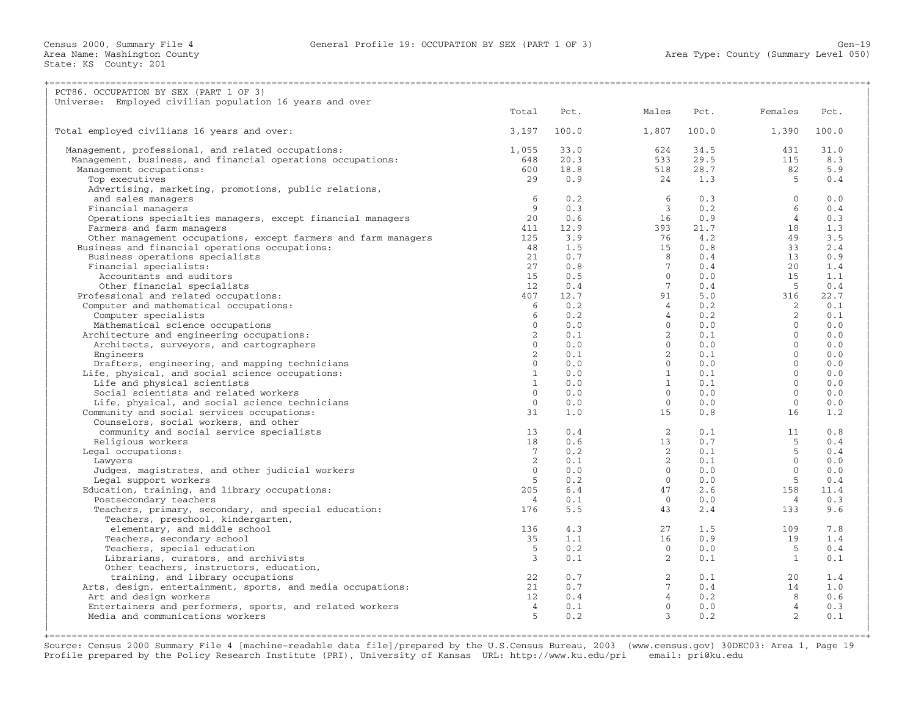Census 2000, Summary File 4 General Profile 19: OCCUPATION BY SEX (PART 1 OF 3) Gen-19
Area Name: Washington County Area Type: County (Summary Level 050)
State: KS County: 201

PCT86. OCCUPATION BY SEX (PART 1 OF 3)
Universe: Employed civilian population 16 years and over

| | Total | Pct. | Males | Pct. | Females | Pct. |
|---|---|---|---|---|---|---|
| Total employed civilians 16 years and over: | 3,197 | 100.0 | 1,807 | 100.0 | 1,390 | 100.0 |
| Management, professional, and related occupations: | 1,055 | 33.0 | 624 | 34.5 | 431 | 31.0 |
| Management, business, and financial operations occupations: | 648 | 20.3 | 533 | 29.5 | 115 | 8.3 |
| Management occupations: | 600 | 18.8 | 518 | 28.7 | 82 | 5.9 |
| Top executives | 29 | 0.9 | 24 | 1.3 | 5 | 0.4 |
| Advertising, marketing, promotions, public relations, and sales managers | 6 | 0.2 | 6 | 0.3 | 0 | 0.0 |
| Financial managers | 9 | 0.3 | 3 | 0.2 | 6 | 0.4 |
| Operations specialties managers, except financial managers | 20 | 0.6 | 16 | 0.9 | 4 | 0.3 |
| Farmers and farm managers | 411 | 12.9 | 393 | 21.7 | 18 | 1.3 |
| Other management occupations, except farmers and farm managers | 125 | 3.9 | 76 | 4.2 | 49 | 3.5 |
| Business and financial operations occupations: | 48 | 1.5 | 15 | 0.8 | 33 | 2.4 |
| Business operations specialists | 21 | 0.7 | 8 | 0.4 | 13 | 0.9 |
| Financial specialists: | 27 | 0.8 | 7 | 0.4 | 20 | 1.4 |
| Accountants and auditors | 15 | 0.5 | 0 | 0.0 | 15 | 1.1 |
| Other financial specialists | 12 | 0.4 | 7 | 0.4 | 5 | 0.4 |
| Professional and related occupations: | 407 | 12.7 | 91 | 5.0 | 316 | 22.7 |
| Computer and mathematical occupations: | 6 | 0.2 | 4 | 0.2 | 2 | 0.1 |
| Computer specialists | 6 | 0.2 | 4 | 0.2 | 2 | 0.1 |
| Mathematical science occupations | 0 | 0.0 | 0 | 0.0 | 0 | 0.0 |
| Architecture and engineering occupations: | 2 | 0.1 | 2 | 0.1 | 0 | 0.0 |
| Architects, surveyors, and cartographers | 0 | 0.0 | 0 | 0.0 | 0 | 0.0 |
| Engineers | 2 | 0.1 | 2 | 0.1 | 0 | 0.0 |
| Drafters, engineering, and mapping technicians | 0 | 0.0 | 0 | 0.0 | 0 | 0.0 |
| Life, physical, and social science occupations: | 1 | 0.0 | 1 | 0.1 | 0 | 0.0 |
| Life and physical scientists | 1 | 0.0 | 1 | 0.1 | 0 | 0.0 |
| Social scientists and related workers | 0 | 0.0 | 0 | 0.0 | 0 | 0.0 |
| Life, physical, and social science technicians | 0 | 0.0 | 0 | 0.0 | 0 | 0.0 |
| Community and social services occupations: | 31 | 1.0 | 15 | 0.8 | 16 | 1.2 |
| Counselors, social workers, and other community and social service specialists | 13 | 0.4 | 2 | 0.1 | 11 | 0.8 |
| Religious workers | 18 | 0.6 | 13 | 0.7 | 5 | 0.4 |
| Legal occupations: | 7 | 0.2 | 2 | 0.1 | 5 | 0.4 |
| Lawyers | 2 | 0.1 | 2 | 0.1 | 0 | 0.0 |
| Judges, magistrates, and other judicial workers | 0 | 0.0 | 0 | 0.0 | 0 | 0.0 |
| Legal support workers | 5 | 0.2 | 0 | 0.0 | 5 | 0.4 |
| Education, training, and library occupations: | 205 | 6.4 | 47 | 2.6 | 158 | 11.4 |
| Postsecondary teachers | 4 | 0.1 | 0 | 0.0 | 4 | 0.3 |
| Teachers, primary, secondary, and special education: | 176 | 5.5 | 43 | 2.4 | 133 | 9.6 |
| Teachers, preschool, kindergarten, elementary, and middle school | 136 | 4.3 | 27 | 1.5 | 109 | 7.8 |
| Teachers, secondary school | 35 | 1.1 | 16 | 0.9 | 19 | 1.4 |
| Teachers, special education | 5 | 0.2 | 0 | 0.0 | 5 | 0.4 |
| Librarians, curators, and archivists | 3 | 0.1 | 2 | 0.1 | 1 | 0.1 |
| Other teachers, instructors, education, training, and library occupations | 22 | 0.7 | 2 | 0.1 | 20 | 1.4 |
| Arts, design, entertainment, sports, and media occupations: | 21 | 0.7 | 7 | 0.4 | 14 | 1.0 |
| Art and design workers | 12 | 0.4 | 4 | 0.2 | 8 | 0.6 |
| Entertainers and performers, sports, and related workers | 4 | 0.1 | 0 | 0.0 | 4 | 0.3 |
| Media and communications workers | 5 | 0.2 | 3 | 0.2 | 2 | 0.1 |

Source: Census 2000 Summary File 4 [machine-readable data file]/prepared by the U.S.Census Bureau, 2003 (www.census.gov) 30DEC03: Area 1, Page 19
Profile prepared by the Policy Research Institute (PRI), University of Kansas URL: http://www.ku.edu/pri email: pri@ku.edu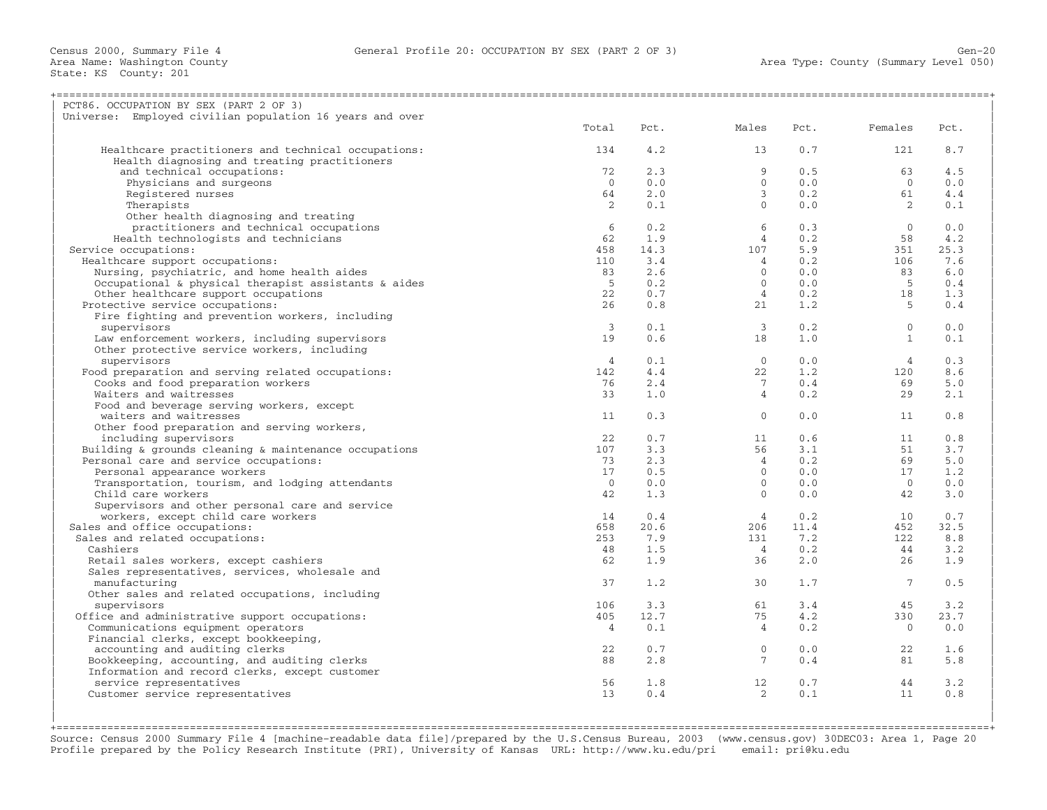Census 2000, Summary File 4 — General Profile 20: OCCUPATION BY SEX (PART 2 OF 3)

Area Name: Washington County
State: KS County: 201
Area Type: County (Summary Level 050)

## PCT86. OCCUPATION BY SEX (PART 2 OF 3)

Universe: Employed civilian population 16 years and over

| Occupation | Total | Pct. | Males | Pct. | Females | Pct. |
|---|---|---|---|---|---|---|
| Healthcare practitioners and technical occupations: | 134 | 4.2 | 13 | 0.7 | 121 | 8.7 |
| Health diagnosing and treating practitioners and technical occupations: | 72 | 2.3 | 9 | 0.5 | 63 | 4.5 |
| Physicians and surgeons | 0 | 0.0 | 0 | 0.0 | 0 | 0.0 |
| Registered nurses | 64 | 2.0 | 3 | 0.2 | 61 | 4.4 |
| Therapists | 2 | 0.1 | 0 | 0.0 | 2 | 0.1 |
| Other health diagnosing and treating practitioners and technical occupations | 6 | 0.2 | 6 | 0.3 | 0 | 0.0 |
| Health technologists and technicians | 62 | 1.9 | 4 | 0.2 | 58 | 4.2 |
| Service occupations: | 458 | 14.3 | 107 | 5.9 | 351 | 25.3 |
| Healthcare support occupations: | 110 | 3.4 | 4 | 0.2 | 106 | 7.6 |
| Nursing, psychiatric, and home health aides | 83 | 2.6 | 0 | 0.0 | 83 | 6.0 |
| Occupational & physical therapist assistants & aides | 5 | 0.2 | 0 | 0.0 | 5 | 0.4 |
| Other healthcare support occupations | 22 | 0.7 | 4 | 0.2 | 18 | 1.3 |
| Protective service occupations: | 26 | 0.8 | 21 | 1.2 | 5 | 0.4 |
| Fire fighting and prevention workers, including supervisors | 3 | 0.1 | 3 | 0.2 | 0 | 0.0 |
| Law enforcement workers, including supervisors | 19 | 0.6 | 18 | 1.0 | 1 | 0.1 |
| Other protective service workers, including supervisors | 4 | 0.1 | 0 | 0.0 | 4 | 0.3 |
| Food preparation and serving related occupations: | 142 | 4.4 | 22 | 1.2 | 120 | 8.6 |
| Cooks and food preparation workers | 76 | 2.4 | 7 | 0.4 | 69 | 5.0 |
| Waiters and waitresses | 33 | 1.0 | 4 | 0.2 | 29 | 2.1 |
| Food and beverage serving workers, except waiters and waitresses | 11 | 0.3 | 0 | 0.0 | 11 | 0.8 |
| Other food preparation and serving workers, including supervisors | 22 | 0.7 | 11 | 0.6 | 11 | 0.8 |
| Building & grounds cleaning & maintenance occupations | 107 | 3.3 | 56 | 3.1 | 51 | 3.7 |
| Personal care and service occupations: | 73 | 2.3 | 4 | 0.2 | 69 | 5.0 |
| Personal appearance workers | 17 | 0.5 | 0 | 0.0 | 17 | 1.2 |
| Transportation, tourism, and lodging attendants | 0 | 0.0 | 0 | 0.0 | 0 | 0.0 |
| Child care workers | 42 | 1.3 | 0 | 0.0 | 42 | 3.0 |
| Supervisors and other personal care and service workers, except child care workers | 14 | 0.4 | 4 | 0.2 | 10 | 0.7 |
| Sales and office occupations: | 658 | 20.6 | 206 | 11.4 | 452 | 32.5 |
| Sales and related occupations: | 253 | 7.9 | 131 | 7.2 | 122 | 8.8 |
| Cashiers | 48 | 1.5 | 4 | 0.2 | 44 | 3.2 |
| Retail sales workers, except cashiers | 62 | 1.9 | 36 | 2.0 | 26 | 1.9 |
| Sales representatives, services, wholesale and manufacturing | 37 | 1.2 | 30 | 1.7 | 7 | 0.5 |
| Other sales and related occupations, including supervisors | 106 | 3.3 | 61 | 3.4 | 45 | 3.2 |
| Office and administrative support occupations: | 405 | 12.7 | 75 | 4.2 | 330 | 23.7 |
| Communications equipment operators | 4 | 0.1 | 4 | 0.2 | 0 | 0.0 |
| Financial clerks, except bookkeeping, accounting and auditing clerks | 22 | 0.7 | 0 | 0.0 | 22 | 1.6 |
| Bookkeeping, accounting, and auditing clerks | 88 | 2.8 | 7 | 0.4 | 81 | 5.8 |
| Information and record clerks, except customer service representatives | 56 | 1.8 | 12 | 0.7 | 44 | 3.2 |
| Customer service representatives | 13 | 0.4 | 2 | 0.1 | 11 | 0.8 |

Source: Census 2000 Summary File 4 [machine-readable data file]/prepared by the U.S.Census Bureau, 2003 (www.census.gov) 30DEC03: Area 1, Page 20
Profile prepared by the Policy Research Institute (PRI), University of Kansas URL: http://www.ku.edu/pri email: pri@ku.edu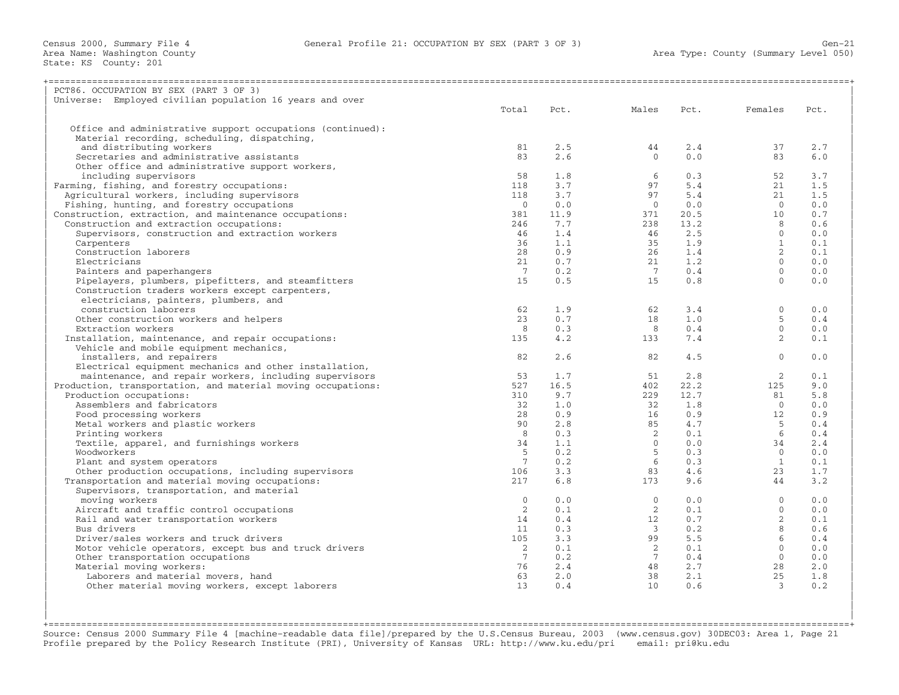Census 2000, Summary File 4 — General Profile 21: OCCUPATION BY SEX (PART 3 OF 3)
Area Name: Washington County — Area Type: County (Summary Level 050)
State: KS County: 201

## PCT86. OCCUPATION BY SEX (PART 3 OF 3)

Universe: Employed civilian population 16 years and over

| Occupation | Total | Pct. | Males | Pct. | Females | Pct. |
|---|---|---|---|---|---|---|
| Office and administrative support occupations (continued): | | | | | | |
| Material recording, scheduling, dispatching, and distributing workers | 81 | 2.5 | 44 | 2.4 | 37 | 2.7 |
| Secretaries and administrative assistants | 83 | 2.6 | 0 | 0.0 | 83 | 6.0 |
| Other office and administrative support workers, including supervisors | 58 | 1.8 | 6 | 0.3 | 52 | 3.7 |
| Farming, fishing, and forestry occupations: | 118 | 3.7 | 97 | 5.4 | 21 | 1.5 |
| Agricultural workers, including supervisors | 118 | 3.7 | 97 | 5.4 | 21 | 1.5 |
| Fishing, hunting, and forestry occupations | 0 | 0.0 | 0 | 0.0 | 0 | 0.0 |
| Construction, extraction, and maintenance occupations: | 381 | 11.9 | 371 | 20.5 | 10 | 0.7 |
| Construction and extraction occupations: | 246 | 7.7 | 238 | 13.2 | 8 | 0.6 |
| Supervisors, construction and extraction workers | 46 | 1.4 | 46 | 2.5 | 0 | 0.0 |
| Carpenters | 36 | 1.1 | 35 | 1.9 | 1 | 0.1 |
| Construction laborers | 28 | 0.9 | 26 | 1.4 | 2 | 0.1 |
| Electricians | 21 | 0.7 | 21 | 1.2 | 0 | 0.0 |
| Painters and paperhangers | 7 | 0.2 | 7 | 0.4 | 0 | 0.0 |
| Pipelayers, plumbers, pipefitters, and steamfitters | 15 | 0.5 | 15 | 0.8 | 0 | 0.0 |
| Construction traders workers except carpenters, electricians, painters, plumbers, and construction laborers | 62 | 1.9 | 62 | 3.4 | 0 | 0.0 |
| Other construction workers and helpers | 23 | 0.7 | 18 | 1.0 | 5 | 0.4 |
| Extraction workers | 8 | 0.3 | 8 | 0.4 | 0 | 0.0 |
| Installation, maintenance, and repair occupations: | 135 | 4.2 | 133 | 7.4 | 2 | 0.1 |
| Vehicle and mobile equipment mechanics, installers, and repairers | 82 | 2.6 | 82 | 4.5 | 0 | 0.0 |
| Electrical equipment mechanics and other installation, maintenance, and repair workers, including supervisors | 53 | 1.7 | 51 | 2.8 | 2 | 0.1 |
| Production, transportation, and material moving occupations: | 527 | 16.5 | 402 | 22.2 | 125 | 9.0 |
| Production occupations: | 310 | 9.7 | 229 | 12.7 | 81 | 5.8 |
| Assemblers and fabricators | 32 | 1.0 | 32 | 1.8 | 0 | 0.0 |
| Food processing workers | 28 | 0.9 | 16 | 0.9 | 12 | 0.9 |
| Metal workers and plastic workers | 90 | 2.8 | 85 | 4.7 | 5 | 0.4 |
| Printing workers | 8 | 0.3 | 2 | 0.1 | 6 | 0.4 |
| Textile, apparel, and furnishings workers | 34 | 1.1 | 0 | 0.0 | 34 | 2.4 |
| Woodworkers | 5 | 0.2 | 5 | 0.3 | 0 | 0.0 |
| Plant and system operators | 7 | 0.2 | 6 | 0.3 | 1 | 0.1 |
| Other production occupations, including supervisors | 106 | 3.3 | 83 | 4.6 | 23 | 1.7 |
| Transportation and material moving occupations: | 217 | 6.8 | 173 | 9.6 | 44 | 3.2 |
| Supervisors, transportation, and material moving workers | 0 | 0.0 | 0 | 0.0 | 0 | 0.0 |
| Aircraft and traffic control occupations | 2 | 0.1 | 2 | 0.1 | 0 | 0.0 |
| Rail and water transportation workers | 14 | 0.4 | 12 | 0.7 | 2 | 0.1 |
| Bus drivers | 11 | 0.3 | 3 | 0.2 | 8 | 0.6 |
| Driver/sales workers and truck drivers | 105 | 3.3 | 99 | 5.5 | 6 | 0.4 |
| Motor vehicle operators, except bus and truck drivers | 2 | 0.1 | 2 | 0.1 | 0 | 0.0 |
| Other transportation occupations | 7 | 0.2 | 7 | 0.4 | 0 | 0.0 |
| Material moving workers: | 76 | 2.4 | 48 | 2.7 | 28 | 2.0 |
| Laborers and material movers, hand | 63 | 2.0 | 38 | 2.1 | 25 | 1.8 |
| Other material moving workers, except laborers | 13 | 0.4 | 10 | 0.6 | 3 | 0.2 |

Source: Census 2000 Summary File 4 [machine-readable data file]/prepared by the U.S.Census Bureau, 2003 (www.census.gov) 30DEC03: Area 1, Page 21
Profile prepared by the Policy Research Institute (PRI), University of Kansas URL: http://www.ku.edu/pri email: pri@ku.edu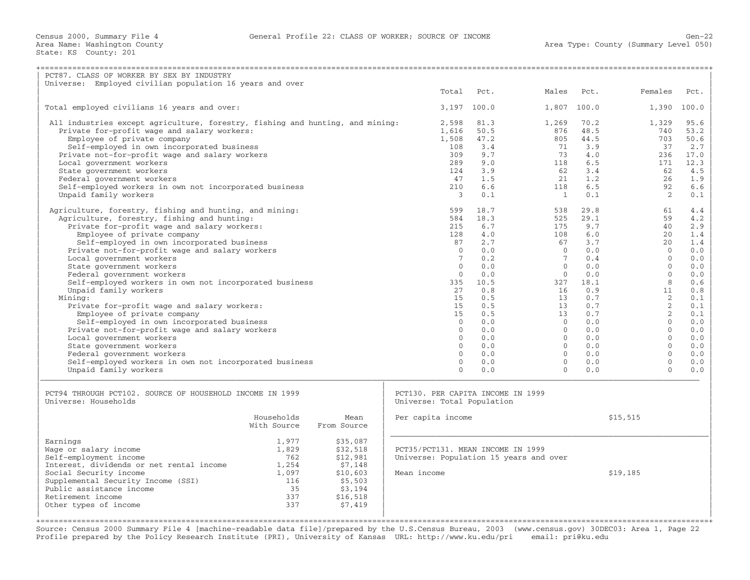Census 2000, Summary File 4 — General Profile 22: CLASS OF WORKER; SOURCE OF INCOME — Gen-22

Area Name: Washington County — Area Type: County (Summary Level 050)

State: KS County: 201

## PCT87. CLASS OF WORKER BY SEX BY INDUSTRY

Universe: Employed civilian population 16 years and over

| | Total | Pct. | Males | Pct. | Females | Pct. |
|---|---|---|---|---|---|---|
| Total employed civilians 16 years and over: | 3,197 | 100.0 | 1,807 | 100.0 | 1,390 | 100.0 |
| All industries except agriculture, forestry, fishing and hunting, and mining: | 2,598 | 81.3 | 1,269 | 70.2 | 1,329 | 95.6 |
| Private for-profit wage and salary workers: | 1,616 | 50.5 | 876 | 48.5 | 740 | 53.2 |
| Employee of private company | 1,508 | 47.2 | 805 | 44.5 | 703 | 50.6 |
| Self-employed in own incorporated business | 108 | 3.4 | 71 | 3.9 | 37 | 2.7 |
| Private not-for-profit wage and salary workers | 309 | 9.7 | 73 | 4.0 | 236 | 17.0 |
| Local government workers | 289 | 9.0 | 118 | 6.5 | 171 | 12.3 |
| State government workers | 124 | 3.9 | 62 | 3.4 | 62 | 4.5 |
| Federal government workers | 47 | 1.5 | 21 | 1.2 | 26 | 1.9 |
| Self-employed workers in own not incorporated business | 210 | 6.6 | 118 | 6.5 | 92 | 6.6 |
| Unpaid family workers | 3 | 0.1 | 1 | 0.1 | 2 | 0.1 |
| Agriculture, forestry, fishing and hunting, and mining: | 599 | 18.7 | 538 | 29.8 | 61 | 4.4 |
| Agriculture, forestry, fishing and hunting: | 584 | 18.3 | 525 | 29.1 | 59 | 4.2 |
| Private for-profit wage and salary workers: | 215 | 6.7 | 175 | 9.7 | 40 | 2.9 |
| Employee of private company | 128 | 4.0 | 108 | 6.0 | 20 | 1.4 |
| Self-employed in own incorporated business | 87 | 2.7 | 67 | 3.7 | 20 | 1.4 |
| Private not-for-profit wage and salary workers | 0 | 0.0 | 0 | 0.0 | 0 | 0.0 |
| Local government workers | 7 | 0.2 | 7 | 0.4 | 0 | 0.0 |
| State government workers | 0 | 0.0 | 0 | 0.0 | 0 | 0.0 |
| Federal government workers | 0 | 0.0 | 0 | 0.0 | 0 | 0.0 |
| Self-employed workers in own not incorporated business | 335 | 10.5 | 327 | 18.1 | 8 | 0.6 |
| Unpaid family workers | 27 | 0.8 | 16 | 0.9 | 11 | 0.8 |
| Mining: | 15 | 0.5 | 13 | 0.7 | 2 | 0.1 |
| Private for-profit wage and salary workers: | 15 | 0.5 | 13 | 0.7 | 2 | 0.1 |
| Employee of private company | 15 | 0.5 | 13 | 0.7 | 2 | 0.1 |
| Self-employed in own incorporated business | 0 | 0.0 | 0 | 0.0 | 0 | 0.0 |
| Private not-for-profit wage and salary workers | 0 | 0.0 | 0 | 0.0 | 0 | 0.0 |
| Local government workers | 0 | 0.0 | 0 | 0.0 | 0 | 0.0 |
| State government workers | 0 | 0.0 | 0 | 0.0 | 0 | 0.0 |
| Federal government workers | 0 | 0.0 | 0 | 0.0 | 0 | 0.0 |
| Self-employed workers in own not incorporated business | 0 | 0.0 | 0 | 0.0 | 0 | 0.0 |
| Unpaid family workers | 0 | 0.0 | 0 | 0.0 | 0 | 0.0 |

## PCT94 THROUGH PCT102. SOURCE OF HOUSEHOLD INCOME IN 1999

Universe: Households

| | Households With Source | Mean From Source |
|---|---|---|
| Earnings | 1,977 | $35,087 |
| Wage or salary income | 1,829 | $32,518 |
| Self-employment income | 762 | $12,981 |
| Interest, dividends or net rental income | 1,254 | $7,148 |
| Social Security income | 1,097 | $10,603 |
| Supplemental Security Income (SSI) | 116 | $5,503 |
| Public assistance income | 35 | $3,194 |
| Retirement income | 337 | $16,518 |
| Other types of income | 337 | $7,419 |

## PCT130. PER CAPITA INCOME IN 1999

Universe: Total Population

Per capita income: $15,515

## PCT35/PCT131. MEAN INCOME IN 1999

Universe: Population 15 years and over

Mean income: $19,185

Source: Census 2000 Summary File 4 [machine-readable data file]/prepared by the U.S.Census Bureau, 2003 (www.census.gov) 30DEC03: Area 1, Page 22
Profile prepared by the Policy Research Institute (PRI), University of Kansas URL: http://www.ku.edu/pri email: pri@ku.edu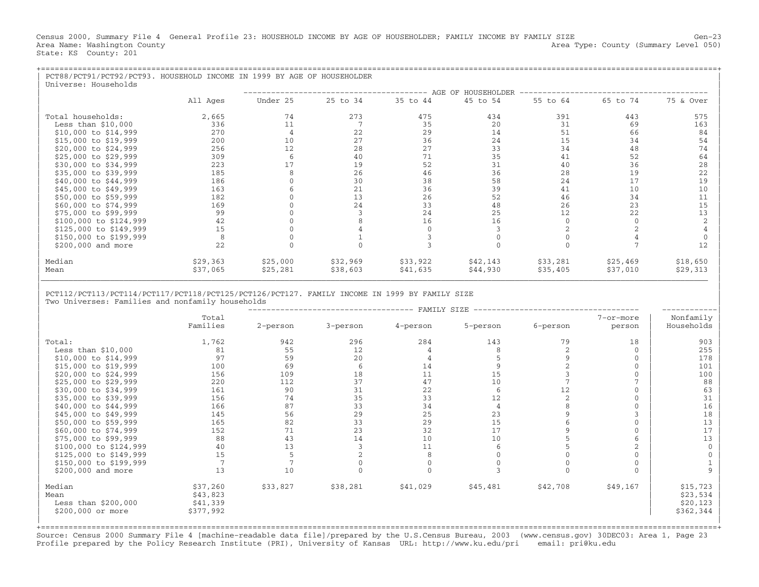Census 2000, Summary File 4 General Profile 23: HOUSEHOLD INCOME BY AGE OF HOUSEHOLDER; FAMILY INCOME BY FAMILY SIZE Gen-23
Area Name: Washington County Area Type: County (Summary Level 050)
State: KS County: 201

## PCT88/PCT91/PCT92/PCT93. HOUSEHOLD INCOME IN 1999 BY AGE OF HOUSEHOLDER

Universe: Households

| | All Ages | AGE OF HOUSEHOLDER: Under 25 | 25 to 34 | 35 to 44 | 45 to 54 | 55 to 64 | 65 to 74 | 75 & Over |
|---|---|---|---|---|---|---|---|---|
| Total households: | 2,665 | 74 | 273 | 475 | 434 | 391 | 443 | 575 |
| Less than $10,000 | 336 | 11 | 7 | 35 | 20 | 31 | 69 | 163 |
| $10,000 to $14,999 | 270 | 4 | 22 | 29 | 14 | 51 | 66 | 84 |
| $15,000 to $19,999 | 200 | 10 | 27 | 36 | 24 | 15 | 34 | 54 |
| $20,000 to $24,999 | 256 | 12 | 28 | 27 | 33 | 34 | 48 | 74 |
| $25,000 to $29,999 | 309 | 6 | 40 | 71 | 35 | 41 | 52 | 64 |
| $30,000 to $34,999 | 223 | 17 | 19 | 52 | 31 | 40 | 36 | 28 |
| $35,000 to $39,999 | 185 | 8 | 26 | 46 | 36 | 28 | 19 | 22 |
| $40,000 to $44,999 | 186 | 0 | 30 | 38 | 58 | 24 | 17 | 19 |
| $45,000 to $49,999 | 163 | 6 | 21 | 36 | 39 | 41 | 10 | 10 |
| $50,000 to $59,999 | 182 | 0 | 13 | 26 | 52 | 46 | 34 | 11 |
| $60,000 to $74,999 | 169 | 0 | 24 | 33 | 48 | 26 | 23 | 15 |
| $75,000 to $99,999 | 99 | 0 | 3 | 24 | 25 | 12 | 22 | 13 |
| $100,000 to $124,999 | 42 | 0 | 8 | 16 | 16 | 0 | 0 | 2 |
| $125,000 to $149,999 | 15 | 0 | 4 | 0 | 3 | 2 | 2 | 4 |
| $150,000 to $199,999 | 8 | 0 | 1 | 3 | 0 | 0 | 4 | 0 |
| $200,000 and more | 22 | 0 | 0 | 3 | 0 | 0 | 7 | 12 |
| Median | $29,363 | $25,000 | $32,969 | $33,922 | $42,143 | $33,281 | $25,469 | $18,650 |
| Mean | $37,065 | $25,281 | $38,603 | $41,635 | $44,930 | $35,405 | $37,010 | $29,313 |

## PCT112/PCT113/PCT114/PCT117/PCT118/PCT125/PCT126/PCT127. FAMILY INCOME IN 1999 BY FAMILY SIZE

Two Universes: Families and nonfamily households

| | Total Families | FAMILY SIZE: 2-person | 3-person | 4-person | 5-person | 6-person | 7-or-more person | Nonfamily Households |
|---|---|---|---|---|---|---|---|---|
| Total: | 1,762 | 942 | 296 | 284 | 143 | 79 | 18 | 903 |
| Less than $10,000 | 81 | 55 | 12 | 4 | 8 | 2 | 0 | 255 |
| $10,000 to $14,999 | 97 | 59 | 20 | 4 | 5 | 9 | 0 | 178 |
| $15,000 to $19,999 | 100 | 69 | 6 | 14 | 9 | 2 | 0 | 101 |
| $20,000 to $24,999 | 156 | 109 | 18 | 11 | 15 | 3 | 0 | 100 |
| $25,000 to $29,999 | 220 | 112 | 37 | 47 | 10 | 7 | 7 | 88 |
| $30,000 to $34,999 | 161 | 90 | 31 | 22 | 6 | 12 | 0 | 63 |
| $35,000 to $39,999 | 156 | 74 | 35 | 33 | 12 | 2 | 0 | 31 |
| $40,000 to $44,999 | 166 | 87 | 33 | 34 | 4 | 8 | 0 | 16 |
| $45,000 to $49,999 | 145 | 56 | 29 | 25 | 23 | 9 | 3 | 18 |
| $50,000 to $59,999 | 165 | 82 | 33 | 29 | 15 | 6 | 0 | 13 |
| $60,000 to $74,999 | 152 | 71 | 23 | 32 | 17 | 9 | 0 | 17 |
| $75,000 to $99,999 | 88 | 43 | 14 | 10 | 10 | 5 | 6 | 13 |
| $100,000 to $124,999 | 40 | 13 | 3 | 11 | 6 | 5 | 2 | 0 |
| $125,000 to $149,999 | 15 | 5 | 2 | 8 | 0 | 0 | 0 | 0 |
| $150,000 to $199,999 | 7 | 7 | 0 | 0 | 0 | 0 | 0 | 1 |
| $200,000 and more | 13 | 10 | 0 | 0 | 3 | 0 | 0 | 9 |
| Median | $37,260 | $33,827 | $38,281 | $41,029 | $45,481 | $42,708 | $49,167 | $15,723 |
| Mean | $43,823 | | | | | | | $23,534 |
| Less than $200,000 | $41,339 | | | | | | | $20,123 |
| $200,000 or more | $377,992 | | | | | | | $362,344 |

Source: Census 2000 Summary File 4 [machine-readable data file]/prepared by the U.S.Census Bureau, 2003 (www.census.gov) 30DEC03: Area 1, Page 23
Profile prepared by the Policy Research Institute (PRI), University of Kansas URL: http://www.ku.edu/pri email: pri@ku.edu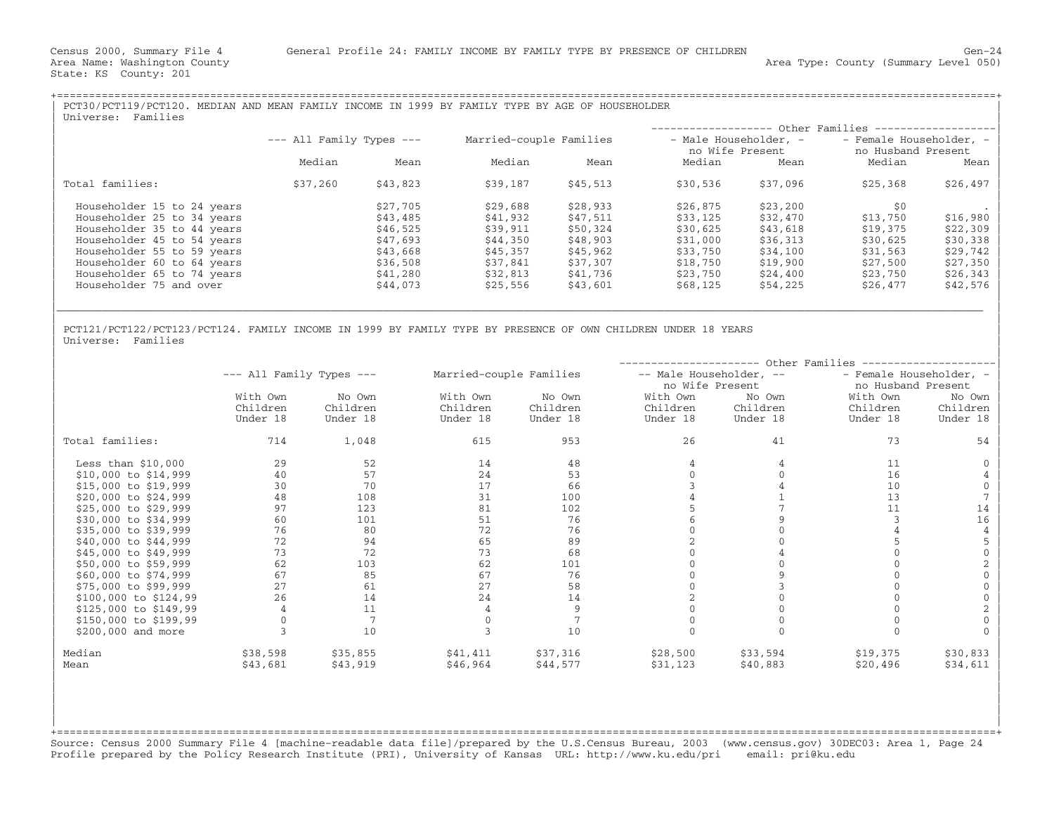Census 2000, Summary File 4 General Profile 24: FAMILY INCOME BY FAMILY TYPE BY PRESENCE OF CHILDREN Gen-24
Area Name: Washington County Area Type: County (Summary Level 050)
State: KS County: 201

## PCT30/PCT119/PCT120. MEDIAN AND MEAN FAMILY INCOME IN 1999 BY FAMILY TYPE BY AGE OF HOUSEHOLDER

Universe: Families

| | All Family Types | | Married-couple Families | | Other Families: Male Householder, no Wife Present | | Other Families: Female Householder, no Husband Present | |
|---|---|---|---|---|---|---|---|---|
| | Median | Mean | Median | Mean | Median | Mean | Median | Mean |
| Total families: | $37,260 | $43,823 | $39,187 | $45,513 | $30,536 | $37,096 | $25,368 | $26,497 |
| Householder 15 to 24 years | | $27,705 | $29,688 | $28,933 | $26,875 | $23,200 | $0 | . |
| Householder 25 to 34 years | | $43,485 | $41,932 | $47,511 | $33,125 | $32,470 | $13,750 | $16,980 |
| Householder 35 to 44 years | | $46,525 | $39,911 | $50,324 | $30,625 | $43,618 | $19,375 | $22,309 |
| Householder 45 to 54 years | | $47,693 | $44,350 | $48,903 | $31,000 | $36,313 | $30,625 | $30,338 |
| Householder 55 to 59 years | | $43,668 | $45,357 | $45,962 | $33,750 | $34,100 | $31,563 | $29,742 |
| Householder 60 to 64 years | | $36,508 | $37,841 | $37,307 | $18,750 | $19,900 | $27,500 | $27,350 |
| Householder 65 to 74 years | | $41,280 | $32,813 | $41,736 | $23,750 | $24,400 | $23,750 | $26,343 |
| Householder 75 and over | | $44,073 | $25,556 | $43,601 | $68,125 | $54,225 | $26,477 | $42,576 |

## PCT121/PCT122/PCT123/PCT124. FAMILY INCOME IN 1999 BY FAMILY TYPE BY PRESENCE OF OWN CHILDREN UNDER 18 YEARS

Universe: Families

| | All Family Types | | Married-couple Families | | Other Families: Male Householder, no Wife Present | | Other Families: Female Householder, no Husband Present | |
|---|---|---|---|---|---|---|---|---|
| | With Own Children Under 18 | No Own Children Under 18 | With Own Children Under 18 | No Own Children Under 18 | With Own Children Under 18 | No Own Children Under 18 | With Own Children Under 18 | No Own Children Under 18 |
| Total families: | 714 | 1,048 | 615 | 953 | 26 | 41 | 73 | 54 |
| Less than $10,000 | 29 | 52 | 14 | 48 | 4 | 4 | 11 | 0 |
| $10,000 to $14,999 | 40 | 57 | 24 | 53 | 0 | 0 | 16 | 4 |
| $15,000 to $19,999 | 30 | 70 | 17 | 66 | 3 | 4 | 10 | 0 |
| $20,000 to $24,999 | 48 | 108 | 31 | 100 | 4 | 1 | 13 | 7 |
| $25,000 to $29,999 | 97 | 123 | 81 | 102 | 5 | 7 | 11 | 14 |
| $30,000 to $34,999 | 60 | 101 | 51 | 76 | 6 | 9 | 3 | 16 |
| $35,000 to $39,999 | 76 | 80 | 72 | 76 | 0 | 0 | 4 | 4 |
| $40,000 to $44,999 | 72 | 94 | 65 | 89 | 2 | 0 | 5 | 5 |
| $45,000 to $49,999 | 73 | 72 | 73 | 68 | 0 | 4 | 0 | 0 |
| $50,000 to $59,999 | 62 | 103 | 62 | 101 | 0 | 0 | 0 | 2 |
| $60,000 to $74,999 | 67 | 85 | 67 | 76 | 0 | 9 | 0 | 0 |
| $75,000 to $99,999 | 27 | 61 | 27 | 58 | 0 | 3 | 0 | 0 |
| $100,000 to $124,99 | 26 | 14 | 24 | 14 | 2 | 0 | 0 | 0 |
| $125,000 to $149,99 | 4 | 11 | 4 | 9 | 0 | 0 | 0 | 2 |
| $150,000 to $199,99 | 0 | 7 | 0 | 7 | 0 | 0 | 0 | 0 |
| $200,000 and more | 3 | 10 | 3 | 10 | 0 | 0 | 0 | 0 |
| Median | $38,598 | $35,855 | $41,411 | $37,316 | $28,500 | $33,594 | $19,375 | $30,833 |
| Mean | $43,681 | $43,919 | $46,964 | $44,577 | $31,123 | $40,883 | $20,496 | $34,611 |

Source: Census 2000 Summary File 4 [machine-readable data file]/prepared by the U.S.Census Bureau, 2003 (www.census.gov) 30DEC03: Area 1, Page 24
Profile prepared by the Policy Research Institute (PRI), University of Kansas URL: http://www.ku.edu/pri email: pri@ku.edu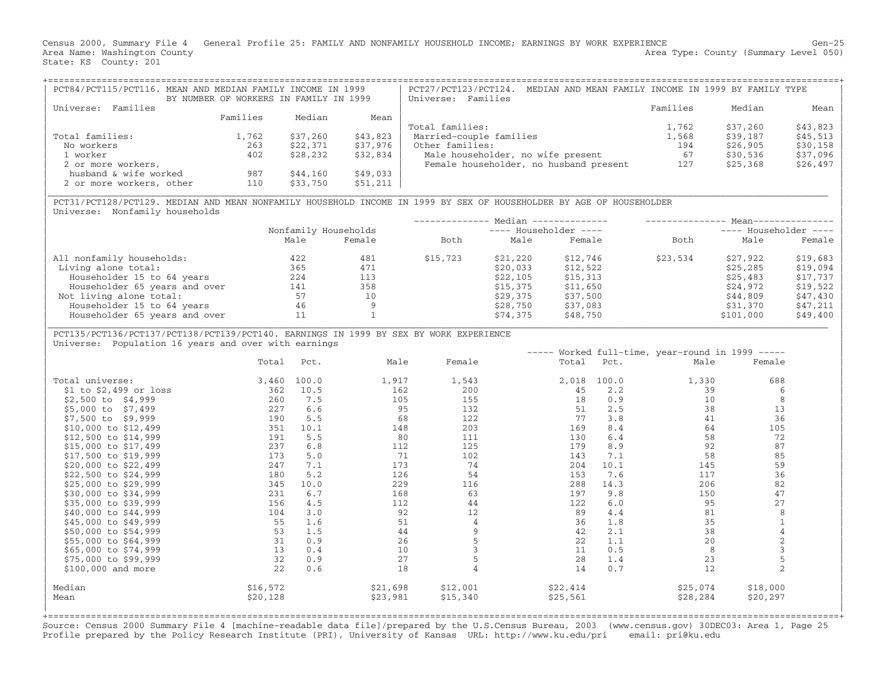Census 2000, Summary File 4 General Profile 25: FAMILY AND NONFAMILY HOUSEHOLD INCOME; EARNINGS BY WORK EXPERIENCE
Area Name: Washington County
State: KS County: 201
Area Type: County (Summary Level 050)

## PCT84/PCT115/PCT116. MEAN AND MEDIAN FAMILY INCOME IN 1999 BY NUMBER OF WORKERS IN FAMILY IN 1999

Universe: Families

| | Families | Median | Mean |
|---|---|---|---|
| Total families: | 1,762 | $37,260 | $43,823 |
| No workers | 263 | $22,371 | $37,976 |
| 1 worker | 402 | $28,232 | $32,834 |
| 2 or more workers, husband & wife worked | 987 | $44,160 | $49,033 |
| 2 or more workers, other | 110 | $33,750 | $51,211 |

## PCT27/PCT123/PCT124. MEDIAN AND MEAN FAMILY INCOME IN 1999 BY FAMILY TYPE

Universe: Families

| | Families | Median | Mean |
|---|---|---|---|
| Total families: | 1,762 | $37,260 | $43,823 |
| Married-couple families | 1,568 | $39,187 | $45,513 |
| Other families: | 194 | $26,905 | $30,158 |
| Male householder, no wife present | 67 | $30,536 | $37,096 |
| Female householder, no husband present | 127 | $25,368 | $26,497 |

## PCT31/PCT128/PCT129. MEDIAN AND MEAN NONFAMILY HOUSEHOLD INCOME IN 1999 BY SEX OF HOUSEHOLDER BY AGE OF HOUSEHOLDER

Universe: Nonfamily households

| | Nonfamily Households | | Median | | | Mean | | |
|---|---|---|---|---|---|---|---|---|
| | | | | Householder | | | Householder | |
| | Male | Female | Both | Male | Female | Both | Male | Female |
| All nonfamily households: | 422 | 481 | $15,723 | $21,220 | $12,746 | $23,534 | $27,922 | $19,683 |
| Living alone total: | 365 | 471 | | $20,033 | $12,522 | | $25,285 | $19,094 |
| Householder 15 to 64 years | 224 | 113 | | $22,105 | $15,313 | | $25,483 | $17,737 |
| Householder 65 years and over | 141 | 358 | | $15,375 | $11,650 | | $24,972 | $19,522 |
| Not living alone total: | 57 | 10 | | $29,375 | $37,500 | | $44,809 | $47,430 |
| Householder 15 to 64 years | 46 | 9 | | $28,750 | $37,083 | | $31,370 | $47,211 |
| Householder 65 years and over | 11 | 1 | | $74,375 | $48,750 | | $101,000 | $49,400 |

## PCT135/PCT136/PCT137/PCT138/PCT139/PCT140. EARNINGS IN 1999 BY SEX BY WORK EXPERIENCE

Universe: Population 16 years and over with earnings

| | Total | Pct. | Male | Female | Worked full-time, year-round in 1999: Total | Pct. | Male | Female |
|---|---|---|---|---|---|---|---|---|
| Total universe: | 3,460 | 100.0 | 1,917 | 1,543 | 2,018 | 100.0 | 1,330 | 688 |
| $1 to $2,499 or loss | 362 | 10.5 | 162 | 200 | 45 | 2.2 | 39 | 6 |
| $2,500 to $4,999 | 260 | 7.5 | 105 | 155 | 18 | 0.9 | 10 | 8 |
| $5,000 to $7,499 | 227 | 6.6 | 95 | 132 | 51 | 2.5 | 38 | 13 |
| $7,500 to $9,999 | 190 | 5.5 | 68 | 122 | 77 | 3.8 | 41 | 36 |
| $10,000 to $12,499 | 351 | 10.1 | 148 | 203 | 169 | 8.4 | 64 | 105 |
| $12,500 to $14,999 | 191 | 5.5 | 80 | 111 | 130 | 6.4 | 58 | 72 |
| $15,000 to $17,499 | 237 | 6.8 | 112 | 125 | 179 | 8.9 | 92 | 87 |
| $17,500 to $19,999 | 173 | 5.0 | 71 | 102 | 143 | 7.1 | 58 | 85 |
| $20,000 to $22,499 | 247 | 7.1 | 173 | 74 | 204 | 10.1 | 145 | 59 |
| $22,500 to $24,999 | 180 | 5.2 | 126 | 54 | 153 | 7.6 | 117 | 36 |
| $25,000 to $29,999 | 345 | 10.0 | 229 | 116 | 288 | 14.3 | 206 | 82 |
| $30,000 to $34,999 | 231 | 6.7 | 168 | 63 | 197 | 9.8 | 150 | 47 |
| $35,000 to $39,999 | 156 | 4.5 | 112 | 44 | 122 | 6.0 | 95 | 27 |
| $40,000 to $44,999 | 104 | 3.0 | 92 | 12 | 89 | 4.4 | 81 | 8 |
| $45,000 to $49,999 | 55 | 1.6 | 51 | 4 | 36 | 1.8 | 35 | 1 |
| $50,000 to $54,999 | 53 | 1.5 | 44 | 9 | 42 | 2.1 | 38 | 4 |
| $55,000 to $64,999 | 31 | 0.9 | 26 | 5 | 22 | 1.1 | 20 | 2 |
| $65,000 to $74,999 | 13 | 0.4 | 10 | 3 | 11 | 0.5 | 8 | 3 |
| $75,000 to $99,999 | 32 | 0.9 | 27 | 5 | 28 | 1.4 | 23 | 5 |
| $100,000 and more | 22 | 0.6 | 18 | 4 | 14 | 0.7 | 12 | 2 |
| Median | $16,572 | | $21,698 | $12,001 | $22,414 | | $25,074 | $18,000 |
| Mean | $20,128 | | $23,981 | $15,340 | $25,561 | | $28,284 | $20,297 |

Source: Census 2000 Summary File 4 [machine-readable data file]/prepared by the U.S.Census Bureau, 2003 (www.census.gov) 30DEC03: Area 1, Page 25
Profile prepared by the Policy Research Institute (PRI), University of Kansas URL: http://www.ku.edu/pri email: pri@ku.edu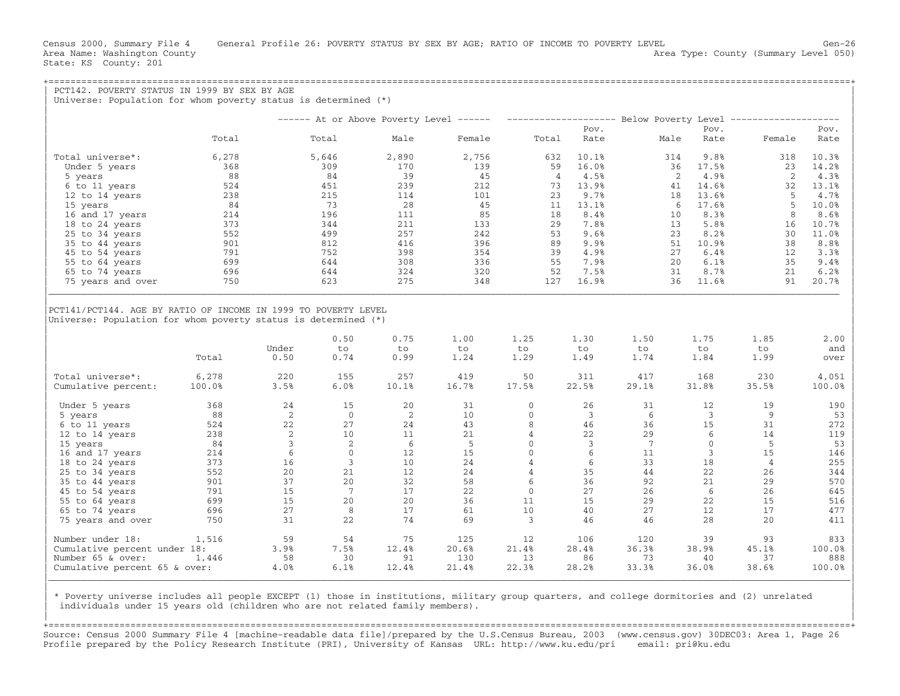Census 2000, Summary File 4 General Profile 26: POVERTY STATUS BY SEX BY AGE; RATIO OF INCOME TO POVERTY LEVEL Gen-26
Area Name: Washington County Area Type: County (Summary Level 050)
State: KS County: 201

## PCT142. POVERTY STATUS IN 1999 BY SEX BY AGE

Universe: Population for whom poverty status is determined (*)

| | Total | At or Above Poverty Level | | | Below Poverty Level | | | | | |
|---|---|---|---|---|---|---|---|---|---|---|
| | | Total | Male | Female | Total | Pov. Rate | Male | Pov. Rate | Female | Pov. Rate |
| Total universe*: | 6,278 | 5,646 | 2,890 | 2,756 | 632 | 10.1% | 314 | 9.8% | 318 | 10.3% |
| Under 5 years | 368 | 309 | 170 | 139 | 59 | 16.0% | 36 | 17.5% | 23 | 14.2% |
| 5 years | 88 | 84 | 39 | 45 | 4 | 4.5% | 2 | 4.9% | 2 | 4.3% |
| 6 to 11 years | 524 | 451 | 239 | 212 | 73 | 13.9% | 41 | 14.6% | 32 | 13.1% |
| 12 to 14 years | 238 | 215 | 114 | 101 | 23 | 9.7% | 18 | 13.6% | 5 | 4.7% |
| 15 years | 84 | 73 | 28 | 45 | 11 | 13.1% | 6 | 17.6% | 5 | 10.0% |
| 16 and 17 years | 214 | 196 | 111 | 85 | 18 | 8.4% | 10 | 8.3% | 8 | 8.6% |
| 18 to 24 years | 373 | 344 | 211 | 133 | 29 | 7.8% | 13 | 5.8% | 16 | 10.7% |
| 25 to 34 years | 552 | 499 | 257 | 242 | 53 | 9.6% | 23 | 8.2% | 30 | 11.0% |
| 35 to 44 years | 901 | 812 | 416 | 396 | 89 | 9.9% | 51 | 10.9% | 38 | 8.8% |
| 45 to 54 years | 791 | 752 | 398 | 354 | 39 | 4.9% | 27 | 6.4% | 12 | 3.3% |
| 55 to 64 years | 699 | 644 | 308 | 336 | 55 | 7.9% | 20 | 6.1% | 35 | 9.4% |
| 65 to 74 years | 696 | 644 | 324 | 320 | 52 | 7.5% | 31 | 8.7% | 21 | 6.2% |
| 75 years and over | 750 | 623 | 275 | 348 | 127 | 16.9% | 36 | 11.6% | 91 | 20.7% |

## PCT141/PCT144. AGE BY RATIO OF INCOME IN 1999 TO POVERTY LEVEL

Universe: Population for whom poverty status is determined (*)

| | Total | Under 0.50 | 0.50 to 0.74 | 0.75 to 0.99 | 1.00 to 1.24 | 1.25 to 1.29 | 1.30 to 1.49 | 1.50 to 1.74 | 1.75 to 1.84 | 1.85 to 1.99 | 2.00 and over |
|---|---|---|---|---|---|---|---|---|---|---|---|
| Total universe*: | 6,278 | 220 | 155 | 257 | 419 | 50 | 311 | 417 | 168 | 230 | 4,051 |
| Cumulative percent: | 100.0% | 3.5% | 6.0% | 10.1% | 16.7% | 17.5% | 22.5% | 29.1% | 31.8% | 35.5% | 100.0% |
| Under 5 years | 368 | 24 | 15 | 20 | 31 | 0 | 26 | 31 | 12 | 19 | 190 |
| 5 years | 88 | 2 | 0 | 2 | 10 | 0 | 3 | 6 | 3 | 9 | 53 |
| 6 to 11 years | 524 | 22 | 27 | 24 | 43 | 8 | 46 | 36 | 15 | 31 | 272 |
| 12 to 14 years | 238 | 2 | 10 | 11 | 21 | 4 | 22 | 29 | 6 | 14 | 119 |
| 15 years | 84 | 3 | 2 | 6 | 5 | 0 | 3 | 7 | 0 | 5 | 53 |
| 16 and 17 years | 214 | 6 | 0 | 12 | 15 | 0 | 6 | 11 | 3 | 15 | 146 |
| 18 to 24 years | 373 | 16 | 3 | 10 | 24 | 4 | 6 | 33 | 18 | 4 | 255 |
| 25 to 34 years | 552 | 20 | 21 | 12 | 24 | 4 | 35 | 44 | 22 | 26 | 344 |
| 35 to 44 years | 901 | 37 | 20 | 32 | 58 | 6 | 36 | 92 | 21 | 29 | 570 |
| 45 to 54 years | 791 | 15 | 7 | 17 | 22 | 0 | 27 | 26 | 6 | 26 | 645 |
| 55 to 64 years | 699 | 15 | 20 | 20 | 36 | 11 | 15 | 29 | 22 | 15 | 516 |
| 65 to 74 years | 696 | 27 | 8 | 17 | 61 | 10 | 40 | 27 | 12 | 17 | 477 |
| 75 years and over | 750 | 31 | 22 | 74 | 69 | 3 | 46 | 46 | 28 | 20 | 411 |
| Number under 18: | 1,516 | 59 | 54 | 75 | 125 | 12 | 106 | 120 | 39 | 93 | 833 |
| Cumulative percent under 18: | | 3.9% | 7.5% | 12.4% | 20.6% | 21.4% | 28.4% | 36.3% | 38.9% | 45.1% | 100.0% |
| Number 65 & over: | 1,446 | 58 | 30 | 91 | 130 | 13 | 86 | 73 | 40 | 37 | 888 |
| Cumulative percent 65 & over: | | 4.0% | 6.1% | 12.4% | 21.4% | 22.3% | 28.2% | 33.3% | 36.0% | 38.6% | 100.0% |

* Poverty universe includes all people EXCEPT (1) those in institutions, military group quarters, and college dormitories and (2) unrelated individuals under 15 years old (children who are not related family members).

Source: Census 2000 Summary File 4 [machine-readable data file]/prepared by the U.S.Census Bureau, 2003 (www.census.gov) 30DEC03: Area 1, Page 26
Profile prepared by the Policy Research Institute (PRI), University of Kansas URL: http://www.ku.edu/pri email: pri@ku.edu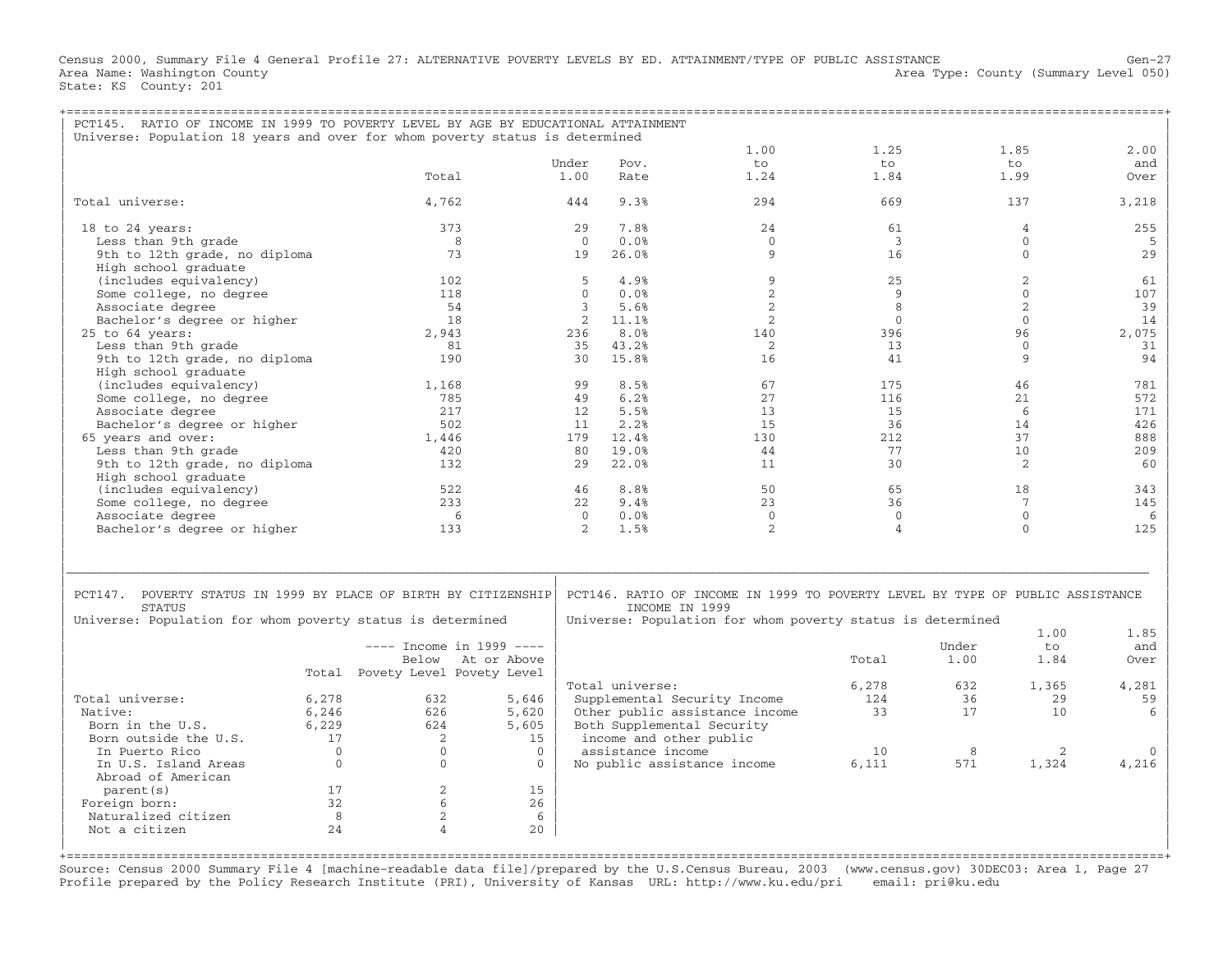Census 2000, Summary File 4 General Profile 27: ALTERNATIVE POVERTY LEVELS BY ED. ATTAINMENT/TYPE OF PUBLIC ASSISTANCE
Area Name: Washington County
State: KS County: 201

Gen-27
Area Type: County (Summary Level 050)

## PCT145. RATIO OF INCOME IN 1999 TO POVERTY LEVEL BY AGE BY EDUCATIONAL ATTAINMENT

Universe: Population 18 years and over for whom poverty status is determined

| | Total | Under 1.00 | Pov. Rate | 1.00 to 1.24 | 1.25 to 1.84 | 1.85 to 1.99 | 2.00 and Over |
|---|---|---|---|---|---|---|---|
| Total universe: | 4,762 | 444 | 9.3% | 294 | 669 | 137 | 3,218 |
| 18 to 24 years: | 373 | 29 | 7.8% | 24 | 61 | 4 | 255 |
| Less than 9th grade | 8 | 0 | 0.0% | 0 | 3 | 0 | 5 |
| 9th to 12th grade, no diploma | 73 | 19 | 26.0% | 9 | 16 | 0 | 29 |
| High school graduate (includes equivalency) | 102 | 5 | 4.9% | 9 | 25 | 2 | 61 |
| Some college, no degree | 118 | 0 | 0.0% | 2 | 9 | 0 | 107 |
| Associate degree | 54 | 3 | 5.6% | 2 | 8 | 2 | 39 |
| Bachelor's degree or higher | 18 | 2 | 11.1% | 2 | 0 | 0 | 14 |
| 25 to 64 years: | 2,943 | 236 | 8.0% | 140 | 396 | 96 | 2,075 |
| Less than 9th grade | 81 | 35 | 43.2% | 2 | 13 | 0 | 31 |
| 9th to 12th grade, no diploma | 190 | 30 | 15.8% | 16 | 41 | 9 | 94 |
| High school graduate (includes equivalency) | 1,168 | 99 | 8.5% | 67 | 175 | 46 | 781 |
| Some college, no degree | 785 | 49 | 6.2% | 27 | 116 | 21 | 572 |
| Associate degree | 217 | 12 | 5.5% | 13 | 15 | 6 | 171 |
| Bachelor's degree or higher | 502 | 11 | 2.2% | 15 | 36 | 14 | 426 |
| 65 years and over: | 1,446 | 179 | 12.4% | 130 | 212 | 37 | 888 |
| Less than 9th grade | 420 | 80 | 19.0% | 44 | 77 | 10 | 209 |
| 9th to 12th grade, no diploma | 132 | 29 | 22.0% | 11 | 30 | 2 | 60 |
| High school graduate (includes equivalency) | 522 | 46 | 8.8% | 50 | 65 | 18 | 343 |
| Some college, no degree | 233 | 22 | 9.4% | 23 | 36 | 7 | 145 |
| Associate degree | 6 | 0 | 0.0% | 0 | 0 | 0 | 6 |
| Bachelor's degree or higher | 133 | 2 | 1.5% | 2 | 4 | 0 | 125 |

## PCT147. POVERTY STATUS IN 1999 BY PLACE OF BIRTH BY CITIZENSHIP STATUS

Universe: Population for whom poverty status is determined

| | Total | Income in 1999: Below Povety Level | Income in 1999: At or Above Povety Level |
|---|---|---|---|
| Total universe: | 6,278 | 632 | 5,646 |
| Native: | 6,246 | 626 | 5,620 |
| Born in the U.S. | 6,229 | 624 | 5,605 |
| Born outside the U.S. | 17 | 2 | 15 |
| In Puerto Rico | 0 | 0 | 0 |
| In U.S. Island Areas | 0 | 0 | 0 |
| Abroad of American parent(s) | 17 | 2 | 15 |
| Foreign born: | 32 | 6 | 26 |
| Naturalized citizen | 8 | 2 | 6 |
| Not a citizen | 24 | 4 | 20 |

## PCT146. RATIO OF INCOME IN 1999 TO POVERTY LEVEL BY TYPE OF PUBLIC ASSISTANCE INCOME IN 1999

Universe: Population for whom poverty status is determined

| | Total | Under 1.00 | 1.00 to 1.84 | 1.85 and Over |
|---|---|---|---|---|
| Total universe: | 6,278 | 632 | 1,365 | 4,281 |
| Supplemental Security Income | 124 | 36 | 29 | 59 |
| Other public assistance income | 33 | 17 | 10 | 6 |
| Both Supplemental Security income and other public assistance income | 10 | 8 | 2 | 0 |
| No public assistance income | 6,111 | 571 | 1,324 | 4,216 |

Source: Census 2000 Summary File 4 [machine-readable data file]/prepared by the U.S.Census Bureau, 2003 (www.census.gov) 30DEC03: Area 1, Page 27
Profile prepared by the Policy Research Institute (PRI), University of Kansas URL: http://www.ku.edu/pri email: pri@ku.edu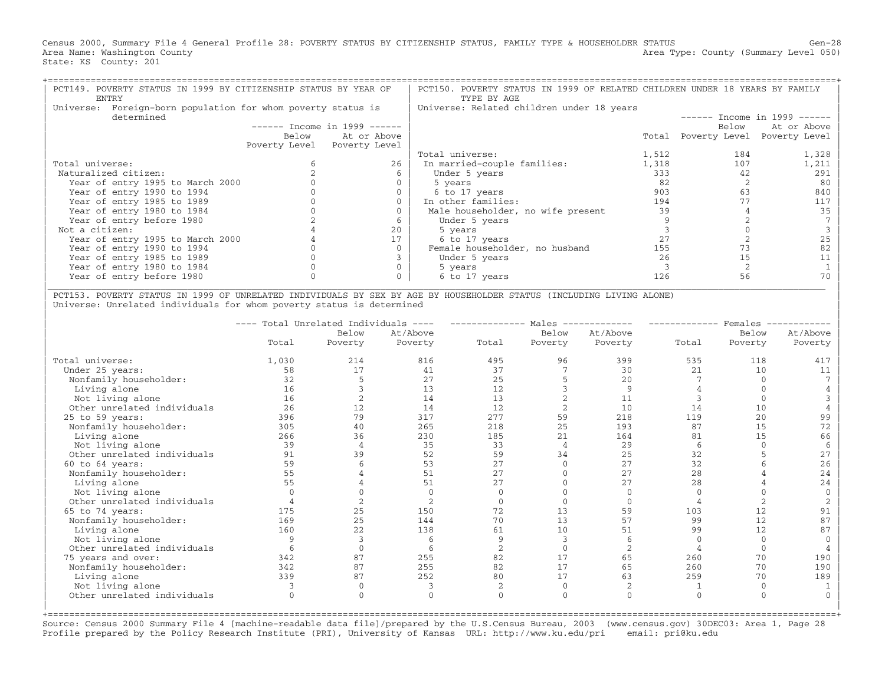Census 2000, Summary File 4 General Profile 28: POVERTY STATUS BY CITIZENSHIP STATUS, FAMILY TYPE & HOUSEHOLDER STATUS

Area Name: Washington County — Area Type: County (Summary Level 050)

State: KS County: 201

## PCT149. POVERTY STATUS IN 1999 BY CITIZENSHIP STATUS BY YEAR OF ENTRY

Universe: Foreign-born population for whom poverty status is determined

| | Income in 1999: Below Poverty Level | Income in 1999: At or Above Poverty Level |
|---|---|---|
| Total universe: | 6 | 26 |
| Naturalized citizen: | 2 | 6 |
| Year of entry 1995 to March 2000 | 0 | 0 |
| Year of entry 1990 to 1994 | 0 | 0 |
| Year of entry 1985 to 1989 | 0 | 0 |
| Year of entry 1980 to 1984 | 0 | 0 |
| Year of entry before 1980 | 2 | 6 |
| Not a citizen: | 4 | 20 |
| Year of entry 1995 to March 2000 | 4 | 17 |
| Year of entry 1990 to 1994 | 0 | 0 |
| Year of entry 1985 to 1989 | 0 | 3 |
| Year of entry 1980 to 1984 | 0 | 0 |
| Year of entry before 1980 | 0 | 0 |

## PCT150. POVERTY STATUS IN 1999 OF RELATED CHILDREN UNDER 18 YEARS BY FAMILY TYPE BY AGE

Universe: Related children under 18 years

| | Total | Income in 1999: Below Poverty Level | Income in 1999: At or Above Poverty Level |
|---|---|---|---|
| Total universe: | 1,512 | 184 | 1,328 |
| In married-couple families: | 1,318 | 107 | 1,211 |
| Under 5 years | 333 | 42 | 291 |
| 5 years | 82 | 2 | 80 |
| 6 to 17 years | 903 | 63 | 840 |
| In other families: | 194 | 77 | 117 |
| Male householder, no wife present | 39 | 4 | 35 |
| Under 5 years | 9 | 2 | 7 |
| 5 years | 3 | 0 | 3 |
| 6 to 17 years | 27 | 2 | 25 |
| Female householder, no husband | 155 | 73 | 82 |
| Under 5 years | 26 | 15 | 11 |
| 5 years | 3 | 2 | 1 |
| 6 to 17 years | 126 | 56 | 70 |

## PCT153. POVERTY STATUS IN 1999 OF UNRELATED INDIVIDUALS BY SEX BY AGE BY HOUSEHOLDER STATUS (INCLUDING LIVING ALONE)

Universe: Unrelated individuals for whom poverty status is determined

| | Total Unrelated Individuals: Total | Total Unrelated Individuals: Below Poverty | Total Unrelated Individuals: At/Above Poverty | Males: Total | Males: Below Poverty | Males: At/Above Poverty | Females: Total | Females: Below Poverty | Females: At/Above Poverty |
|---|---|---|---|---|---|---|---|---|---|
| Total universe: | 1,030 | 214 | 816 | 495 | 96 | 399 | 535 | 118 | 417 |
| Under 25 years: | 58 | 17 | 41 | 37 | 7 | 30 | 21 | 10 | 11 |
| Nonfamily householder: | 32 | 5 | 27 | 25 | 5 | 20 | 7 | 0 | 7 |
| Living alone | 16 | 3 | 13 | 12 | 3 | 9 | 4 | 0 | 4 |
| Not living alone | 16 | 2 | 14 | 13 | 2 | 11 | 3 | 0 | 3 |
| Other unrelated individuals | 26 | 12 | 14 | 12 | 2 | 10 | 14 | 10 | 4 |
| 25 to 59 years: | 396 | 79 | 317 | 277 | 59 | 218 | 119 | 20 | 99 |
| Nonfamily householder: | 305 | 40 | 265 | 218 | 25 | 193 | 87 | 15 | 72 |
| Living alone | 266 | 36 | 230 | 185 | 21 | 164 | 81 | 15 | 66 |
| Not living alone | 39 | 4 | 35 | 33 | 4 | 29 | 6 | 0 | 6 |
| Other unrelated individuals | 91 | 39 | 52 | 59 | 34 | 25 | 32 | 5 | 27 |
| 60 to 64 years: | 59 | 6 | 53 | 27 | 0 | 27 | 32 | 6 | 26 |
| Nonfamily householder: | 55 | 4 | 51 | 27 | 0 | 27 | 28 | 4 | 24 |
| Living alone | 55 | 4 | 51 | 27 | 0 | 27 | 28 | 4 | 24 |
| Not living alone | 0 | 0 | 0 | 0 | 0 | 0 | 0 | 0 | 0 |
| Other unrelated individuals | 4 | 2 | 2 | 0 | 0 | 0 | 4 | 2 | 2 |
| 65 to 74 years: | 175 | 25 | 150 | 72 | 13 | 59 | 103 | 12 | 91 |
| Nonfamily householder: | 169 | 25 | 144 | 70 | 13 | 57 | 99 | 12 | 87 |
| Living alone | 160 | 22 | 138 | 61 | 10 | 51 | 99 | 12 | 87 |
| Not living alone | 9 | 3 | 6 | 9 | 3 | 6 | 0 | 0 | 0 |
| Other unrelated individuals | 6 | 0 | 6 | 2 | 0 | 2 | 4 | 0 | 4 |
| 75 years and over: | 342 | 87 | 255 | 82 | 17 | 65 | 260 | 70 | 190 |
| Nonfamily householder: | 342 | 87 | 255 | 82 | 17 | 65 | 260 | 70 | 190 |
| Living alone | 339 | 87 | 252 | 80 | 17 | 63 | 259 | 70 | 189 |
| Not living alone | 3 | 0 | 3 | 2 | 0 | 2 | 1 | 0 | 1 |
| Other unrelated individuals | 0 | 0 | 0 | 0 | 0 | 0 | 0 | 0 | 0 |

Source: Census 2000 Summary File 4 [machine-readable data file]/prepared by the U.S.Census Bureau, 2003 (www.census.gov) 30DEC03: Area 1, Page 28
Profile prepared by the Policy Research Institute (PRI), University of Kansas URL: http://www.ku.edu/pri email: pri@ku.edu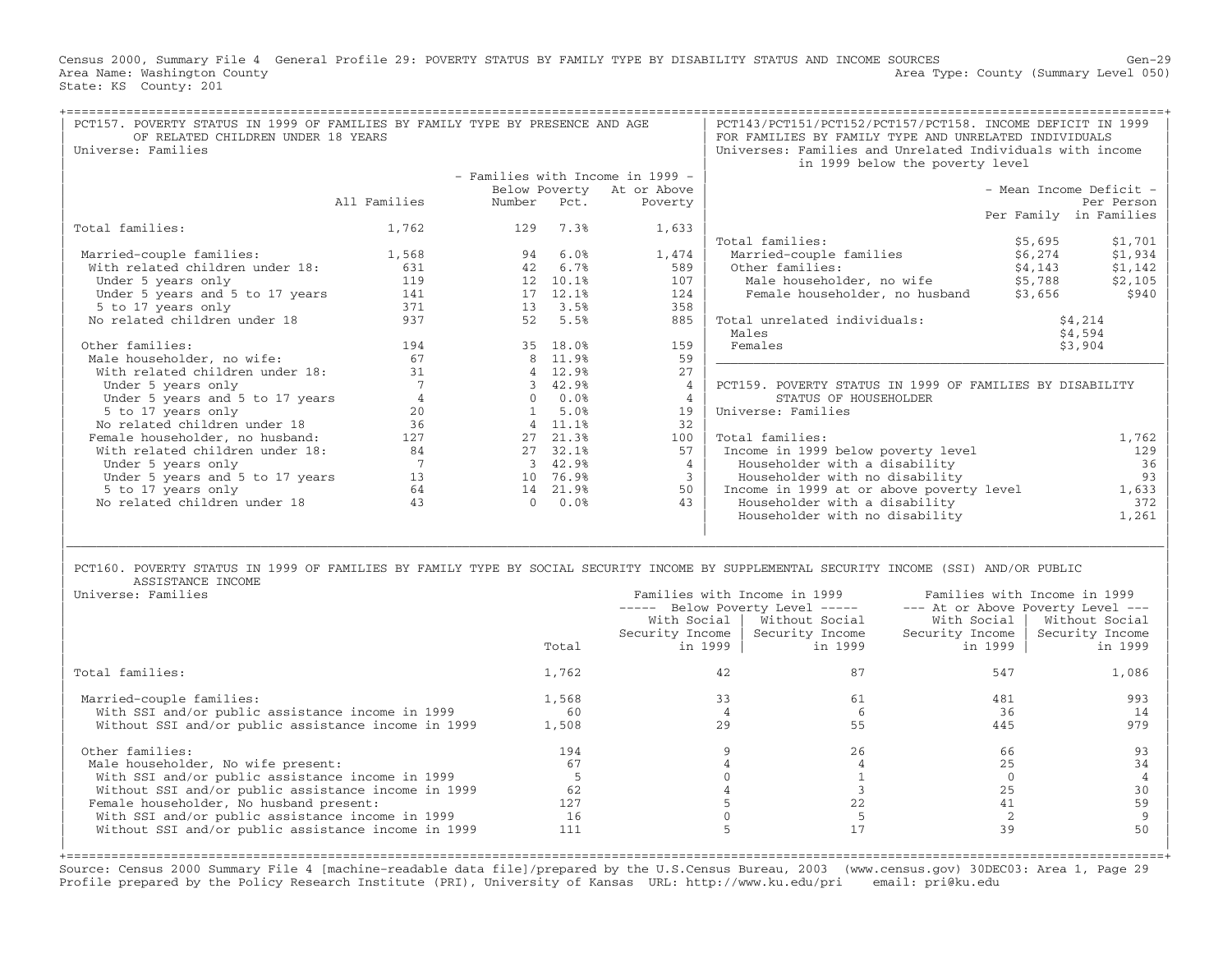Census 2000, Summary File 4 General Profile 29: POVERTY STATUS BY FAMILY TYPE BY DISABILITY STATUS AND INCOME SOURCES

Area Name: Washington County
State: KS County: 201

Area Type: County (Summary Level 050)

## PCT157. POVERTY STATUS IN 1999 OF FAMILIES BY FAMILY TYPE BY PRESENCE AND AGE OF RELATED CHILDREN UNDER 18 YEARS

Universe: Families

| | All Families | Families with Income in 1999 – Below Poverty Number | Below Poverty Pct. | At or Above Poverty |
|---|---|---|---|---|
| Total families: | 1,762 | 129 | 7.3% | 1,633 |
| Married-couple families: | 1,568 | 94 | 6.0% | 1,474 |
| With related children under 18: | 631 | 42 | 6.7% | 589 |
| Under 5 years only | 119 | 12 | 10.1% | 107 |
| Under 5 years and 5 to 17 years | 141 | 17 | 12.1% | 124 |
| 5 to 17 years only | 371 | 13 | 3.5% | 358 |
| No related children under 18 | 937 | 52 | 5.5% | 885 |
| Other families: | 194 | 35 | 18.0% | 159 |
| Male householder, no wife: | 67 | 8 | 11.9% | 59 |
| With related children under 18: | 31 | 4 | 12.9% | 27 |
| Under 5 years only | 7 | 3 | 42.9% | 4 |
| Under 5 years and 5 to 17 years | 4 | 0 | 0.0% | 4 |
| 5 to 17 years only | 20 | 1 | 5.0% | 19 |
| No related children under 18 | 36 | 4 | 11.1% | 32 |
| Female householder, no husband: | 127 | 27 | 21.3% | 100 |
| With related children under 18: | 84 | 27 | 32.1% | 57 |
| Under 5 years only | 7 | 3 | 42.9% | 4 |
| Under 5 years and 5 to 17 years | 13 | 10 | 76.9% | 3 |
| 5 to 17 years only | 64 | 14 | 21.9% | 50 |
| No related children under 18 | 43 | 0 | 0.0% | 43 |

## PCT143/PCT151/PCT152/PCT157/PCT158. INCOME DEFICIT IN 1999 FOR FAMILIES BY FAMILY TYPE AND UNRELATED INDIVIDUALS

Universes: Families and Unrelated Individuals with income in 1999 below the poverty level

| | Mean Income Deficit – Per Family | Mean Income Deficit – Per Person in Families |
|---|---|---|
| Total families: | $5,695 | $1,701 |
| Married-couple families | $6,274 | $1,934 |
| Other families: | $4,143 | $1,142 |
| Male householder, no wife | $5,788 | $2,105 |
| Female householder, no husband | $3,656 | $940 |
| Total unrelated individuals: | $4,214 | |
| Males | $4,594 | |
| Females | $3,904 | |

## PCT159. POVERTY STATUS IN 1999 OF FAMILIES BY DISABILITY STATUS OF HOUSEHOLDER

Universe: Families

| | |
|---|---|
| Total families: | 1,762 |
| Income in 1999 below poverty level | 129 |
| Householder with a disability | 36 |
| Householder with no disability | 93 |
| Income in 1999 at or above poverty level | 1,633 |
| Householder with a disability | 372 |
| Householder with no disability | 1,261 |

## PCT160. POVERTY STATUS IN 1999 OF FAMILIES BY FAMILY TYPE BY SOCIAL SECURITY INCOME BY SUPPLEMENTAL SECURITY INCOME (SSI) AND/OR PUBLIC ASSISTANCE INCOME

Universe: Families

| | Total | Below Poverty Level: With Social Security Income in 1999 | Below Poverty Level: Without Social Security Income in 1999 | At or Above Poverty Level: With Social Security Income in 1999 | At or Above Poverty Level: Without Social Security Income in 1999 |
|---|---|---|---|---|---|
| Total families: | 1,762 | 42 | 87 | 547 | 1,086 |
| Married-couple families: | 1,568 | 33 | 61 | 481 | 993 |
| With SSI and/or public assistance income in 1999 | 60 | 4 | 6 | 36 | 14 |
| Without SSI and/or public assistance income in 1999 | 1,508 | 29 | 55 | 445 | 979 |
| Other families: | 194 | 9 | 26 | 66 | 93 |
| Male householder, No wife present: | 67 | 4 | 4 | 25 | 34 |
| With SSI and/or public assistance income in 1999 | 5 | 0 | 1 | 0 | 4 |
| Without SSI and/or public assistance income in 1999 | 62 | 4 | 3 | 25 | 30 |
| Female householder, No husband present: | 127 | 5 | 22 | 41 | 59 |
| With SSI and/or public assistance income in 1999 | 16 | 0 | 5 | 2 | 9 |
| Without SSI and/or public assistance income in 1999 | 111 | 5 | 17 | 39 | 50 |

Source: Census 2000 Summary File 4 [machine-readable data file]/prepared by the U.S.Census Bureau, 2003 (www.census.gov) 30DEC03: Area 1, Page 29
Profile prepared by the Policy Research Institute (PRI), University of Kansas URL: http://www.ku.edu/pri email: pri@ku.edu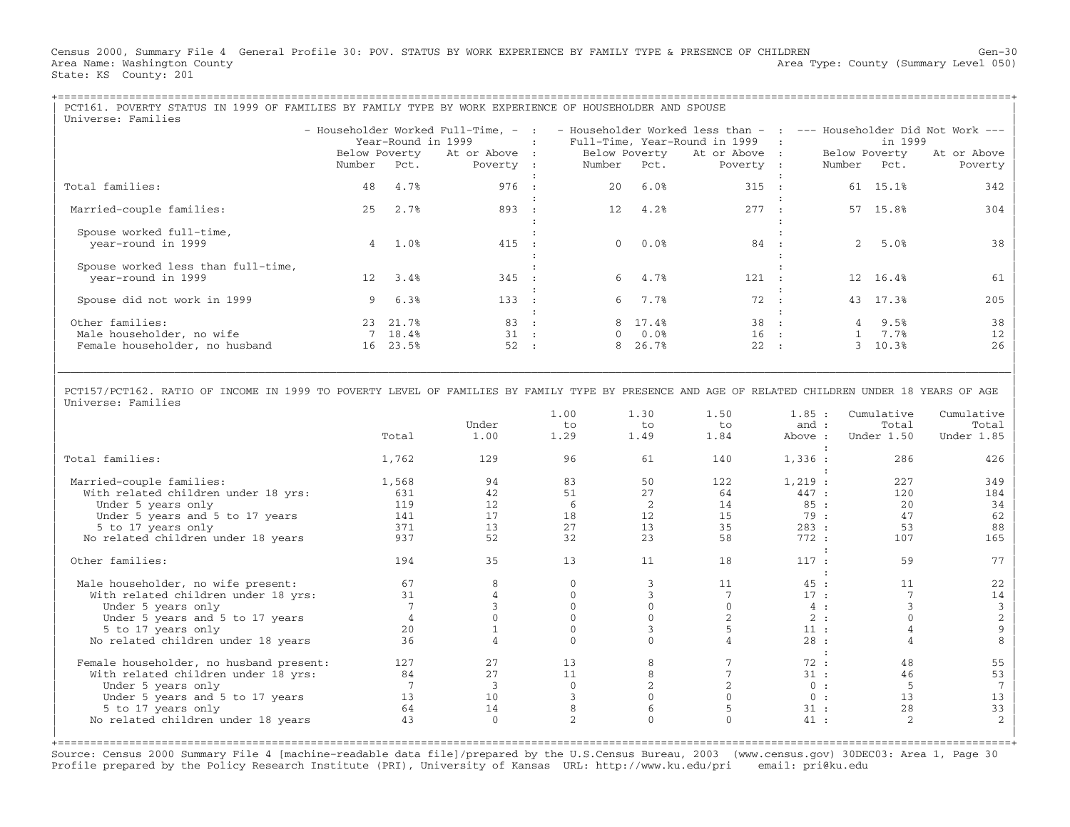Census 2000, Summary File 4 General Profile 30: POV. STATUS BY WORK EXPERIENCE BY FAMILY TYPE & PRESENCE OF CHILDREN Gen-30
Area Name: Washington County Area Type: County (Summary Level 050)
State: KS County: 201

## PCT161. POVERTY STATUS IN 1999 OF FAMILIES BY FAMILY TYPE BY WORK EXPERIENCE OF HOUSEHOLDER AND SPOUSE

Universe: Families

| | Householder Worked Full-Time, Year-Round in 1999 | | | Householder Worked less than Full-Time, Year-Round in 1999 | | | Householder Did Not Work in 1999 | | |
|---|---|---|---|---|---|---|---|---|---|
| | Below Poverty Number | Below Poverty Pct. | At or Above Poverty | Below Poverty Number | Below Poverty Pct. | At or Above Poverty | Below Poverty Number | Below Poverty Pct. | At or Above Poverty |
| Total families: | 48 | 4.7% | 976 | 20 | 6.0% | 315 | 61 | 15.1% | 342 |
| Married-couple families: | 25 | 2.7% | 893 | 12 | 4.2% | 277 | 57 | 15.8% | 304 |
| Spouse worked full-time, year-round in 1999 | 4 | 1.0% | 415 | 0 | 0.0% | 84 | 2 | 5.0% | 38 |
| Spouse worked less than full-time, year-round in 1999 | 12 | 3.4% | 345 | 6 | 4.7% | 121 | 12 | 16.4% | 61 |
| Spouse did not work in 1999 | 9 | 6.3% | 133 | 6 | 7.7% | 72 | 43 | 17.3% | 205 |
| Other families: | 23 | 21.7% | 83 | 8 | 17.4% | 38 | 4 | 9.5% | 38 |
| Male householder, no wife | 7 | 18.4% | 31 | 0 | 0.0% | 16 | 1 | 7.7% | 12 |
| Female householder, no husband | 16 | 23.5% | 52 | 8 | 26.7% | 22 | 3 | 10.3% | 26 |

## PCT157/PCT162. RATIO OF INCOME IN 1999 TO POVERTY LEVEL OF FAMILIES BY FAMILY TYPE BY PRESENCE AND AGE OF RELATED CHILDREN UNDER 18 YEARS OF AGE

Universe: Families

| | Total | Under 1.00 | 1.00 to 1.29 | 1.30 to 1.49 | 1.50 to 1.84 | 1.85 and Above | Cumulative Total Under 1.50 | Cumulative Total Under 1.85 |
|---|---|---|---|---|---|---|---|---|
| Total families: | 1,762 | 129 | 96 | 61 | 140 | 1,336 | 286 | 426 |
| Married-couple families: | 1,568 | 94 | 83 | 50 | 122 | 1,219 | 227 | 349 |
| With related children under 18 yrs: | 631 | 42 | 51 | 27 | 64 | 447 | 120 | 184 |
| Under 5 years only | 119 | 12 | 6 | 2 | 14 | 85 | 20 | 34 |
| Under 5 years and 5 to 17 years | 141 | 17 | 18 | 12 | 15 | 79 | 47 | 62 |
| 5 to 17 years only | 371 | 13 | 27 | 13 | 35 | 283 | 53 | 88 |
| No related children under 18 years | 937 | 52 | 32 | 23 | 58 | 772 | 107 | 165 |
| Other families: | 194 | 35 | 13 | 11 | 18 | 117 | 59 | 77 |
| Male householder, no wife present: | 67 | 8 | 0 | 3 | 11 | 45 | 11 | 22 |
| With related children under 18 yrs: | 31 | 4 | 0 | 3 | 7 | 17 | 7 | 14 |
| Under 5 years only | 7 | 3 | 0 | 0 | 0 | 4 | 3 | 3 |
| Under 5 years and 5 to 17 years | 4 | 0 | 0 | 0 | 2 | 2 | 0 | 2 |
| 5 to 17 years only | 20 | 1 | 0 | 3 | 5 | 11 | 4 | 9 |
| No related children under 18 years | 36 | 4 | 0 | 0 | 4 | 28 | 4 | 8 |
| Female householder, no husband present: | 127 | 27 | 13 | 8 | 7 | 72 | 48 | 55 |
| With related children under 18 yrs: | 84 | 27 | 11 | 8 | 7 | 31 | 46 | 53 |
| Under 5 years only | 7 | 3 | 0 | 2 | 2 | 0 | 5 | 7 |
| Under 5 years and 5 to 17 years | 13 | 10 | 3 | 0 | 0 | 0 | 13 | 13 |
| 5 to 17 years only | 64 | 14 | 8 | 6 | 5 | 31 | 28 | 33 |
| No related children under 18 years | 43 | 0 | 2 | 0 | 0 | 41 | 2 | 2 |

Source: Census 2000 Summary File 4 [machine-readable data file]/prepared by the U.S.Census Bureau, 2003 (www.census.gov) 30DEC03: Area 1, Page 30
Profile prepared by the Policy Research Institute (PRI), University of Kansas URL: http://www.ku.edu/pri email: pri@ku.edu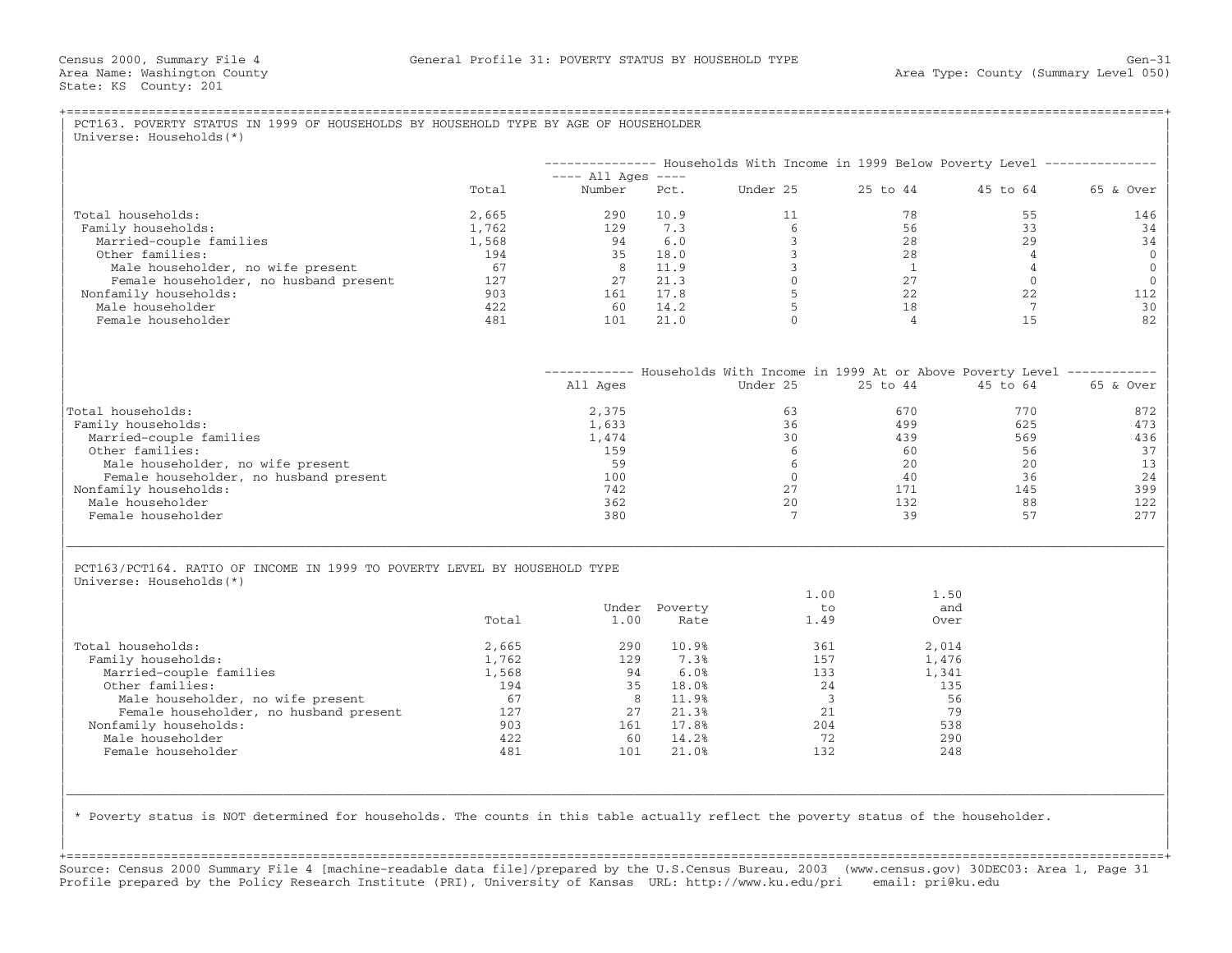Census 2000, Summary File 4 General Profile 31: POVERTY STATUS BY HOUSEHOLD TYPE Gen-31
Area Name: Washington County Area Type: County (Summary Level 050)
State: KS County: 201

## PCT163. POVERTY STATUS IN 1999 OF HOUSEHOLDS BY HOUSEHOLD TYPE BY AGE OF HOUSEHOLDER

Universe: Households(*)

| | Total | Households With Income in 1999 Below Poverty Level: All Ages Number | All Ages Pct. | Under 25 | 25 to 44 | 45 to 64 | 65 & Over |
|---|---|---|---|---|---|---|---|
| Total households: | 2,665 | 290 | 10.9 | 11 | 78 | 55 | 146 |
| Family households: | 1,762 | 129 | 7.3 | 6 | 56 | 33 | 34 |
| Married-couple families | 1,568 | 94 | 6.0 | 3 | 28 | 29 | 34 |
| Other families: | 194 | 35 | 18.0 | 3 | 28 | 4 | 0 |
| Male householder, no wife present | 67 | 8 | 11.9 | 3 | 1 | 4 | 0 |
| Female householder, no husband present | 127 | 27 | 21.3 | 0 | 27 | 0 | 0 |
| Nonfamily households: | 903 | 161 | 17.8 | 5 | 22 | 22 | 112 |
| Male householder | 422 | 60 | 14.2 | 5 | 18 | 7 | 30 |
| Female householder | 481 | 101 | 21.0 | 0 | 4 | 15 | 82 |

| | Households With Income in 1999 At or Above Poverty Level: All Ages | Under 25 | 25 to 44 | 45 to 64 | 65 & Over |
|---|---|---|---|---|---|
| Total households: | 2,375 | 63 | 670 | 770 | 872 |
| Family households: | 1,633 | 36 | 499 | 625 | 473 |
| Married-couple families | 1,474 | 30 | 439 | 569 | 436 |
| Other families: | 159 | 6 | 60 | 56 | 37 |
| Male householder, no wife present | 59 | 6 | 20 | 20 | 13 |
| Female householder, no husband present | 100 | 0 | 40 | 36 | 24 |
| Nonfamily households: | 742 | 27 | 171 | 145 | 399 |
| Male householder | 362 | 20 | 132 | 88 | 122 |
| Female householder | 380 | 7 | 39 | 57 | 277 |

## PCT163/PCT164. RATIO OF INCOME IN 1999 TO POVERTY LEVEL BY HOUSEHOLD TYPE

Universe: Households(*)

| | Total | Under 1.00 | Poverty Rate | 1.00 to 1.49 | 1.50 and Over |
|---|---|---|---|---|---|
| Total households: | 2,665 | 290 | 10.9% | 361 | 2,014 |
| Family households: | 1,762 | 129 | 7.3% | 157 | 1,476 |
| Married-couple families | 1,568 | 94 | 6.0% | 133 | 1,341 |
| Other families: | 194 | 35 | 18.0% | 24 | 135 |
| Male householder, no wife present | 67 | 8 | 11.9% | 3 | 56 |
| Female householder, no husband present | 127 | 27 | 21.3% | 21 | 79 |
| Nonfamily households: | 903 | 161 | 17.8% | 204 | 538 |
| Male householder | 422 | 60 | 14.2% | 72 | 290 |
| Female householder | 481 | 101 | 21.0% | 132 | 248 |

* Poverty status is NOT determined for households. The counts in this table actually reflect the poverty status of the householder.

Source: Census 2000 Summary File 4 [machine-readable data file]/prepared by the U.S.Census Bureau, 2003 (www.census.gov) 30DEC03: Area 1, Page 31
Profile prepared by the Policy Research Institute (PRI), University of Kansas URL: http://www.ku.edu/pri email: pri@ku.edu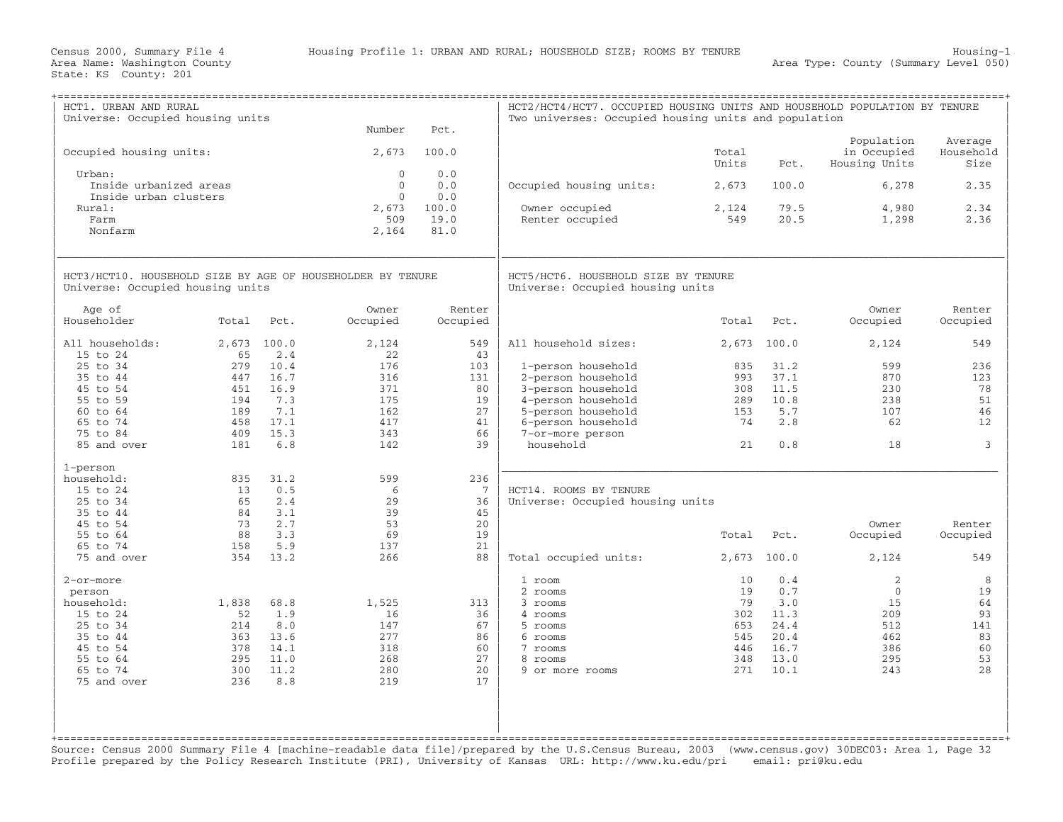Census 2000, Summary File 4 — Housing Profile 1: URBAN AND RURAL; HOUSEHOLD SIZE; ROOMS BY TENURE — Housing-1

Area Name: Washington County — Area Type: County (Summary Level 050)

State: KS County: 201

## HCT1. URBAN AND RURAL

Universe: Occupied housing units

| | Number | Pct. |
|---|---|---|
| Occupied housing units: | 2,673 | 100.0 |
| Urban: | 0 | 0.0 |
| Inside urbanized areas | 0 | 0.0 |
| Inside urban clusters | 0 | 0.0 |
| Rural: | 2,673 | 100.0 |
| Farm | 509 | 19.0 |
| Nonfarm | 2,164 | 81.0 |

## HCT2/HCT4/HCT7. OCCUPIED HOUSING UNITS AND HOUSEHOLD POPULATION BY TENURE

Two universes: Occupied housing units and population

| | Total Units | Pct. | Population in Occupied Housing Units | Average Household Size |
|---|---|---|---|---|
| Occupied housing units: | 2,673 | 100.0 | 6,278 | 2.35 |
| Owner occupied | 2,124 | 79.5 | 4,980 | 2.34 |
| Renter occupied | 549 | 20.5 | 1,298 | 2.36 |

## HCT3/HCT10. HOUSEHOLD SIZE BY AGE OF HOUSEHOLDER BY TENURE

Universe: Occupied housing units

| Age of Householder | Total | Pct. | Owner Occupied | Renter Occupied |
|---|---|---|---|---|
| All households: | 2,673 | 100.0 | 2,124 | 549 |
| 15 to 24 | 65 | 2.4 | 22 | 43 |
| 25 to 34 | 279 | 10.4 | 176 | 103 |
| 35 to 44 | 447 | 16.7 | 316 | 131 |
| 45 to 54 | 451 | 16.9 | 371 | 80 |
| 55 to 59 | 194 | 7.3 | 175 | 19 |
| 60 to 64 | 189 | 7.1 | 162 | 27 |
| 65 to 74 | 458 | 17.1 | 417 | 41 |
| 75 to 84 | 409 | 15.3 | 343 | 66 |
| 85 and over | 181 | 6.8 | 142 | 39 |
| 1-person household: | 835 | 31.2 | 599 | 236 |
| 15 to 24 | 13 | 0.5 | 6 | 7 |
| 25 to 34 | 65 | 2.4 | 29 | 36 |
| 35 to 44 | 84 | 3.1 | 39 | 45 |
| 45 to 54 | 73 | 2.7 | 53 | 20 |
| 55 to 64 | 88 | 3.3 | 69 | 19 |
| 65 to 74 | 158 | 5.9 | 137 | 21 |
| 75 and over | 354 | 13.2 | 266 | 88 |
| 2-or-more person household: | 1,838 | 68.8 | 1,525 | 313 |
| 15 to 24 | 52 | 1.9 | 16 | 36 |
| 25 to 34 | 214 | 8.0 | 147 | 67 |
| 35 to 44 | 363 | 13.6 | 277 | 86 |
| 45 to 54 | 378 | 14.1 | 318 | 60 |
| 55 to 64 | 295 | 11.0 | 268 | 27 |
| 65 to 74 | 300 | 11.2 | 280 | 20 |
| 75 and over | 236 | 8.8 | 219 | 17 |

## HCT5/HCT6. HOUSEHOLD SIZE BY TENURE

Universe: Occupied housing units

| | Total | Pct. | Owner Occupied | Renter Occupied |
|---|---|---|---|---|
| All household sizes: | 2,673 | 100.0 | 2,124 | 549 |
| 1-person household | 835 | 31.2 | 599 | 236 |
| 2-person household | 993 | 37.1 | 870 | 123 |
| 3-person household | 308 | 11.5 | 230 | 78 |
| 4-person household | 289 | 10.8 | 238 | 51 |
| 5-person household | 153 | 5.7 | 107 | 46 |
| 6-person household | 74 | 2.8 | 62 | 12 |
| 7-or-more person household | 21 | 0.8 | 18 | 3 |

## HCT14. ROOMS BY TENURE

Universe: Occupied housing units

| | Total | Pct. | Owner Occupied | Renter Occupied |
|---|---|---|---|---|
| Total occupied units: | 2,673 | 100.0 | 2,124 | 549 |
| 1 room | 10 | 0.4 | 2 | 8 |
| 2 rooms | 19 | 0.7 | 0 | 19 |
| 3 rooms | 79 | 3.0 | 15 | 64 |
| 4 rooms | 302 | 11.3 | 209 | 93 |
| 5 rooms | 653 | 24.4 | 512 | 141 |
| 6 rooms | 545 | 20.4 | 462 | 83 |
| 7 rooms | 446 | 16.7 | 386 | 60 |
| 8 rooms | 348 | 13.0 | 295 | 53 |
| 9 or more rooms | 271 | 10.1 | 243 | 28 |

Source: Census 2000 Summary File 4 [machine-readable data file]/prepared by the U.S.Census Bureau, 2003 (www.census.gov) 30DEC03: Area 1, Page 32

Profile prepared by the Policy Research Institute (PRI), University of Kansas URL: http://www.ku.edu/pri email: pri@ku.edu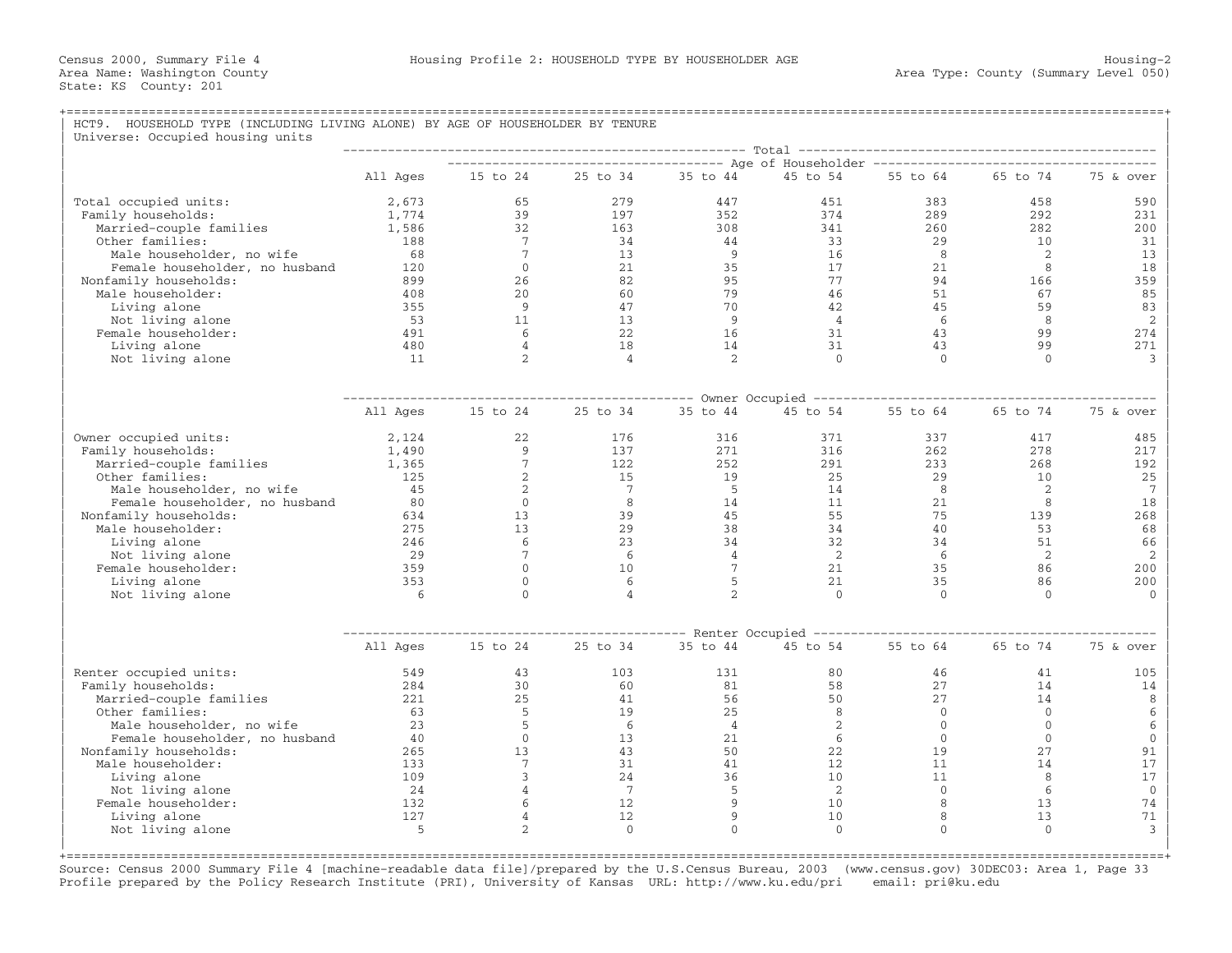Census 2000, Summary File 4 — Housing Profile 2: HOUSEHOLD TYPE BY HOUSEHOLDER AGE — Housing-2

Area Name: Washington County — Area Type: County (Summary Level 050)

State: KS County: 201

## HCT9. HOUSEHOLD TYPE (INCLUDING LIVING ALONE) BY AGE OF HOUSEHOLDER BY TENURE

Universe: Occupied housing units

### Total

| | All Ages | 15 to 24 | 25 to 34 | 35 to 44 | 45 to 54 | 55 to 64 | 65 to 74 | 75 & over |
|---|---|---|---|---|---|---|---|---|
| Total occupied units: | 2,673 | 65 | 279 | 447 | 451 | 383 | 458 | 590 |
| Family households: | 1,774 | 39 | 197 | 352 | 374 | 289 | 292 | 231 |
| Married-couple families | 1,586 | 32 | 163 | 308 | 341 | 260 | 282 | 200 |
| Other families: | 188 | 7 | 34 | 44 | 33 | 29 | 10 | 31 |
| Male householder, no wife | 68 | 7 | 13 | 9 | 16 | 8 | 2 | 13 |
| Female householder, no husband | 120 | 0 | 21 | 35 | 17 | 21 | 8 | 18 |
| Nonfamily households: | 899 | 26 | 82 | 95 | 77 | 94 | 166 | 359 |
| Male householder: | 408 | 20 | 60 | 79 | 46 | 51 | 67 | 85 |
| Living alone | 355 | 9 | 47 | 70 | 42 | 45 | 59 | 83 |
| Not living alone | 53 | 11 | 13 | 9 | 4 | 6 | 8 | 2 |
| Female householder: | 491 | 6 | 22 | 16 | 31 | 43 | 99 | 274 |
| Living alone | 480 | 4 | 18 | 14 | 31 | 43 | 99 | 271 |
| Not living alone | 11 | 2 | 4 | 2 | 0 | 0 | 0 | 3 |

### Owner Occupied

| | All Ages | 15 to 24 | 25 to 34 | 35 to 44 | 45 to 54 | 55 to 64 | 65 to 74 | 75 & over |
|---|---|---|---|---|---|---|---|---|
| Owner occupied units: | 2,124 | 22 | 176 | 316 | 371 | 337 | 417 | 485 |
| Family households: | 1,490 | 9 | 137 | 271 | 316 | 262 | 278 | 217 |
| Married-couple families | 1,365 | 7 | 122 | 252 | 291 | 233 | 268 | 192 |
| Other families: | 125 | 2 | 15 | 19 | 25 | 29 | 10 | 25 |
| Male householder, no wife | 45 | 2 | 7 | 5 | 14 | 8 | 2 | 7 |
| Female householder, no husband | 80 | 0 | 8 | 14 | 11 | 21 | 8 | 18 |
| Nonfamily households: | 634 | 13 | 39 | 45 | 55 | 75 | 139 | 268 |
| Male householder: | 275 | 13 | 29 | 38 | 34 | 40 | 53 | 68 |
| Living alone | 246 | 6 | 23 | 34 | 32 | 34 | 51 | 66 |
| Not living alone | 29 | 7 | 6 | 4 | 2 | 6 | 2 | 2 |
| Female householder: | 359 | 0 | 10 | 7 | 21 | 35 | 86 | 200 |
| Living alone | 353 | 0 | 6 | 5 | 21 | 35 | 86 | 200 |
| Not living alone | 6 | 0 | 4 | 2 | 0 | 0 | 0 | 0 |

### Renter Occupied

| | All Ages | 15 to 24 | 25 to 34 | 35 to 44 | 45 to 54 | 55 to 64 | 65 to 74 | 75 & over |
|---|---|---|---|---|---|---|---|---|
| Renter occupied units: | 549 | 43 | 103 | 131 | 80 | 46 | 41 | 105 |
| Family households: | 284 | 30 | 60 | 81 | 58 | 27 | 14 | 14 |
| Married-couple families | 221 | 25 | 41 | 56 | 50 | 27 | 14 | 8 |
| Other families: | 63 | 5 | 19 | 25 | 8 | 0 | 0 | 6 |
| Male householder, no wife | 23 | 5 | 6 | 4 | 2 | 0 | 0 | 6 |
| Female householder, no husband | 40 | 0 | 13 | 21 | 6 | 0 | 0 | 0 |
| Nonfamily households: | 265 | 13 | 43 | 50 | 22 | 19 | 27 | 91 |
| Male householder: | 133 | 7 | 31 | 41 | 12 | 11 | 14 | 17 |
| Living alone | 109 | 3 | 24 | 36 | 10 | 11 | 8 | 17 |
| Not living alone | 24 | 4 | 7 | 5 | 2 | 0 | 6 | 0 |
| Female householder: | 132 | 6 | 12 | 9 | 10 | 8 | 13 | 74 |
| Living alone | 127 | 4 | 12 | 9 | 10 | 8 | 13 | 71 |
| Not living alone | 5 | 2 | 0 | 0 | 0 | 0 | 0 | 3 |

Source: Census 2000 Summary File 4 [machine-readable data file]/prepared by the U.S.Census Bureau, 2003 (www.census.gov) 30DEC03: Area 1, Page 33
Profile prepared by the Policy Research Institute (PRI), University of Kansas URL: http://www.ku.edu/pri email: pri@ku.edu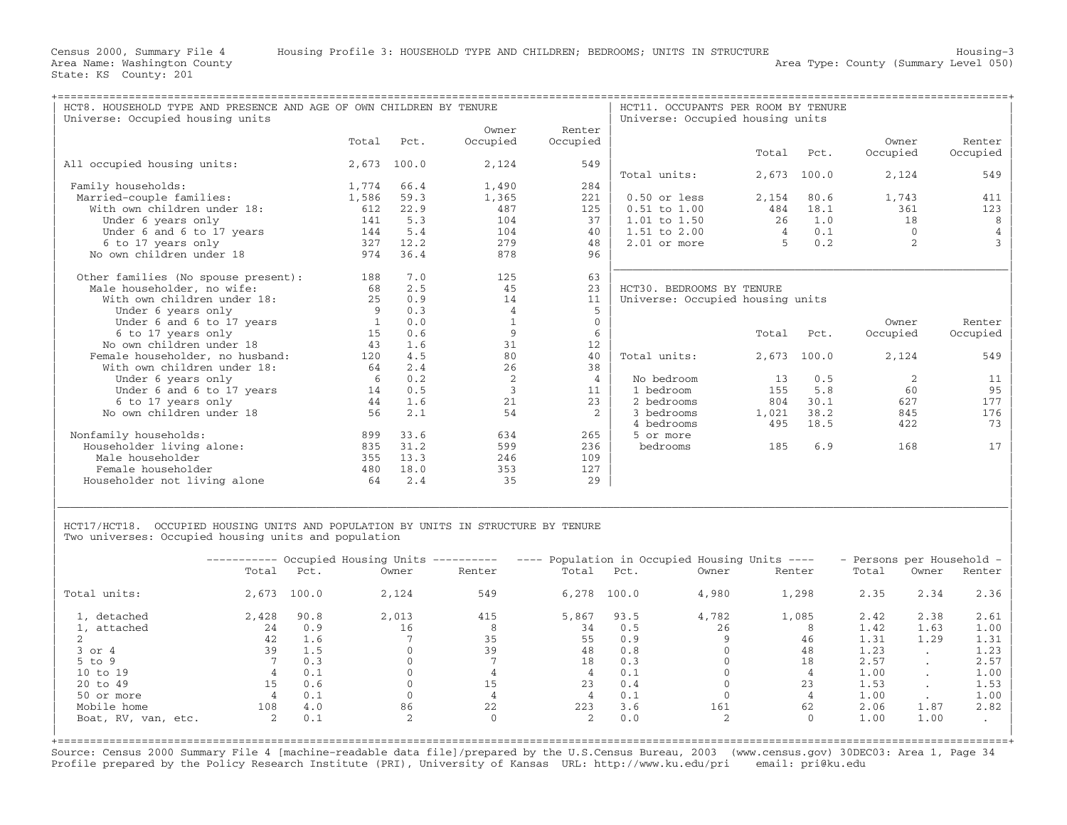Census 2000, Summary File 4 Housing Profile 3: HOUSEHOLD TYPE AND CHILDREN; BEDROOMS; UNITS IN STRUCTURE Housing-3
Area Name: Washington County Area Type: County (Summary Level 050)
State: KS County: 201

## HCT8. HOUSEHOLD TYPE AND PRESENCE AND AGE OF OWN CHILDREN BY TENURE

Universe: Occupied housing units

| | Total | Pct. | Owner Occupied | Renter Occupied |
|---|---|---|---|---|
| All occupied housing units: | 2,673 | 100.0 | 2,124 | 549 |
| Family households: | 1,774 | 66.4 | 1,490 | 284 |
| Married-couple families: | 1,586 | 59.3 | 1,365 | 221 |
| With own children under 18: | 612 | 22.9 | 487 | 125 |
| Under 6 years only | 141 | 5.3 | 104 | 37 |
| Under 6 and 6 to 17 years | 144 | 5.4 | 104 | 40 |
| 6 to 17 years only | 327 | 12.2 | 279 | 48 |
| No own children under 18 | 974 | 36.4 | 878 | 96 |
| Other families (No spouse present): | 188 | 7.0 | 125 | 63 |
| Male householder, no wife: | 68 | 2.5 | 45 | 23 |
| With own children under 18: | 25 | 0.9 | 14 | 11 |
| Under 6 years only | 9 | 0.3 | 4 | 5 |
| Under 6 and 6 to 17 years | 1 | 0.0 | 1 | 0 |
| 6 to 17 years only | 15 | 0.6 | 9 | 6 |
| No own children under 18 | 43 | 1.6 | 31 | 12 |
| Female householder, no husband: | 120 | 4.5 | 80 | 40 |
| With own children under 18: | 64 | 2.4 | 26 | 38 |
| Under 6 years only | 6 | 0.2 | 2 | 4 |
| Under 6 and 6 to 17 years | 14 | 0.5 | 3 | 11 |
| 6 to 17 years only | 44 | 1.6 | 21 | 23 |
| No own children under 18 | 56 | 2.1 | 54 | 2 |
| Nonfamily households: | 899 | 33.6 | 634 | 265 |
| Householder living alone: | 835 | 31.2 | 599 | 236 |
| Male householder | 355 | 13.3 | 246 | 109 |
| Female householder | 480 | 18.0 | 353 | 127 |
| Householder not living alone | 64 | 2.4 | 35 | 29 |

## HCT11. OCCUPANTS PER ROOM BY TENURE

Universe: Occupied housing units

| | Total | Pct. | Owner Occupied | Renter Occupied |
|---|---|---|---|---|
| Total units: | 2,673 | 100.0 | 2,124 | 549 |
| 0.50 or less | 2,154 | 80.6 | 1,743 | 411 |
| 0.51 to 1.00 | 484 | 18.1 | 361 | 123 |
| 1.01 to 1.50 | 26 | 1.0 | 18 | 8 |
| 1.51 to 2.00 | 4 | 0.1 | 0 | 4 |
| 2.01 or more | 5 | 0.2 | 2 | 3 |

## HCT30. BEDROOMS BY TENURE

Universe: Occupied housing units

| | Total | Pct. | Owner Occupied | Renter Occupied |
|---|---|---|---|---|
| Total units: | 2,673 | 100.0 | 2,124 | 549 |
| No bedroom | 13 | 0.5 | 2 | 11 |
| 1 bedroom | 155 | 5.8 | 60 | 95 |
| 2 bedrooms | 804 | 30.1 | 627 | 177 |
| 3 bedrooms | 1,021 | 38.2 | 845 | 176 |
| 4 bedrooms | 495 | 18.5 | 422 | 73 |
| 5 or more bedrooms | 185 | 6.9 | 168 | 17 |

## HCT17/HCT18. OCCUPIED HOUSING UNITS AND POPULATION BY UNITS IN STRUCTURE BY TENURE

Two universes: Occupied housing units and population

| | Occupied Housing Units | | | | Population in Occupied Housing Units | | | | Persons per Household | | |
|---|---|---|---|---|---|---|---|---|---|---|---|
| | Total | Pct. | Owner | Renter | Total | Pct. | Owner | Renter | Total | Owner | Renter |
| Total units: | 2,673 | 100.0 | 2,124 | 549 | 6,278 | 100.0 | 4,980 | 1,298 | 2.35 | 2.34 | 2.36 |
| 1, detached | 2,428 | 90.8 | 2,013 | 415 | 5,867 | 93.5 | 4,782 | 1,085 | 2.42 | 2.38 | 2.61 |
| 1, attached | 24 | 0.9 | 16 | 8 | 34 | 0.5 | 26 | 8 | 1.42 | 1.63 | 1.00 |
| 2 | 42 | 1.6 | 7 | 35 | 55 | 0.9 | 9 | 46 | 1.31 | 1.29 | 1.31 |
| 3 or 4 | 39 | 1.5 | 0 | 39 | 48 | 0.8 | 0 | 48 | 1.23 | . | 1.23 |
| 5 to 9 | 7 | 0.3 | 0 | 7 | 18 | 0.3 | 0 | 18 | 2.57 | . | 2.57 |
| 10 to 19 | 4 | 0.1 | 0 | 4 | 4 | 0.1 | 0 | 4 | 1.00 | . | 1.00 |
| 20 to 49 | 15 | 0.6 | 0 | 15 | 23 | 0.4 | 0 | 23 | 1.53 | . | 1.53 |
| 50 or more | 4 | 0.1 | 0 | 4 | 4 | 0.1 | 0 | 4 | 1.00 | . | 1.00 |
| Mobile home | 108 | 4.0 | 86 | 22 | 223 | 3.6 | 161 | 62 | 2.06 | 1.87 | 2.82 |
| Boat, RV, van, etc. | 2 | 0.1 | 2 | 0 | 2 | 0.0 | 2 | 0 | 1.00 | 1.00 | . |

Source: Census 2000 Summary File 4 [machine-readable data file]/prepared by the U.S.Census Bureau, 2003 (www.census.gov) 30DEC03: Area 1, Page 34
Profile prepared by the Policy Research Institute (PRI), University of Kansas URL: http://www.ku.edu/pri email: pri@ku.edu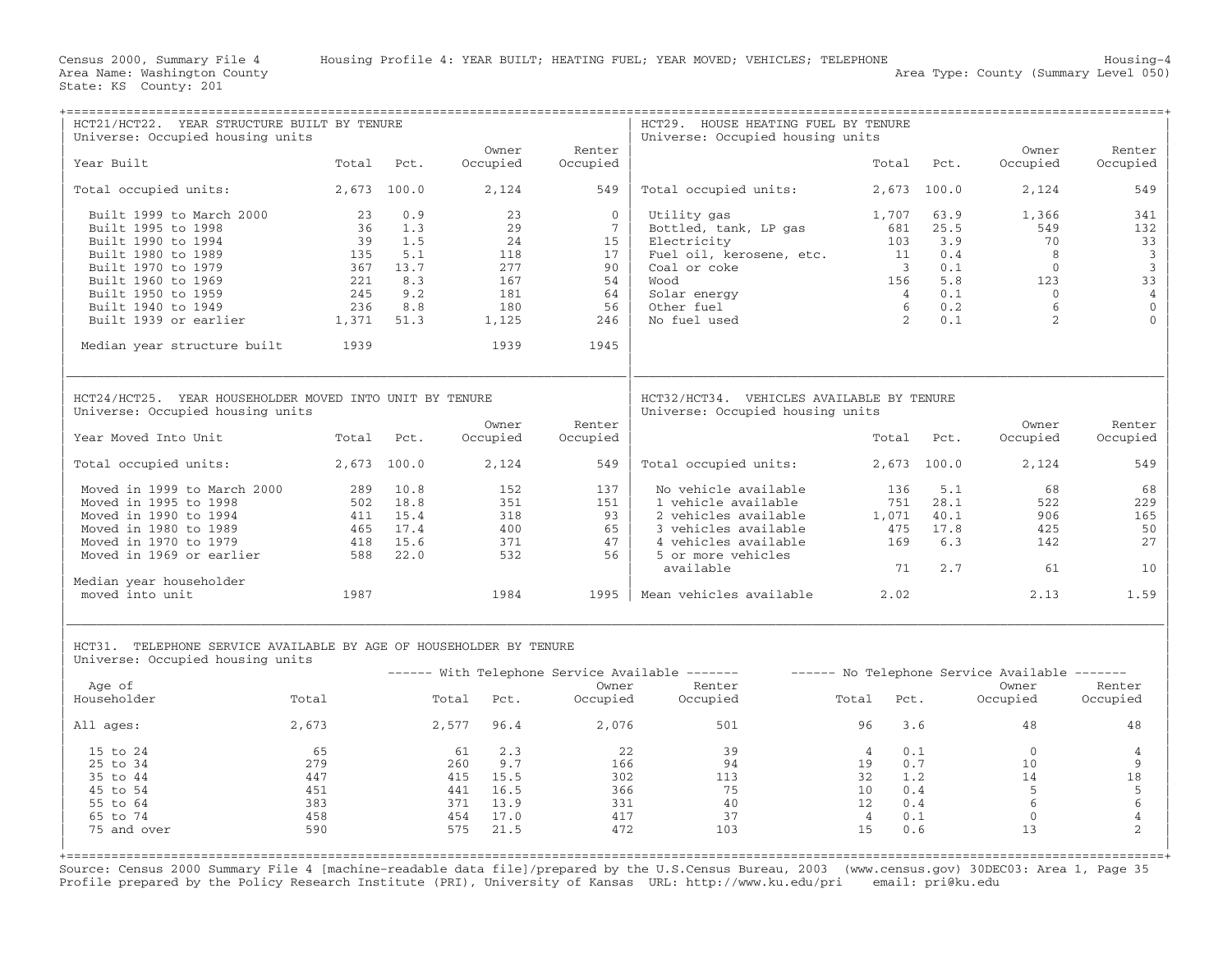Census 2000, Summary File 4 Housing Profile 4: YEAR BUILT; HEATING FUEL; YEAR MOVED; VEHICLES; TELEPHONE Housing-4
Area Name: Washington County Area Type: County (Summary Level 050)
State: KS County: 201

## HCT21/HCT22. YEAR STRUCTURE BUILT BY TENURE

Universe: Occupied housing units

| Year Built | Total | Pct. | Owner Occupied | Renter Occupied |
|---|---|---|---|---|
| Total occupied units: | 2,673 | 100.0 | 2,124 | 549 |
| Built 1999 to March 2000 | 23 | 0.9 | 23 | 0 |
| Built 1995 to 1998 | 36 | 1.3 | 29 | 7 |
| Built 1990 to 1994 | 39 | 1.5 | 24 | 15 |
| Built 1980 to 1989 | 135 | 5.1 | 118 | 17 |
| Built 1970 to 1979 | 367 | 13.7 | 277 | 90 |
| Built 1960 to 1969 | 221 | 8.3 | 167 | 54 |
| Built 1950 to 1959 | 245 | 9.2 | 181 | 64 |
| Built 1940 to 1949 | 236 | 8.8 | 180 | 56 |
| Built 1939 or earlier | 1,371 | 51.3 | 1,125 | 246 |
| Median year structure built | 1939 | | 1939 | 1945 |

## HCT29. HOUSE HEATING FUEL BY TENURE

Universe: Occupied housing units

| | Total | Pct. | Owner Occupied | Renter Occupied |
|---|---|---|---|---|
| Total occupied units: | 2,673 | 100.0 | 2,124 | 549 |
| Utility gas | 1,707 | 63.9 | 1,366 | 341 |
| Bottled, tank, LP gas | 681 | 25.5 | 549 | 132 |
| Electricity | 103 | 3.9 | 70 | 33 |
| Fuel oil, kerosene, etc. | 11 | 0.4 | 8 | 3 |
| Coal or coke | 3 | 0.1 | 0 | 3 |
| Wood | 156 | 5.8 | 123 | 33 |
| Solar energy | 4 | 0.1 | 0 | 4 |
| Other fuel | 6 | 0.2 | 6 | 0 |
| No fuel used | 2 | 0.1 | 2 | 0 |

## HCT24/HCT25. YEAR HOUSEHOLDER MOVED INTO UNIT BY TENURE

Universe: Occupied housing units

| Year Moved Into Unit | Total | Pct. | Owner Occupied | Renter Occupied |
|---|---|---|---|---|
| Total occupied units: | 2,673 | 100.0 | 2,124 | 549 |
| Moved in 1999 to March 2000 | 289 | 10.8 | 152 | 137 |
| Moved in 1995 to 1998 | 502 | 18.8 | 351 | 151 |
| Moved in 1990 to 1994 | 411 | 15.4 | 318 | 93 |
| Moved in 1980 to 1989 | 465 | 17.4 | 400 | 65 |
| Moved in 1970 to 1979 | 418 | 15.6 | 371 | 47 |
| Moved in 1969 or earlier | 588 | 22.0 | 532 | 56 |
| Median year householder moved into unit | 1987 | | 1984 | 1995 |

## HCT32/HCT34. VEHICLES AVAILABLE BY TENURE

Universe: Occupied housing units

| | Total | Pct. | Owner Occupied | Renter Occupied |
|---|---|---|---|---|
| Total occupied units: | 2,673 | 100.0 | 2,124 | 549 |
| No vehicle available | 136 | 5.1 | 68 | 68 |
| 1 vehicle available | 751 | 28.1 | 522 | 229 |
| 2 vehicles available | 1,071 | 40.1 | 906 | 165 |
| 3 vehicles available | 475 | 17.8 | 425 | 50 |
| 4 vehicles available | 169 | 6.3 | 142 | 27 |
| 5 or more vehicles available | 71 | 2.7 | 61 | 10 |
| Mean vehicles available | 2.02 | | 2.13 | 1.59 |

## HCT31. TELEPHONE SERVICE AVAILABLE BY AGE OF HOUSEHOLDER BY TENURE

Universe: Occupied housing units

| | | With Telephone Service Available | | | | No Telephone Service Available | | | |
|---|---|---|---|---|---|---|---|---|---|
| Age of Householder | Total | Total | Pct. | Owner Occupied | Renter Occupied | Total | Pct. | Owner Occupied | Renter Occupied |
| All ages: | 2,673 | 2,577 | 96.4 | 2,076 | 501 | 96 | 3.6 | 48 | 48 |
| 15 to 24 | 65 | 61 | 2.3 | 22 | 39 | 4 | 0.1 | 0 | 4 |
| 25 to 34 | 279 | 260 | 9.7 | 166 | 94 | 19 | 0.7 | 10 | 9 |
| 35 to 44 | 447 | 415 | 15.5 | 302 | 113 | 32 | 1.2 | 14 | 18 |
| 45 to 54 | 451 | 441 | 16.5 | 366 | 75 | 10 | 0.4 | 5 | 5 |
| 55 to 64 | 383 | 371 | 13.9 | 331 | 40 | 12 | 0.4 | 6 | 6 |
| 65 to 74 | 458 | 454 | 17.0 | 417 | 37 | 4 | 0.1 | 0 | 4 |
| 75 and over | 590 | 575 | 21.5 | 472 | 103 | 15 | 0.6 | 13 | 2 |

Source: Census 2000 Summary File 4 [machine-readable data file]/prepared by the U.S.Census Bureau, 2003 (www.census.gov) 30DEC03: Area 1, Page 35
Profile prepared by the Policy Research Institute (PRI), University of Kansas URL: http://www.ku.edu/pri email: pri@ku.edu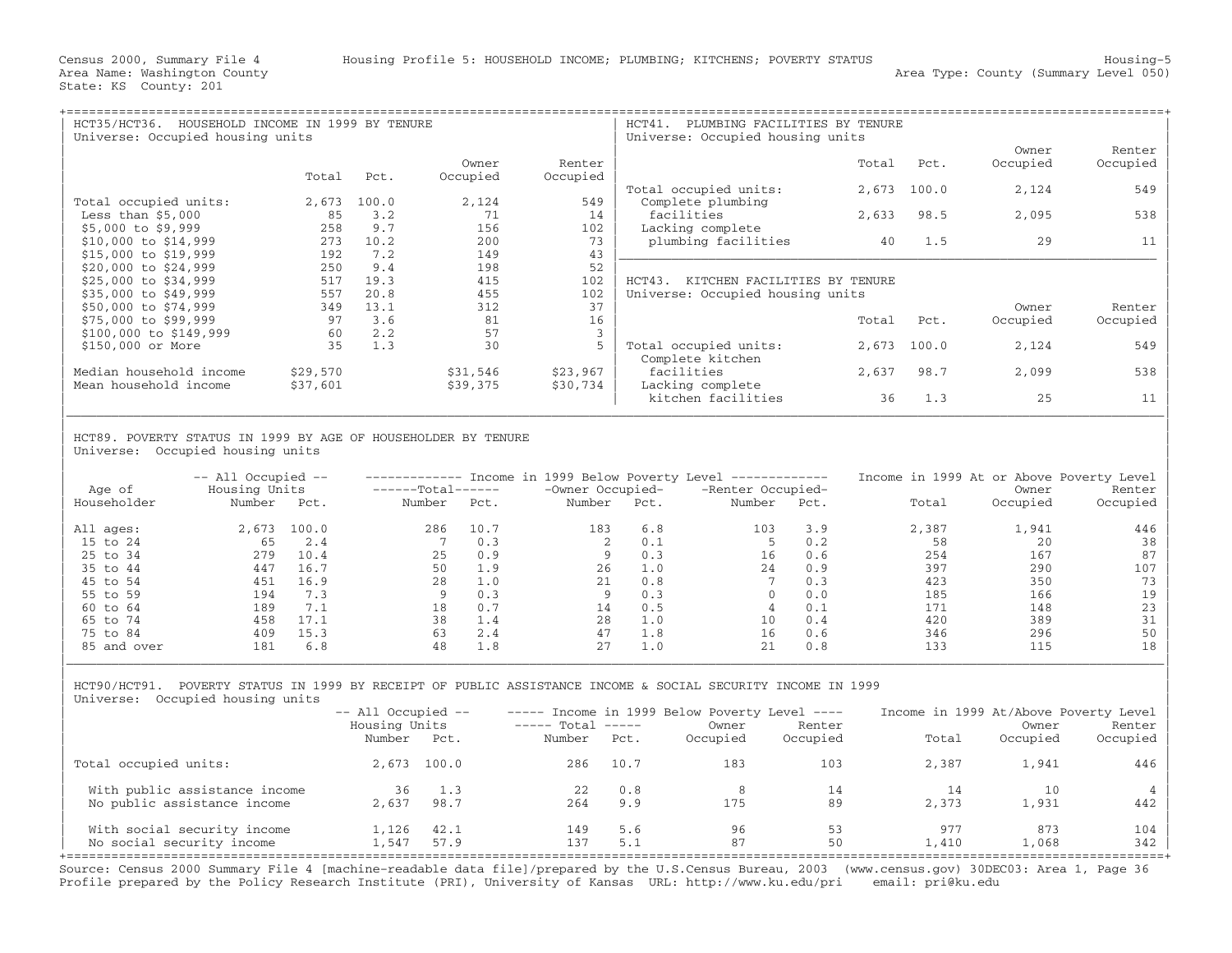Census 2000, Summary File 4 — Housing Profile 5: HOUSEHOLD INCOME; PLUMBING; KITCHENS; POVERTY STATUS — Housing-5

Area Name: Washington County — Area Type: County (Summary Level 050)

State: KS County: 201

## HCT35/HCT36. HOUSEHOLD INCOME IN 1999 BY TENURE

Universe: Occupied housing units

| | Total | Pct. | Owner Occupied | Renter Occupied |
|---|---|---|---|---|
| Total occupied units: | 2,673 | 100.0 | 2,124 | 549 |
| Less than $5,000 | 85 | 3.2 | 71 | 14 |
| $5,000 to $9,999 | 258 | 9.7 | 156 | 102 |
| $10,000 to $14,999 | 273 | 10.2 | 200 | 73 |
| $15,000 to $19,999 | 192 | 7.2 | 149 | 43 |
| $20,000 to $24,999 | 250 | 9.4 | 198 | 52 |
| $25,000 to $34,999 | 517 | 19.3 | 415 | 102 |
| $35,000 to $49,999 | 557 | 20.8 | 455 | 102 |
| $50,000 to $74,999 | 349 | 13.1 | 312 | 37 |
| $75,000 to $99,999 | 97 | 3.6 | 81 | 16 |
| $100,000 to $149,999 | 60 | 2.2 | 57 | 3 |
| $150,000 or More | 35 | 1.3 | 30 | 5 |
| Median household income | $29,570 | | $31,546 | $23,967 |
| Mean household income | $37,601 | | $39,375 | $30,734 |

## HCT41. PLUMBING FACILITIES BY TENURE

Universe: Occupied housing units

| | Total | Pct. | Owner Occupied | Renter Occupied |
|---|---|---|---|---|
| Total occupied units: | 2,673 | 100.0 | 2,124 | 549 |
| Complete plumbing facilities | 2,633 | 98.5 | 2,095 | 538 |
| Lacking complete plumbing facilities | 40 | 1.5 | 29 | 11 |

## HCT43. KITCHEN FACILITIES BY TENURE

Universe: Occupied housing units

| | Total | Pct. | Owner Occupied | Renter Occupied |
|---|---|---|---|---|
| Total occupied units: | 2,673 | 100.0 | 2,124 | 549 |
| Complete kitchen facilities | 2,637 | 98.7 | 2,099 | 538 |
| Lacking complete kitchen facilities | 36 | 1.3 | 25 | 11 |

## HCT89. POVERTY STATUS IN 1999 BY AGE OF HOUSEHOLDER BY TENURE

Universe: Occupied housing units

| Age of Householder | All Occupied Housing Units Number | Pct. | Below Poverty Level Total Number | Pct. | Owner Occupied Number | Pct. | Renter Occupied Number | Pct. | At or Above Poverty Level Total | Owner Occupied | Renter Occupied |
|---|---|---|---|---|---|---|---|---|---|---|---|
| All ages: | 2,673 | 100.0 | 286 | 10.7 | 183 | 6.8 | 103 | 3.9 | 2,387 | 1,941 | 446 |
| 15 to 24 | 65 | 2.4 | 7 | 0.3 | 2 | 0.1 | 5 | 0.2 | 58 | 20 | 38 |
| 25 to 34 | 279 | 10.4 | 25 | 0.9 | 9 | 0.3 | 16 | 0.6 | 254 | 167 | 87 |
| 35 to 44 | 447 | 16.7 | 50 | 1.9 | 26 | 1.0 | 24 | 0.9 | 397 | 290 | 107 |
| 45 to 54 | 451 | 16.9 | 28 | 1.0 | 21 | 0.8 | 7 | 0.3 | 423 | 350 | 73 |
| 55 to 59 | 194 | 7.3 | 9 | 0.3 | 9 | 0.3 | 0 | 0.0 | 185 | 166 | 19 |
| 60 to 64 | 189 | 7.1 | 18 | 0.7 | 14 | 0.5 | 4 | 0.1 | 171 | 148 | 23 |
| 65 to 74 | 458 | 17.1 | 38 | 1.4 | 28 | 1.0 | 10 | 0.4 | 420 | 389 | 31 |
| 75 to 84 | 409 | 15.3 | 63 | 2.4 | 47 | 1.8 | 16 | 0.6 | 346 | 296 | 50 |
| 85 and over | 181 | 6.8 | 48 | 1.8 | 27 | 1.0 | 21 | 0.8 | 133 | 115 | 18 |

## HCT90/HCT91. POVERTY STATUS IN 1999 BY RECEIPT OF PUBLIC ASSISTANCE INCOME & SOCIAL SECURITY INCOME IN 1999

Universe: Occupied housing units

| | All Occupied Housing Units Number | Pct. | Below Poverty Level Total Number | Pct. | Owner Occupied | Renter Occupied | At/Above Poverty Level Total | Owner Occupied | Renter Occupied |
|---|---|---|---|---|---|---|---|---|---|
| Total occupied units: | 2,673 | 100.0 | 286 | 10.7 | 183 | 103 | 2,387 | 1,941 | 446 |
| With public assistance income | 36 | 1.3 | 22 | 0.8 | 8 | 14 | 14 | 10 | 4 |
| No public assistance income | 2,637 | 98.7 | 264 | 9.9 | 175 | 89 | 2,373 | 1,931 | 442 |
| With social security income | 1,126 | 42.1 | 149 | 5.6 | 96 | 53 | 977 | 873 | 104 |
| No social security income | 1,547 | 57.9 | 137 | 5.1 | 87 | 50 | 1,410 | 1,068 | 342 |

Source: Census 2000 Summary File 4 [machine-readable data file]/prepared by the U.S.Census Bureau, 2003 (www.census.gov) 30DEC03: Area 1, Page 36
Profile prepared by the Policy Research Institute (PRI), University of Kansas URL: http://www.ku.edu/pri email: pri@ku.edu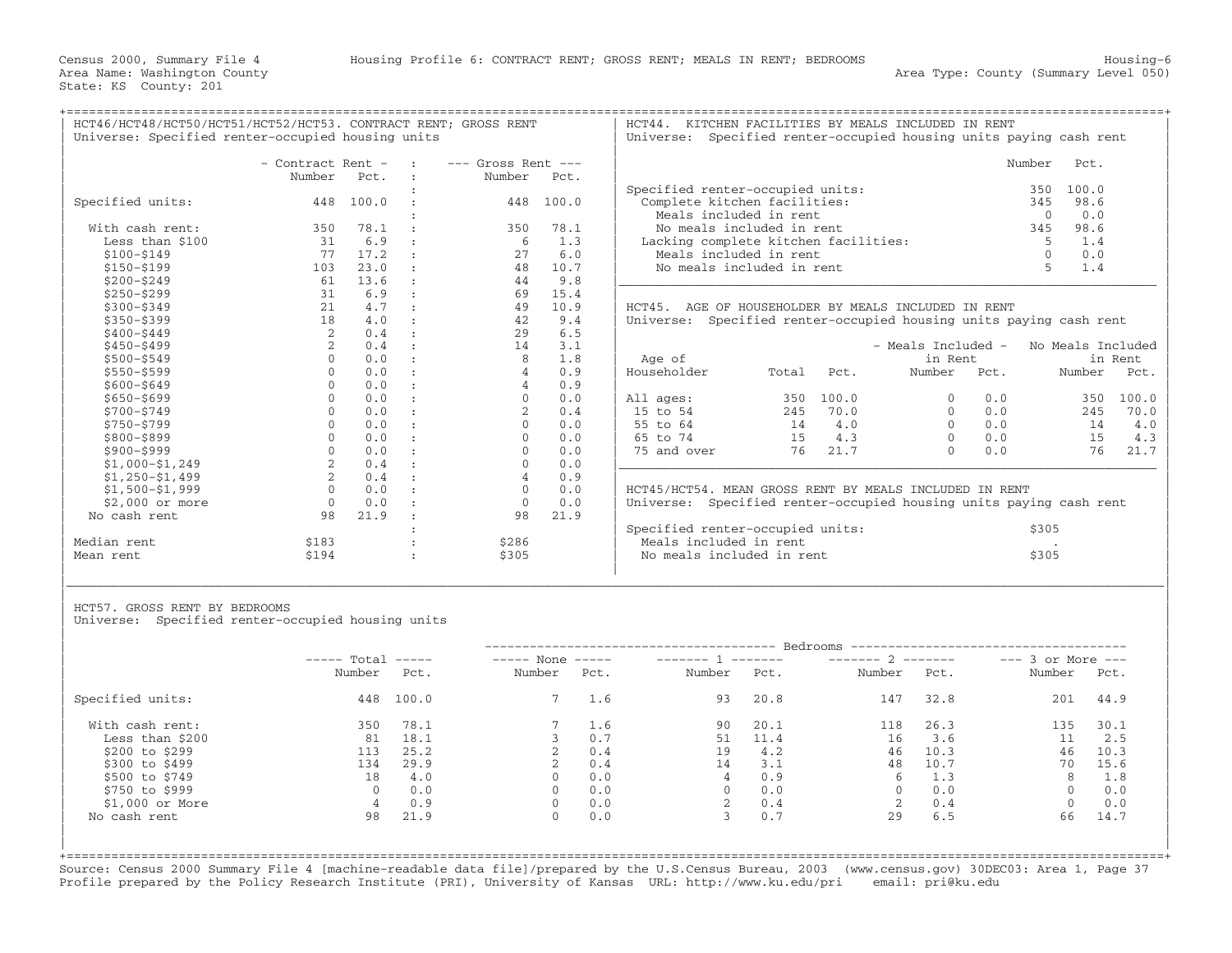Census 2000, Summary File 4 — Housing Profile 6: CONTRACT RENT; GROSS RENT; MEALS IN RENT; BEDROOMS — Housing-6

Area Name: Washington County — Area Type: County (Summary Level 050)

State: KS County: 201

## HCT46/HCT48/HCT50/HCT51/HCT52/HCT53. CONTRACT RENT; GROSS RENT

Universe: Specified renter-occupied housing units

| | Contract Rent Number | Contract Rent Pct. | Gross Rent Number | Gross Rent Pct. |
|---|---|---|---|---|
| Specified units: | 448 | 100.0 | 448 | 100.0 |
| With cash rent: | 350 | 78.1 | 350 | 78.1 |
| Less than $100 | 31 | 6.9 | 6 | 1.3 |
| $100-$149 | 77 | 17.2 | 27 | 6.0 |
| $150-$199 | 103 | 23.0 | 48 | 10.7 |
| $200-$249 | 61 | 13.6 | 44 | 9.8 |
| $250-$299 | 31 | 6.9 | 69 | 15.4 |
| $300-$349 | 21 | 4.7 | 49 | 10.9 |
| $350-$399 | 18 | 4.0 | 42 | 9.4 |
| $400-$449 | 2 | 0.4 | 29 | 6.5 |
| $450-$499 | 2 | 0.4 | 14 | 3.1 |
| $500-$549 | 0 | 0.0 | 8 | 1.8 |
| $550-$599 | 0 | 0.0 | 4 | 0.9 |
| $600-$649 | 0 | 0.0 | 4 | 0.9 |
| $650-$699 | 0 | 0.0 | 0 | 0.0 |
| $700-$749 | 0 | 0.0 | 2 | 0.4 |
| $750-$799 | 0 | 0.0 | 0 | 0.0 |
| $800-$899 | 0 | 0.0 | 0 | 0.0 |
| $900-$999 | 0 | 0.0 | 0 | 0.0 |
| $1,000-$1,249 | 2 | 0.4 | 0 | 0.0 |
| $1,250-$1,499 | 2 | 0.4 | 4 | 0.9 |
| $1,500-$1,999 | 0 | 0.0 | 0 | 0.0 |
| $2,000 or more | 0 | 0.0 | 0 | 0.0 |
| No cash rent | 98 | 21.9 | 98 | 21.9 |
| Median rent | $183 | | $286 | |
| Mean rent | $194 | | $305 | |

## HCT44. KITCHEN FACILITIES BY MEALS INCLUDED IN RENT

Universe: Specified renter-occupied housing units paying cash rent

| | Number | Pct. |
|---|---|---|
| Specified renter-occupied units: | 350 | 100.0 |
| Complete kitchen facilities: | 345 | 98.6 |
| Meals included in rent | 0 | 0.0 |
| No meals included in rent | 345 | 98.6 |
| Lacking complete kitchen facilities: | 5 | 1.4 |
| Meals included in rent | 0 | 0.0 |
| No meals included in rent | 5 | 1.4 |

## HCT45. AGE OF HOUSEHOLDER BY MEALS INCLUDED IN RENT

Universe: Specified renter-occupied housing units paying cash rent

| Age of Householder | Total | Pct. | Meals Included in Rent Number | Meals Included in Rent Pct. | No Meals Included in Rent Number | No Meals Included in Rent Pct. |
|---|---|---|---|---|---|---|
| All ages: | 350 | 100.0 | 0 | 0.0 | 350 | 100.0 |
| 15 to 54 | 245 | 70.0 | 0 | 0.0 | 245 | 70.0 |
| 55 to 64 | 14 | 4.0 | 0 | 0.0 | 14 | 4.0 |
| 65 to 74 | 15 | 4.3 | 0 | 0.0 | 15 | 4.3 |
| 75 and over | 76 | 21.7 | 0 | 0.0 | 76 | 21.7 |

## HCT45/HCT54. MEAN GROSS RENT BY MEALS INCLUDED IN RENT

Universe: Specified renter-occupied housing units paying cash rent

| | |
|---|---|
| Specified renter-occupied units: | $305 |
| Meals included in rent | . |
| No meals included in rent | $305 |

## HCT57. GROSS RENT BY BEDROOMS

Universe: Specified renter-occupied housing units

| | Total Number | Total Pct. | None Number | None Pct. | 1 Number | 1 Pct. | 2 Number | 2 Pct. | 3 or More Number | 3 or More Pct. |
|---|---|---|---|---|---|---|---|---|---|---|
| Specified units: | 448 | 100.0 | 7 | 1.6 | 93 | 20.8 | 147 | 32.8 | 201 | 44.9 |
| With cash rent: | 350 | 78.1 | 7 | 1.6 | 90 | 20.1 | 118 | 26.3 | 135 | 30.1 |
| Less than $200 | 81 | 18.1 | 3 | 0.7 | 51 | 11.4 | 16 | 3.6 | 11 | 2.5 |
| $200 to $299 | 113 | 25.2 | 2 | 0.4 | 19 | 4.2 | 46 | 10.3 | 46 | 10.3 |
| $300 to $499 | 134 | 29.9 | 2 | 0.4 | 14 | 3.1 | 48 | 10.7 | 70 | 15.6 |
| $500 to $749 | 18 | 4.0 | 0 | 0.0 | 4 | 0.9 | 6 | 1.3 | 8 | 1.8 |
| $750 to $999 | 0 | 0.0 | 0 | 0.0 | 0 | 0.0 | 0 | 0.0 | 0 | 0.0 |
| $1,000 or More | 4 | 0.9 | 0 | 0.0 | 2 | 0.4 | 2 | 0.4 | 0 | 0.0 |
| No cash rent | 98 | 21.9 | 0 | 0.0 | 3 | 0.7 | 29 | 6.5 | 66 | 14.7 |

Source: Census 2000 Summary File 4 [machine-readable data file]/prepared by the U.S.Census Bureau, 2003 (www.census.gov) 30DEC03: Area 1, Page 37
Profile prepared by the Policy Research Institute (PRI), University of Kansas URL: http://www.ku.edu/pri email: pri@ku.edu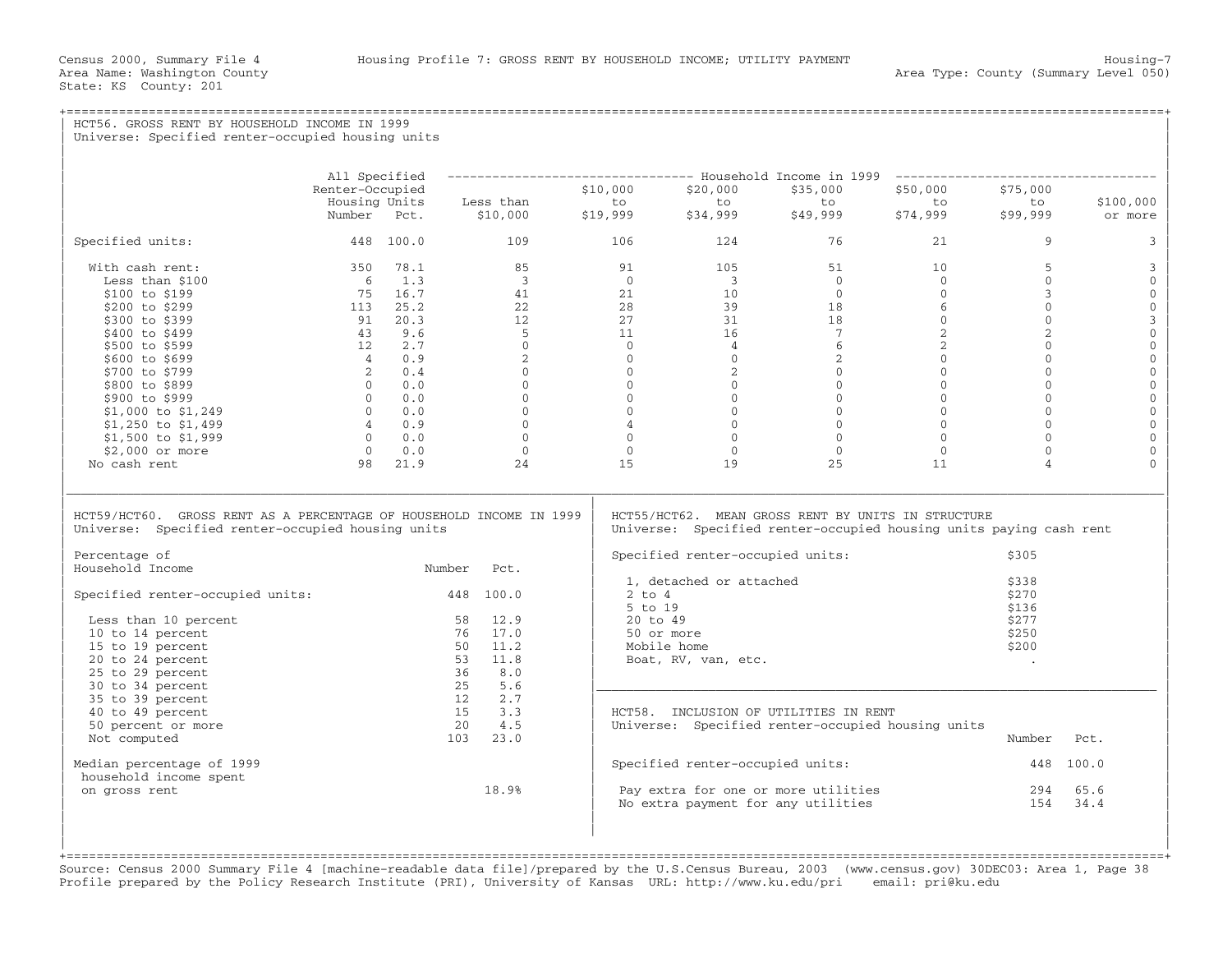Census 2000, Summary File 4 — Housing Profile 7: GROSS RENT BY HOUSEHOLD INCOME; UTILITY PAYMENT — Housing-7

Area Name: Washington County — Area Type: County (Summary Level 050)

State: KS County: 201

## HCT56. GROSS RENT BY HOUSEHOLD INCOME IN 1999

Universe: Specified renter-occupied housing units

| | All Specified Renter-Occupied Housing Units Number | Pct. | Household Income in 1999: Less than $10,000 | $10,000 to $19,999 | $20,000 to $34,999 | $35,000 to $49,999 | $50,000 to $74,999 | $75,000 to $99,999 | $100,000 or more |
|---|---|---|---|---|---|---|---|---|---|
| Specified units: | 448 | 100.0 | 109 | 106 | 124 | 76 | 21 | 9 | 3 |
| With cash rent: | 350 | 78.1 | 85 | 91 | 105 | 51 | 10 | 5 | 3 |
| Less than $100 | 6 | 1.3 | 3 | 0 | 3 | 0 | 0 | 0 | 0 |
| $100 to $199 | 75 | 16.7 | 41 | 21 | 10 | 0 | 0 | 3 | 0 |
| $200 to $299 | 113 | 25.2 | 22 | 28 | 39 | 18 | 6 | 0 | 0 |
| $300 to $399 | 91 | 20.3 | 12 | 27 | 31 | 18 | 0 | 0 | 3 |
| $400 to $499 | 43 | 9.6 | 5 | 11 | 16 | 7 | 2 | 2 | 0 |
| $500 to $599 | 12 | 2.7 | 0 | 0 | 4 | 6 | 2 | 0 | 0 |
| $600 to $699 | 4 | 0.9 | 2 | 0 | 0 | 2 | 0 | 0 | 0 |
| $700 to $799 | 2 | 0.4 | 0 | 0 | 2 | 0 | 0 | 0 | 0 |
| $800 to $899 | 0 | 0.0 | 0 | 0 | 0 | 0 | 0 | 0 | 0 |
| $900 to $999 | 0 | 0.0 | 0 | 0 | 0 | 0 | 0 | 0 | 0 |
| $1,000 to $1,249 | 0 | 0.0 | 0 | 0 | 0 | 0 | 0 | 0 | 0 |
| $1,250 to $1,499 | 4 | 0.9 | 0 | 4 | 0 | 0 | 0 | 0 | 0 |
| $1,500 to $1,999 | 0 | 0.0 | 0 | 0 | 0 | 0 | 0 | 0 | 0 |
| $2,000 or more | 0 | 0.0 | 0 | 0 | 0 | 0 | 0 | 0 | 0 |
| No cash rent | 98 | 21.9 | 24 | 15 | 19 | 25 | 11 | 4 | 0 |

## HCT59/HCT60. GROSS RENT AS A PERCENTAGE OF HOUSEHOLD INCOME IN 1999

Universe: Specified renter-occupied housing units

| Percentage of Household Income | Number | Pct. |
|---|---|---|
| Specified renter-occupied units: | 448 | 100.0 |
| Less than 10 percent | 58 | 12.9 |
| 10 to 14 percent | 76 | 17.0 |
| 15 to 19 percent | 50 | 11.2 |
| 20 to 24 percent | 53 | 11.8 |
| 25 to 29 percent | 36 | 8.0 |
| 30 to 34 percent | 25 | 5.6 |
| 35 to 39 percent | 12 | 2.7 |
| 40 to 49 percent | 15 | 3.3 |
| 50 percent or more | 20 | 4.5 |
| Not computed | 103 | 23.0 |
| Median percentage of 1999 household income spent on gross rent | | 18.9% |

## HCT55/HCT62. MEAN GROSS RENT BY UNITS IN STRUCTURE

Universe: Specified renter-occupied housing units paying cash rent

| | |
|---|---|
| Specified renter-occupied units: | $305 |
| 1, detached or attached | $338 |
| 2 to 4 | $270 |
| 5 to 19 | $136 |
| 20 to 49 | $277 |
| 50 or more | $250 |
| Mobile home | $200 |
| Boat, RV, van, etc. | . |

## HCT58. INCLUSION OF UTILITIES IN RENT

Universe: Specified renter-occupied housing units

| | Number | Pct. |
|---|---|---|
| Specified renter-occupied units: | 448 | 100.0 |
| Pay extra for one or more utilities | 294 | 65.6 |
| No extra payment for any utilities | 154 | 34.4 |

Source: Census 2000 Summary File 4 [machine-readable data file]/prepared by the U.S.Census Bureau, 2003 (www.census.gov) 30DEC03: Area 1, Page 38
Profile prepared by the Policy Research Institute (PRI), University of Kansas URL: http://www.ku.edu/pri email: pri@ku.edu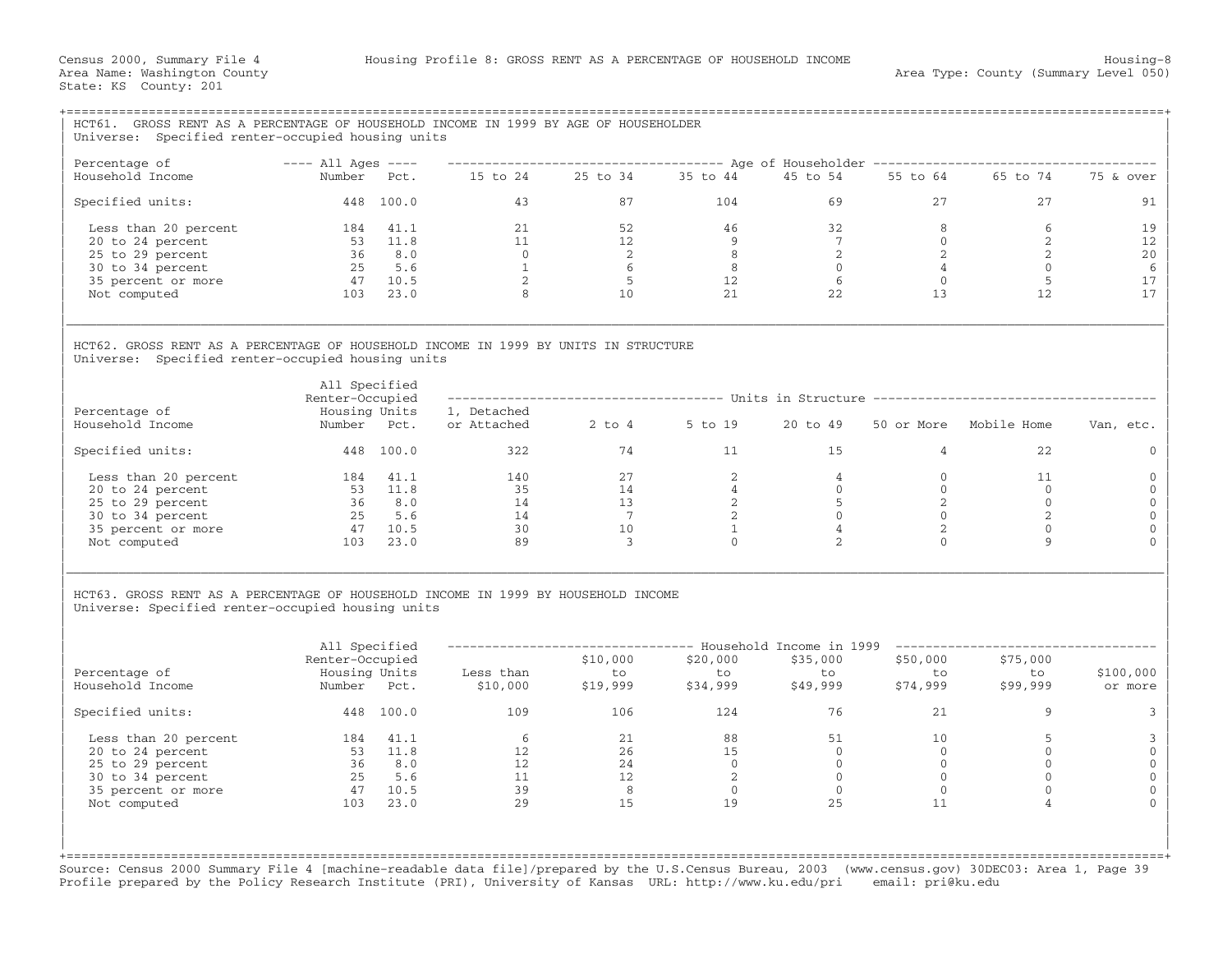Census 2000, Summary File 4 — Housing Profile 8: GROSS RENT AS A PERCENTAGE OF HOUSEHOLD INCOME — Housing-8

Area Name: Washington County — Area Type: County (Summary Level 050)

State: KS County: 201

## HCT61. GROSS RENT AS A PERCENTAGE OF HOUSEHOLD INCOME IN 1999 BY AGE OF HOUSEHOLDER

Universe: Specified renter-occupied housing units

| Percentage of Household Income | All Ages Number | All Ages Pct. | 15 to 24 | 25 to 34 | 35 to 44 | 45 to 54 | 55 to 64 | 65 to 74 | 75 & over |
|---|---|---|---|---|---|---|---|---|---|
| Specified units: | 448 | 100.0 | 43 | 87 | 104 | 69 | 27 | 27 | 91 |
| Less than 20 percent | 184 | 41.1 | 21 | 52 | 46 | 32 | 8 | 6 | 19 |
| 20 to 24 percent | 53 | 11.8 | 11 | 12 | 9 | 7 | 0 | 2 | 12 |
| 25 to 29 percent | 36 | 8.0 | 0 | 2 | 8 | 2 | 2 | 2 | 20 |
| 30 to 34 percent | 25 | 5.6 | 1 | 6 | 8 | 0 | 4 | 0 | 6 |
| 35 percent or more | 47 | 10.5 | 2 | 5 | 12 | 6 | 0 | 5 | 17 |
| Not computed | 103 | 23.0 | 8 | 10 | 21 | 22 | 13 | 12 | 17 |

## HCT62. GROSS RENT AS A PERCENTAGE OF HOUSEHOLD INCOME IN 1999 BY UNITS IN STRUCTURE

Universe: Specified renter-occupied housing units

| Percentage of Household Income | All Specified Renter-Occupied Housing Units Number | Pct. | 1, Detached or Attached | 2 to 4 | 5 to 19 | 20 to 49 | 50 or More | Mobile Home | Van, etc. |
|---|---|---|---|---|---|---|---|---|---|
| Specified units: | 448 | 100.0 | 322 | 74 | 11 | 15 | 4 | 22 | 0 |
| Less than 20 percent | 184 | 41.1 | 140 | 27 | 2 | 4 | 0 | 11 | 0 |
| 20 to 24 percent | 53 | 11.8 | 35 | 14 | 4 | 0 | 0 | 0 | 0 |
| 25 to 29 percent | 36 | 8.0 | 14 | 13 | 2 | 5 | 2 | 0 | 0 |
| 30 to 34 percent | 25 | 5.6 | 14 | 7 | 2 | 0 | 0 | 2 | 0 |
| 35 percent or more | 47 | 10.5 | 30 | 10 | 1 | 4 | 2 | 0 | 0 |
| Not computed | 103 | 23.0 | 89 | 3 | 0 | 2 | 0 | 9 | 0 |

## HCT63. GROSS RENT AS A PERCENTAGE OF HOUSEHOLD INCOME IN 1999 BY HOUSEHOLD INCOME

Universe: Specified renter-occupied housing units

| Percentage of Household Income | All Specified Renter-Occupied Housing Units Number | Pct. | Less than $10,000 | $10,000 to $19,999 | $20,000 to $34,999 | $35,000 to $49,999 | $50,000 to $74,999 | $75,000 to $99,999 | $100,000 or more |
|---|---|---|---|---|---|---|---|---|---|
| Specified units: | 448 | 100.0 | 109 | 106 | 124 | 76 | 21 | 9 | 3 |
| Less than 20 percent | 184 | 41.1 | 6 | 21 | 88 | 51 | 10 | 5 | 3 |
| 20 to 24 percent | 53 | 11.8 | 12 | 26 | 15 | 0 | 0 | 0 | 0 |
| 25 to 29 percent | 36 | 8.0 | 12 | 24 | 0 | 0 | 0 | 0 | 0 |
| 30 to 34 percent | 25 | 5.6 | 11 | 12 | 2 | 0 | 0 | 0 | 0 |
| 35 percent or more | 47 | 10.5 | 39 | 8 | 0 | 0 | 0 | 0 | 0 |
| Not computed | 103 | 23.0 | 29 | 15 | 19 | 25 | 11 | 4 | 0 |

Source: Census 2000 Summary File 4 [machine-readable data file]/prepared by the U.S.Census Bureau, 2003 (www.census.gov) 30DEC03: Area 1, Page 39
Profile prepared by the Policy Research Institute (PRI), University of Kansas URL: http://www.ku.edu/pri email: pri@ku.edu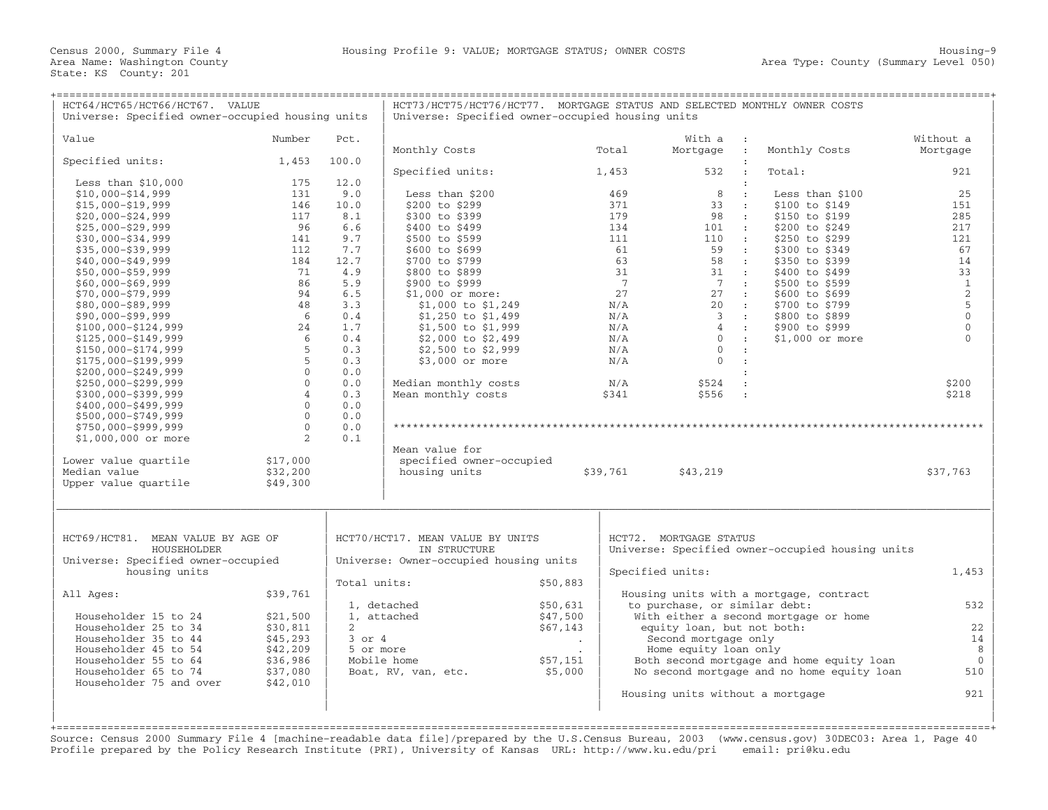Census 2000, Summary File 4 — Housing Profile 9: VALUE; MORTGAGE STATUS; OWNER COSTS

Area Name: Washington County — Area Type: County (Summary Level 050)

State: KS County: 201

## HCT64/HCT65/HCT66/HCT67. VALUE

Universe: Specified owner-occupied housing units

| Value | Number | Pct. |
|---|---|---|
| Specified units: | 1,453 | 100.0 |
| Less than $10,000 | 175 | 12.0 |
| $10,000-$14,999 | 131 | 9.0 |
| $15,000-$19,999 | 146 | 10.0 |
| $20,000-$24,999 | 117 | 8.1 |
| $25,000-$29,999 | 96 | 6.6 |
| $30,000-$34,999 | 141 | 9.7 |
| $35,000-$39,999 | 112 | 7.7 |
| $40,000-$49,999 | 184 | 12.7 |
| $50,000-$59,999 | 71 | 4.9 |
| $60,000-$69,999 | 86 | 5.9 |
| $70,000-$79,999 | 94 | 6.5 |
| $80,000-$89,999 | 48 | 3.3 |
| $90,000-$99,999 | 6 | 0.4 |
| $100,000-$124,999 | 24 | 1.7 |
| $125,000-$149,999 | 6 | 0.4 |
| $150,000-$174,999 | 5 | 0.3 |
| $175,000-$199,999 | 5 | 0.3 |
| $200,000-$249,999 | 0 | 0.0 |
| $250,000-$299,999 | 0 | 0.0 |
| $300,000-$399,999 | 4 | 0.3 |
| $400,000-$499,999 | 0 | 0.0 |
| $500,000-$749,999 | 0 | 0.0 |
| $750,000-$999,999 | 0 | 0.0 |
| $1,000,000 or more | 2 | 0.1 |
| Lower value quartile | $17,000 | |
| Median value | $32,200 | |
| Upper value quartile | $49,300 | |

## HCT73/HCT75/HCT76/HCT77. MORTGAGE STATUS AND SELECTED MONTHLY OWNER COSTS

Universe: Specified owner-occupied housing units

| Monthly Costs | Total | With a Mortgage | Monthly Costs | Without a Mortgage |
|---|---|---|---|---|
| Specified units: | 1,453 | 532 | Total: | 921 |
| Less than $200 | 469 | 8 | Less than $100 | 25 |
| $200 to $299 | 371 | 33 | $100 to $149 | 151 |
| $300 to $399 | 179 | 98 | $150 to $199 | 285 |
| $400 to $499 | 134 | 101 | $200 to $249 | 217 |
| $500 to $599 | 111 | 110 | $250 to $299 | 121 |
| $600 to $699 | 61 | 59 | $300 to $349 | 67 |
| $700 to $799 | 63 | 58 | $350 to $399 | 14 |
| $800 to $899 | 31 | 31 | $400 to $499 | 33 |
| $900 to $999 | 7 | 7 | $500 to $599 | 1 |
| $1,000 or more: | 27 | 27 | $600 to $699 | 2 |
| $1,000 to $1,249 | N/A | 20 | $700 to $799 | 5 |
| $1,250 to $1,499 | N/A | 3 | $800 to $899 | 0 |
| $1,500 to $1,999 | N/A | 4 | $900 to $999 | 0 |
| $2,000 to $2,499 | N/A | 0 | $1,000 or more | 0 |
| $2,500 to $2,999 | N/A | 0 | | |
| $3,000 or more | N/A | 0 | | |
| Median monthly costs | N/A | $524 | | $200 |
| Mean monthly costs | $341 | $556 | | $218 |

| | Total | With a Mortgage | Without a Mortgage |
|---|---|---|---|
| Mean value for specified owner-occupied housing units | $39,761 | $43,219 | $37,763 |

## HCT69/HCT81. MEAN VALUE BY AGE OF HOUSEHOLDER

Universe: Specified owner-occupied housing units

| Age | Mean value |
|---|---|
| All Ages: | $39,761 |
| Householder 15 to 24 | $21,500 |
| Householder 25 to 34 | $30,811 |
| Householder 35 to 44 | $45,293 |
| Householder 45 to 54 | $42,209 |
| Householder 55 to 64 | $36,986 |
| Householder 65 to 74 | $37,080 |
| Householder 75 and over | $42,010 |

## HCT70/HCT17. MEAN VALUE BY UNITS IN STRUCTURE

Universe: Owner-occupied housing units

| Units in structure | Mean value |
|---|---|
| Total units: | $50,883 |
| 1, detached | $50,631 |
| 1, attached | $47,500 |
| 2 | $67,143 |
| 3 or 4 | . |
| 5 or more | . |
| Mobile home | $57,151 |
| Boat, RV, van, etc. | $5,000 |

## HCT72. MORTGAGE STATUS

Universe: Specified owner-occupied housing units

| Mortgage status | Number |
|---|---|
| Specified units: | 1,453 |
| Housing units with a mortgage, contract to purchase, or similar debt: | 532 |
| With either a second mortgage or home equity loan, but not both: | 22 |
| Second mortgage only | 14 |
| Home equity loan only | 8 |
| Both second mortgage and home equity loan | 0 |
| No second mortgage and no home equity loan | 510 |
| Housing units without a mortgage | 921 |

Source: Census 2000 Summary File 4 [machine-readable data file]/prepared by the U.S.Census Bureau, 2003 (www.census.gov) 30DEC03: Area 1, Page 40

Profile prepared by the Policy Research Institute (PRI), University of Kansas URL: http://www.ku.edu/pri email: pri@ku.edu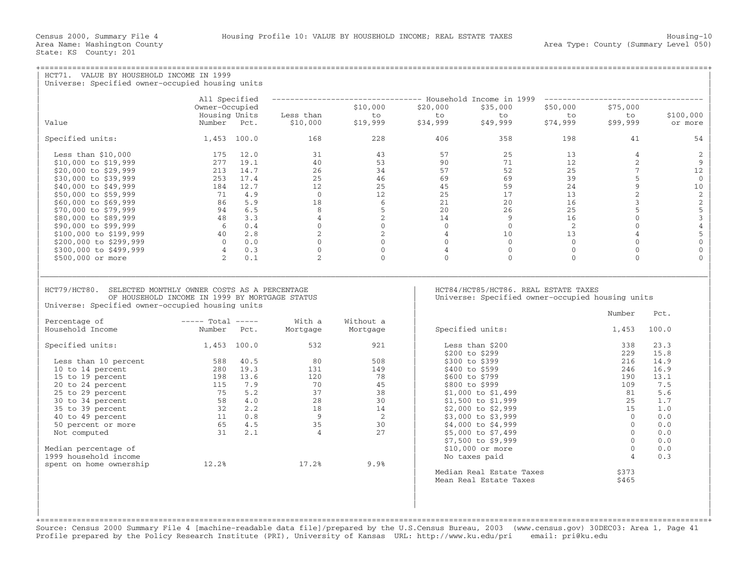Census 2000, Summary File 4 — Housing Profile 10: VALUE BY HOUSEHOLD INCOME; REAL ESTATE TAXES — Housing-10

Area Name: Washington County — Area Type: County (Summary Level 050)

State: KS County: 201

## HCT71. VALUE BY HOUSEHOLD INCOME IN 1999

Universe: Specified owner-occupied housing units

| Value | All Specified Owner-Occupied Housing Units Number | Pct. | Household Income in 1999: Less than $10,000 | $10,000 to $19,999 | $20,000 to $34,999 | $35,000 to $49,999 | $50,000 to $74,999 | $75,000 to $99,999 | $100,000 or more |
|---|---|---|---|---|---|---|---|---|---|
| Specified units: | 1,453 | 100.0 | 168 | 228 | 406 | 358 | 198 | 41 | 54 |
| Less than $10,000 | 175 | 12.0 | 31 | 43 | 57 | 25 | 13 | 4 | 2 |
| $10,000 to $19,999 | 277 | 19.1 | 40 | 53 | 90 | 71 | 12 | 2 | 9 |
| $20,000 to $29,999 | 213 | 14.7 | 26 | 34 | 57 | 52 | 25 | 7 | 12 |
| $30,000 to $39,999 | 253 | 17.4 | 25 | 46 | 69 | 69 | 39 | 5 | 0 |
| $40,000 to $49,999 | 184 | 12.7 | 12 | 25 | 45 | 59 | 24 | 9 | 10 |
| $50,000 to $59,999 | 71 | 4.9 | 0 | 12 | 25 | 17 | 13 | 2 | 2 |
| $60,000 to $69,999 | 86 | 5.9 | 18 | 6 | 21 | 20 | 16 | 3 | 2 |
| $70,000 to $79,999 | 94 | 6.5 | 8 | 5 | 20 | 26 | 25 | 5 | 5 |
| $80,000 to $89,999 | 48 | 3.3 | 4 | 2 | 14 | 9 | 16 | 0 | 3 |
| $90,000 to $99,999 | 6 | 0.4 | 0 | 0 | 0 | 0 | 2 | 0 | 4 |
| $100,000 to $199,999 | 40 | 2.8 | 2 | 2 | 4 | 10 | 13 | 4 | 5 |
| $200,000 to $299,999 | 0 | 0.0 | 0 | 0 | 0 | 0 | 0 | 0 | 0 |
| $300,000 to $499,999 | 4 | 0.3 | 0 | 0 | 4 | 0 | 0 | 0 | 0 |
| $500,000 or more | 2 | 0.1 | 2 | 0 | 0 | 0 | 0 | 0 | 0 |

## HCT79/HCT80. SELECTED MONTHLY OWNER COSTS AS A PERCENTAGE OF HOUSEHOLD INCOME IN 1999 BY MORTGAGE STATUS

Universe: Specified owner-occupied housing units

| Percentage of Household Income | Total Number | Total Pct. | With a Mortgage | Without a Mortgage |
|---|---|---|---|---|
| Specified units: | 1,453 | 100.0 | 532 | 921 |
| Less than 10 percent | 588 | 40.5 | 80 | 508 |
| 10 to 14 percent | 280 | 19.3 | 131 | 149 |
| 15 to 19 percent | 198 | 13.6 | 120 | 78 |
| 20 to 24 percent | 115 | 7.9 | 70 | 45 |
| 25 to 29 percent | 75 | 5.2 | 37 | 38 |
| 30 to 34 percent | 58 | 4.0 | 28 | 30 |
| 35 to 39 percent | 32 | 2.2 | 18 | 14 |
| 40 to 49 percent | 11 | 0.8 | 9 | 2 |
| 50 percent or more | 65 | 4.5 | 35 | 30 |
| Not computed | 31 | 2.1 | 4 | 27 |
| Median percentage of 1999 household income spent on home ownership | 12.2% | | 17.2% | 9.9% |

## HCT84/HCT85/HCT86. REAL ESTATE TAXES

Universe: Specified owner-occupied housing units

| | Number | Pct. |
|---|---|---|
| Specified units: | 1,453 | 100.0 |
| Less than $200 | 338 | 23.3 |
| $200 to $299 | 229 | 15.8 |
| $300 to $399 | 216 | 14.9 |
| $400 to $599 | 246 | 16.9 |
| $600 to $799 | 190 | 13.1 |
| $800 to $999 | 109 | 7.5 |
| $1,000 to $1,499 | 81 | 5.6 |
| $1,500 to $1,999 | 25 | 1.7 |
| $2,000 to $2,999 | 15 | 1.0 |
| $3,000 to $3,999 | 0 | 0.0 |
| $4,000 to $4,999 | 0 | 0.0 |
| $5,000 to $7,499 | 0 | 0.0 |
| $7,500 to $9,999 | 0 | 0.0 |
| $10,000 or more | 0 | 0.0 |
| No taxes paid | 4 | 0.3 |
| Median Real Estate Taxes | $373 | |
| Mean Real Estate Taxes | $465 | |

Source: Census 2000 Summary File 4 [machine-readable data file]/prepared by the U.S.Census Bureau, 2003 (www.census.gov) 30DEC03: Area 1, Page 41
Profile prepared by the Policy Research Institute (PRI), University of Kansas URL: http://www.ku.edu/pri email: pri@ku.edu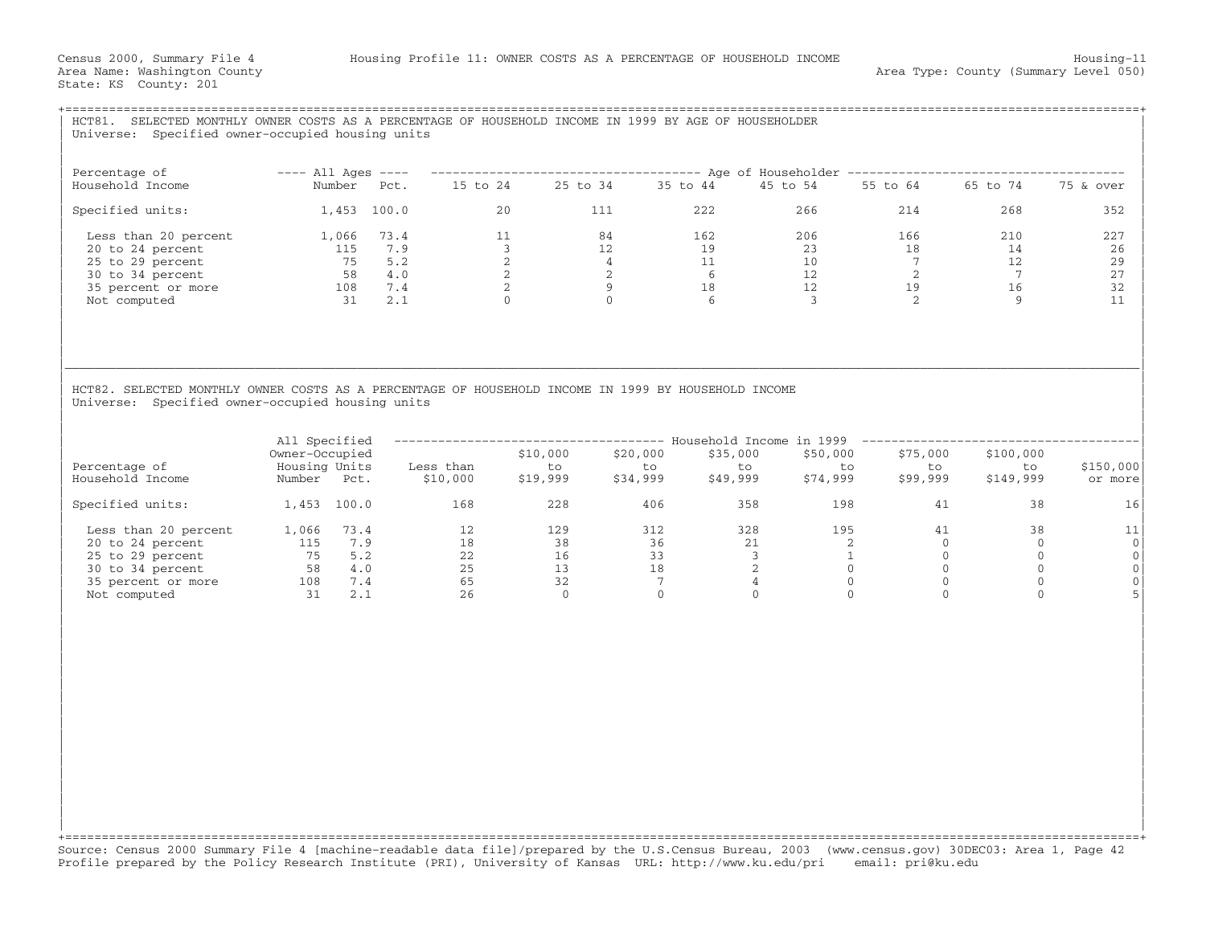Census 2000, Summary File 4 Housing Profile 11: OWNER COSTS AS A PERCENTAGE OF HOUSEHOLD INCOME Housing-11
Area Name: Washington County Area Type: County (Summary Level 050)
State: KS County: 201

## HCT81. SELECTED MONTHLY OWNER COSTS AS A PERCENTAGE OF HOUSEHOLD INCOME IN 1999 BY AGE OF HOUSEHOLDER

Universe: Specified owner-occupied housing units

| Percentage of Household Income | All Ages Number | All Ages Pct. | 15 to 24 | 25 to 34 | 35 to 44 | 45 to 54 | 55 to 64 | 65 to 74 | 75 & over |
|---|---|---|---|---|---|---|---|---|---|
| Specified units: | 1,453 | 100.0 | 20 | 111 | 222 | 266 | 214 | 268 | 352 |
| Less than 20 percent | 1,066 | 73.4 | 11 | 84 | 162 | 206 | 166 | 210 | 227 |
| 20 to 24 percent | 115 | 7.9 | 3 | 12 | 19 | 23 | 18 | 14 | 26 |
| 25 to 29 percent | 75 | 5.2 | 2 | 4 | 11 | 10 | 7 | 12 | 29 |
| 30 to 34 percent | 58 | 4.0 | 2 | 2 | 6 | 12 | 2 | 7 | 27 |
| 35 percent or more | 108 | 7.4 | 2 | 9 | 18 | 12 | 19 | 16 | 32 |
| Not computed | 31 | 2.1 | 0 | 0 | 6 | 3 | 2 | 9 | 11 |

## HCT82. SELECTED MONTHLY OWNER COSTS AS A PERCENTAGE OF HOUSEHOLD INCOME IN 1999 BY HOUSEHOLD INCOME

Universe: Specified owner-occupied housing units

| Percentage of Household Income | All Specified Owner-Occupied Housing Units Number | Pct. | Less than $10,000 | $10,000 to $19,999 | $20,000 to $34,999 | $35,000 to $49,999 | $50,000 to $74,999 | $75,000 to $99,999 | $100,000 to $149,999 | $150,000 or more |
|---|---|---|---|---|---|---|---|---|---|---|
| Specified units: | 1,453 | 100.0 | 168 | 228 | 406 | 358 | 198 | 41 | 38 | 16 |
| Less than 20 percent | 1,066 | 73.4 | 12 | 129 | 312 | 328 | 195 | 41 | 38 | 11 |
| 20 to 24 percent | 115 | 7.9 | 18 | 38 | 36 | 21 | 2 | 0 | 0 | 0 |
| 25 to 29 percent | 75 | 5.2 | 22 | 16 | 33 | 3 | 1 | 0 | 0 | 0 |
| 30 to 34 percent | 58 | 4.0 | 25 | 13 | 18 | 2 | 0 | 0 | 0 | 0 |
| 35 percent or more | 108 | 7.4 | 65 | 32 | 7 | 4 | 0 | 0 | 0 | 0 |
| Not computed | 31 | 2.1 | 26 | 0 | 0 | 0 | 0 | 0 | 0 | 5 |

Source: Census 2000 Summary File 4 [machine-readable data file]/prepared by the U.S.Census Bureau, 2003 (www.census.gov) 30DEC03: Area 1, Page 42
Profile prepared by the Policy Research Institute (PRI), University of Kansas URL: http://www.ku.edu/pri email: pri@ku.edu